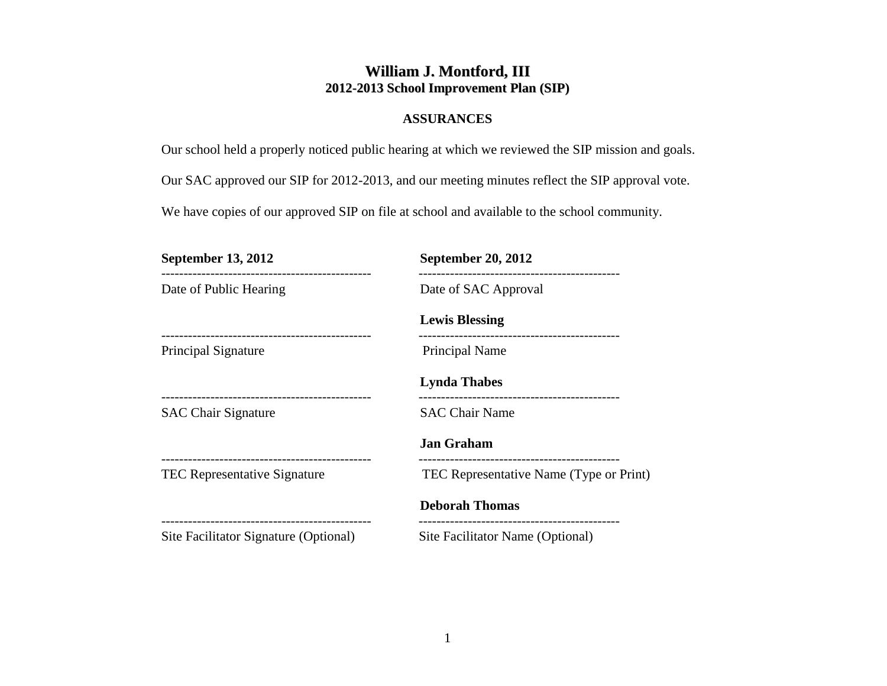# William J. Montford, III

## 2012-2013 School Improvement Plan (SIP)

### ASSURANCES

Our school held a properly noticed public hearing at which we reviewed the SIP mission and goals.

Our SAC approved our SIP for 2012-2013, and our meeting minutes reflect the SIP approval vote.

We have copies of our approved SIP on file at school and available to the school community.

| | |
|---|---|
| **September 13, 2012** | **September 20, 2012** |
| Date of Public Hearing | Date of SAC Approval |
| | **Lewis Blessing** |
| Principal Signature | Principal Name |
| | **Lynda Thabes** |
| SAC Chair Signature | SAC Chair Name |
| | **Jan Graham** |
| TEC Representative Signature | TEC Representative Name (Type or Print) |
| | **Deborah Thomas** |
| Site Facilitator Signature (Optional) | Site Facilitator Name (Optional) |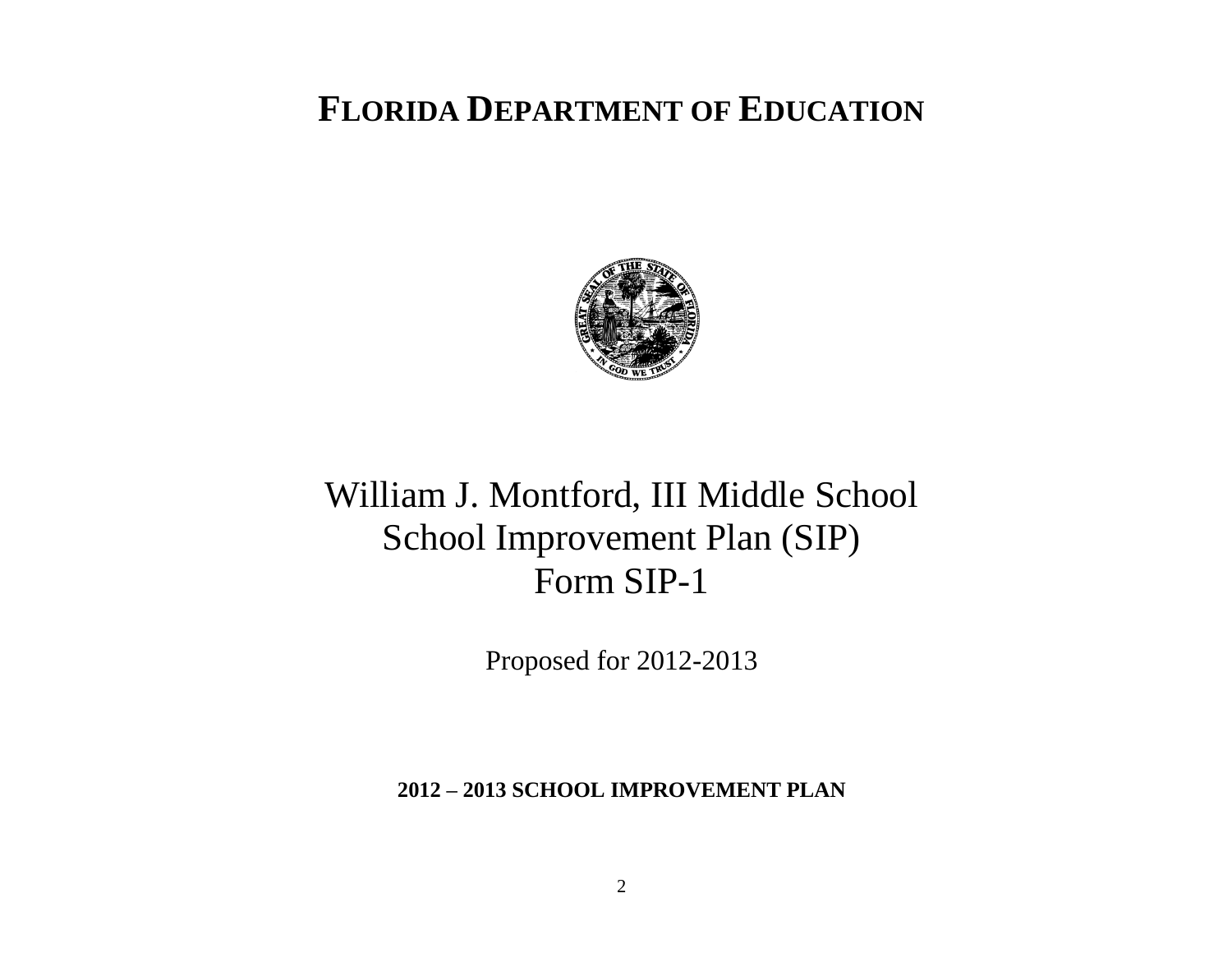# FLORIDA DEPARTMENT OF EDUCATION

William J. Montford, III Middle School
School Improvement Plan (SIP)
Form SIP-1

Proposed for 2012-2013

**2012 – 2013 SCHOOL IMPROVEMENT PLAN**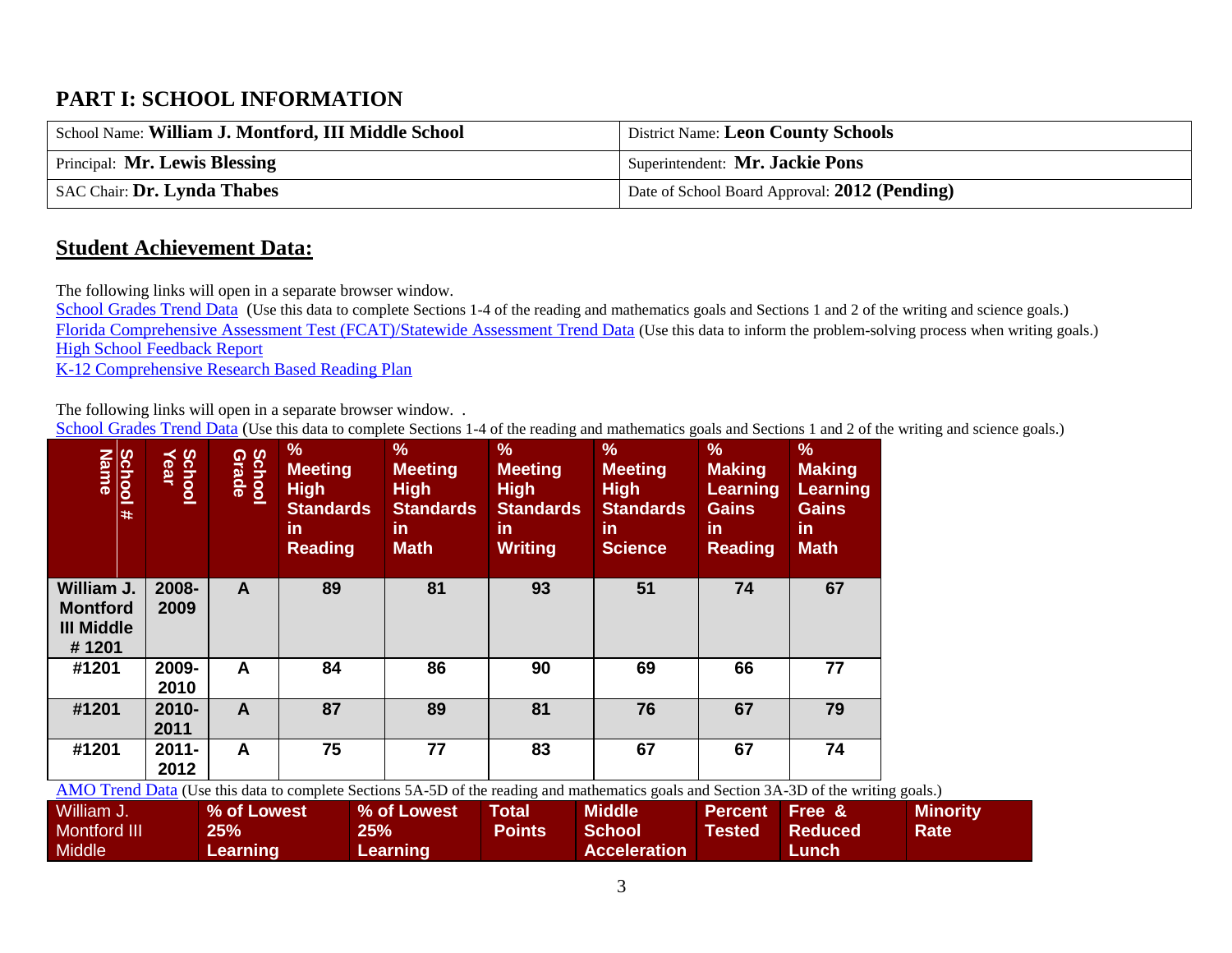## PART I: SCHOOL INFORMATION

| | |
|---|---|
| School Name: **William J. Montford, III Middle School** | District Name: **Leon County Schools** |
| Principal: **Mr. Lewis Blessing** | Superintendent: **Mr. Jackie Pons** |
| SAC Chair: **Dr. Lynda Thabes** | Date of School Board Approval: **2012 (Pending)** |

## Student Achievement Data:

The following links will open in a separate browser window.

School Grades Trend Data (Use this data to complete Sections 1-4 of the reading and mathematics goals and Sections 1 and 2 of the writing and science goals.)

Florida Comprehensive Assessment Test (FCAT)/Statewide Assessment Trend Data (Use this data to inform the problem-solving process when writing goals.)

High School Feedback Report

K-12 Comprehensive Research Based Reading Plan

The following links will open in a separate browser window. .

School Grades Trend Data (Use this data to complete Sections 1-4 of the reading and mathematics goals and Sections 1 and 2 of the writing and science goals.)

| School # Name | School Year | School Grade | % Meeting High Standards in Reading | % Meeting High Standards in Math | % Meeting High Standards in Writing | % Meeting High Standards in Science | % Making Learning Gains in Reading | % Making Learning Gains in Math |
|---|---|---|---|---|---|---|---|---|
| William J. Montford III Middle # 1201 | 2008-2009 | A | 89 | 81 | 93 | 51 | 74 | 67 |
| #1201 | 2009-2010 | A | 84 | 86 | 90 | 69 | 66 | 77 |
| #1201 | 2010-2011 | A | 87 | 89 | 81 | 76 | 67 | 79 |
| #1201 | 2011-2012 | A | 75 | 77 | 83 | 67 | 67 | 74 |

AMO Trend Data (Use this data to complete Sections 5A-5D of the reading and mathematics goals and Section 3A-3D of the writing goals.)

| William J. Montford III Middle | % of Lowest 25% Learning | % of Lowest 25% Learning | Total Points | Middle School Acceleration | Percent Tested | Free & Reduced Lunch | Minority Rate |
|---|---|---|---|---|---|---|---|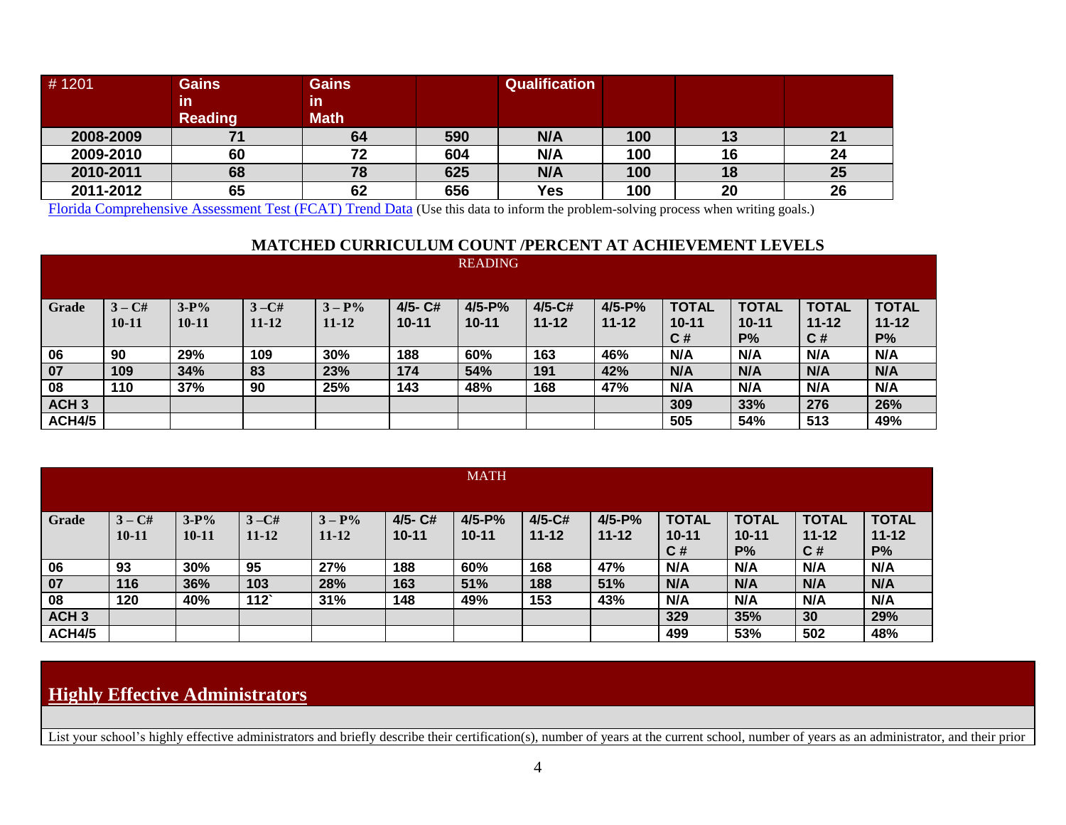| # 1201 | Gains in Reading | Gains in Math | | Qualification | | | |
|---|---|---|---|---|---|---|---|
| 2008-2009 | 71 | 64 | 590 | N/A | 100 | 13 | 21 |
| 2009-2010 | 60 | 72 | 604 | N/A | 100 | 16 | 24 |
| 2010-2011 | 68 | 78 | 625 | N/A | 100 | 18 | 25 |
| 2011-2012 | 65 | 62 | 656 | Yes | 100 | 20 | 26 |

Florida Comprehensive Assessment Test (FCAT) Trend Data (Use this data to inform the problem-solving process when writing goals.)

## MATCHED CURRICULUM COUNT /PERCENT AT ACHIEVEMENT LEVELS

| READING | | | | | | | | | | | | |
|---|---|---|---|---|---|---|---|---|---|---|---|---|
| Grade | 3 – C# 10-11 | 3-P% 10-11 | 3 –C# 11-12 | 3 – P% 11-12 | 4/5- C# 10-11 | 4/5-P% 10-11 | 4/5-C# 11-12 | 4/5-P% 11-12 | TOTAL 10-11 C # | TOTAL 10-11 P% | TOTAL 11-12 C # | TOTAL 11-12 P% |
| 06 | 90 | 29% | 109 | 30% | 188 | 60% | 163 | 46% | N/A | N/A | N/A | N/A |
| 07 | 109 | 34% | 83 | 23% | 174 | 54% | 191 | 42% | N/A | N/A | N/A | N/A |
| 08 | 110 | 37% | 90 | 25% | 143 | 48% | 168 | 47% | N/A | N/A | N/A | N/A |
| ACH 3 | | | | | | | | | 309 | 33% | 276 | 26% |
| ACH4/5 | | | | | | | | | 505 | 54% | 513 | 49% |

| MATH | | | | | | | | | | | | |
|---|---|---|---|---|---|---|---|---|---|---|---|---|
| Grade | 3 – C# 10-11 | 3-P% 10-11 | 3 –C# 11-12 | 3 – P% 11-12 | 4/5- C# 10-11 | 4/5-P% 10-11 | 4/5-C# 11-12 | 4/5-P% 11-12 | TOTAL 10-11 C # | TOTAL 10-11 P% | TOTAL 11-12 C # | TOTAL 11-12 P% |
| 06 | 93 | 30% | 95 | 27% | 188 | 60% | 168 | 47% | N/A | N/A | N/A | N/A |
| 07 | 116 | 36% | 103 | 28% | 163 | 51% | 188 | 51% | N/A | N/A | N/A | N/A |
| 08 | 120 | 40% | 112` | 31% | 148 | 49% | 153 | 43% | N/A | N/A | N/A | N/A |
| ACH 3 | | | | | | | | | 329 | 35% | 30 | 29% |
| ACH4/5 | | | | | | | | | 499 | 53% | 502 | 48% |

## Highly Effective Administrators

List your school's highly effective administrators and briefly describe their certification(s), number of years at the current school, number of years as an administrator, and their prior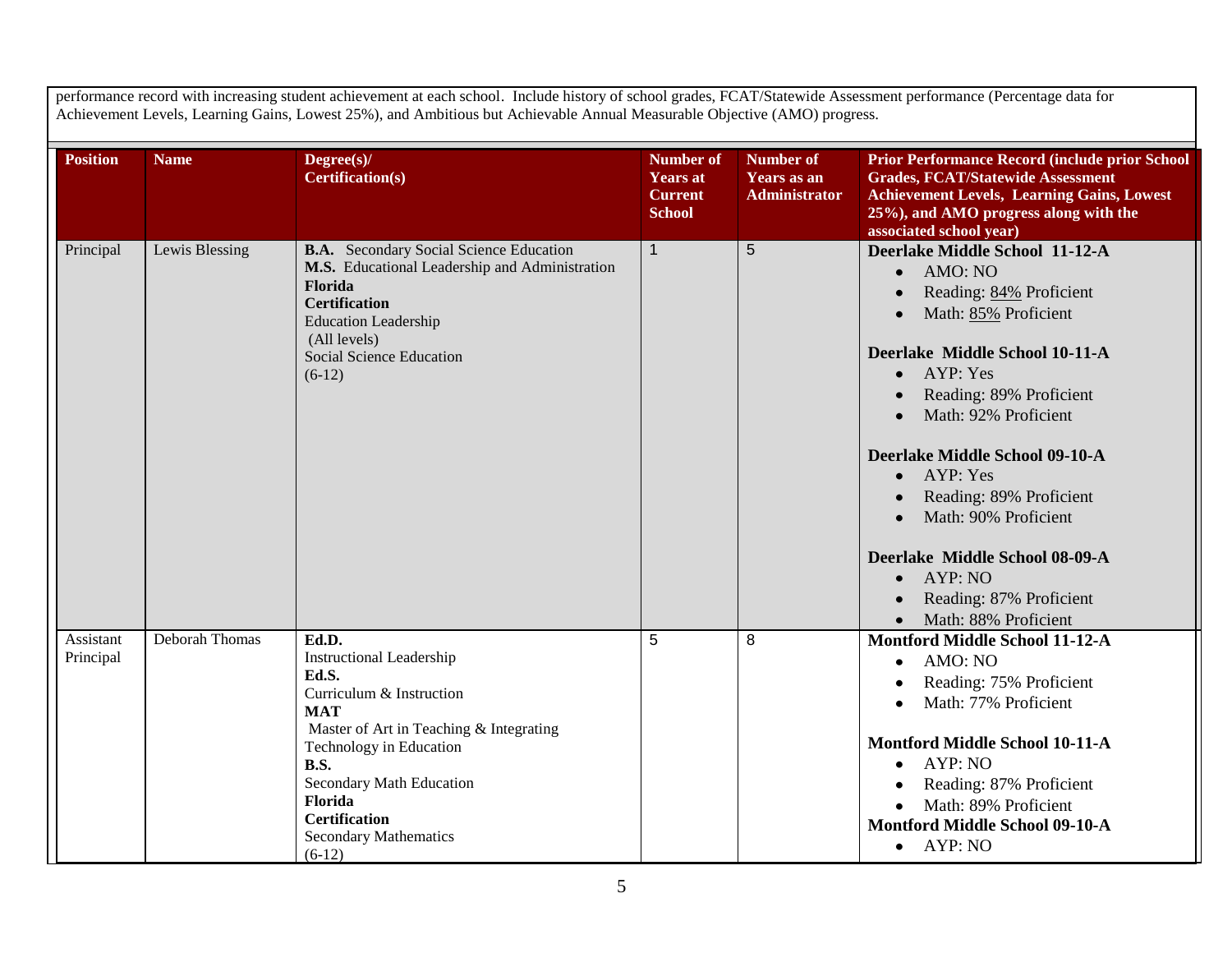performance record with increasing student achievement at each school. Include history of school grades, FCAT/Statewide Assessment performance (Percentage data for Achievement Levels, Learning Gains, Lowest 25%), and Ambitious but Achievable Annual Measurable Objective (AMO) progress.

| Position | Name | Degree(s)/ Certification(s) | Number of Years at Current School | Number of Years as an Administrator | Prior Performance Record (include prior School Grades, FCAT/Statewide Assessment Achievement Levels, Learning Gains, Lowest 25%), and AMO progress along with the associated school year) |
|---|---|---|---|---|---|
| Principal | Lewis Blessing | **B.A.** Secondary Social Science Education<br>**M.S.** Educational Leadership and Administration<br>**Florida Certification**<br>Education Leadership (All levels)<br>Social Science Education (6-12) | 1 | 5 | **Deerlake Middle School 11-12-A**<br>• AMO: NO<br>• Reading: 84% Proficient<br>• Math: 85% Proficient<br><br>**Deerlake Middle School 10-11-A**<br>• AYP: Yes<br>• Reading: 89% Proficient<br>• Math: 92% Proficient<br><br>**Deerlake Middle School 09-10-A**<br>• AYP: Yes<br>• Reading: 89% Proficient<br>• Math: 90% Proficient<br><br>**Deerlake Middle School 08-09-A**<br>• AYP: NO<br>• Reading: 87% Proficient<br>• Math: 88% Proficient |
| Assistant Principal | Deborah Thomas | **Ed.D.**<br>Instructional Leadership<br>**Ed.S.**<br>Curriculum & Instruction<br>**MAT**<br>Master of Art in Teaching & Integrating Technology in Education<br>**B.S.**<br>Secondary Math Education<br>**Florida Certification**<br>Secondary Mathematics (6-12) | 5 | 8 | **Montford Middle School 11-12-A**<br>• AMO: NO<br>• Reading: 75% Proficient<br>• Math: 77% Proficient<br><br>**Montford Middle School 10-11-A**<br>• AYP: NO<br>• Reading: 87% Proficient<br>• Math: 89% Proficient<br>**Montford Middle School 09-10-A**<br>• AYP: NO |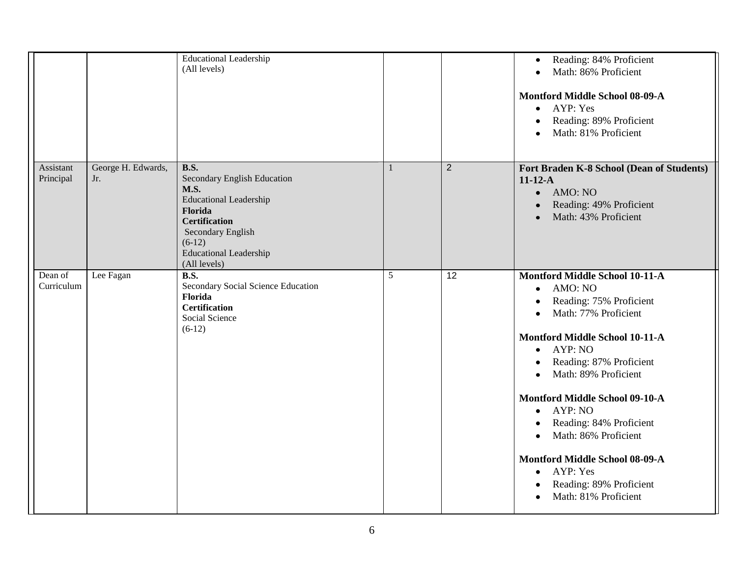| | | | | | |
|---|---|---|---|---|---|
| | | Educational Leadership<br>(All levels) | | | • Reading: 84% Proficient<br>• Math: 86% Proficient<br><br>**Montford Middle School 08-09-A**<br>• AYP: Yes<br>• Reading: 89% Proficient<br>• Math: 81% Proficient |
| Assistant Principal | George H. Edwards, Jr. | **B.S.**<br>Secondary English Education<br>**M.S.**<br>Educational Leadership<br>**Florida Certification**<br>Secondary English (6-12)<br>Educational Leadership (All levels) | 1 | 2 | **Fort Braden K-8 School (Dean of Students) 11-12-A**<br>• AMO: NO<br>• Reading: 49% Proficient<br>• Math: 43% Proficient |
| Dean of Curriculum | Lee Fagan | **B.S.**<br>Secondary Social Science Education<br>**Florida Certification**<br>Social Science (6-12) | 5 | 12 | **Montford Middle School 10-11-A**<br>• AMO: NO<br>• Reading: 75% Proficient<br>• Math: 77% Proficient<br><br>**Montford Middle School 10-11-A**<br>• AYP: NO<br>• Reading: 87% Proficient<br>• Math: 89% Proficient<br><br>**Montford Middle School 09-10-A**<br>• AYP: NO<br>• Reading: 84% Proficient<br>• Math: 86% Proficient<br><br>**Montford Middle School 08-09-A**<br>• AYP: Yes<br>• Reading: 89% Proficient<br>• Math: 81% Proficient |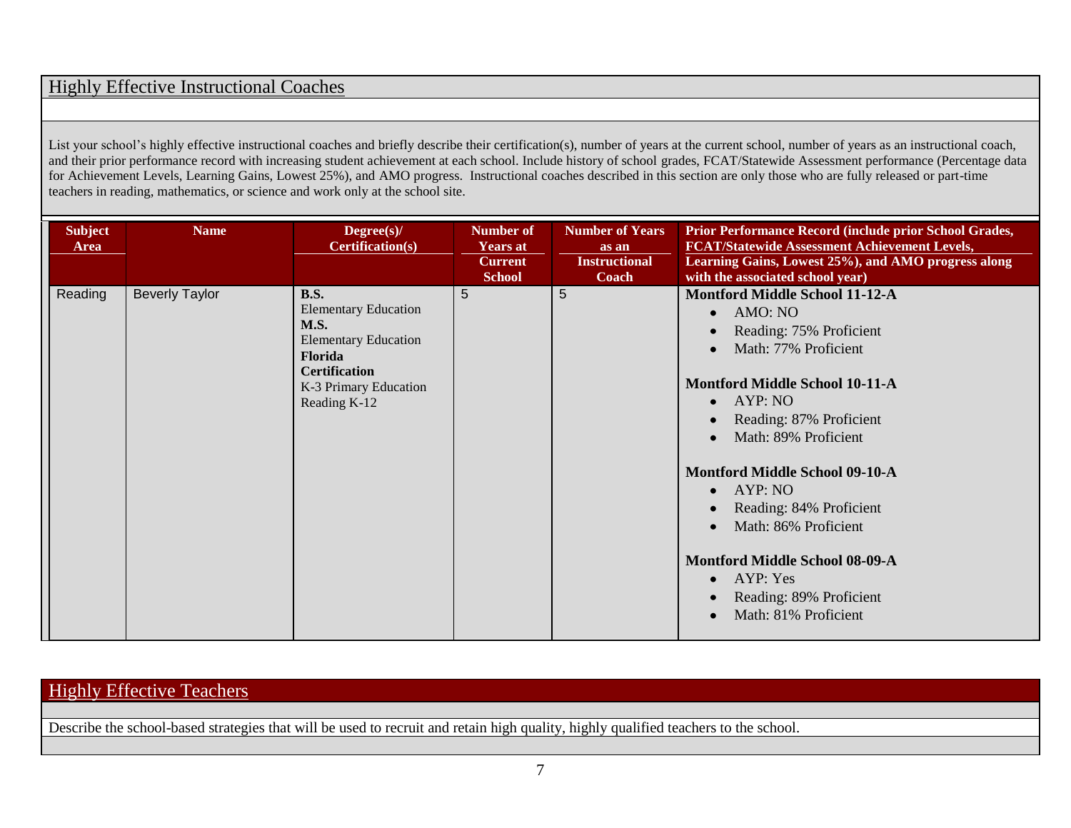## Highly Effective Instructional Coaches

List your school's highly effective instructional coaches and briefly describe their certification(s), number of years at the current school, number of years as an instructional coach, and their prior performance record with increasing student achievement at each school. Include history of school grades, FCAT/Statewide Assessment performance (Percentage data for Achievement Levels, Learning Gains, Lowest 25%), and AMO progress. Instructional coaches described in this section are only those who are fully released or part-time teachers in reading, mathematics, or science and work only at the school site.

| Subject Area | Name | Degree(s)/ Certification(s) | Number of Years at Current School | Number of Years as an Instructional Coach | Prior Performance Record (include prior School Grades, FCAT/Statewide Assessment Achievement Levels, Learning Gains, Lowest 25%), and AMO progress along with the associated school year) |
|---|---|---|---|---|---|
| Reading | Beverly Taylor | **B.S.** Elementary Education **M.S.** Elementary Education **Florida Certification** K-3 Primary Education Reading K-12 | 5 | 5 | **Montford Middle School 11-12-A** • AMO: NO • Reading: 75% Proficient • Math: 77% Proficient **Montford Middle School 10-11-A** • AYP: NO • Reading: 87% Proficient • Math: 89% Proficient **Montford Middle School 09-10-A** • AYP: NO • Reading: 84% Proficient • Math: 86% Proficient **Montford Middle School 08-09-A** • AYP: Yes • Reading: 89% Proficient • Math: 81% Proficient |

## Highly Effective Teachers

Describe the school-based strategies that will be used to recruit and retain high quality, highly qualified teachers to the school.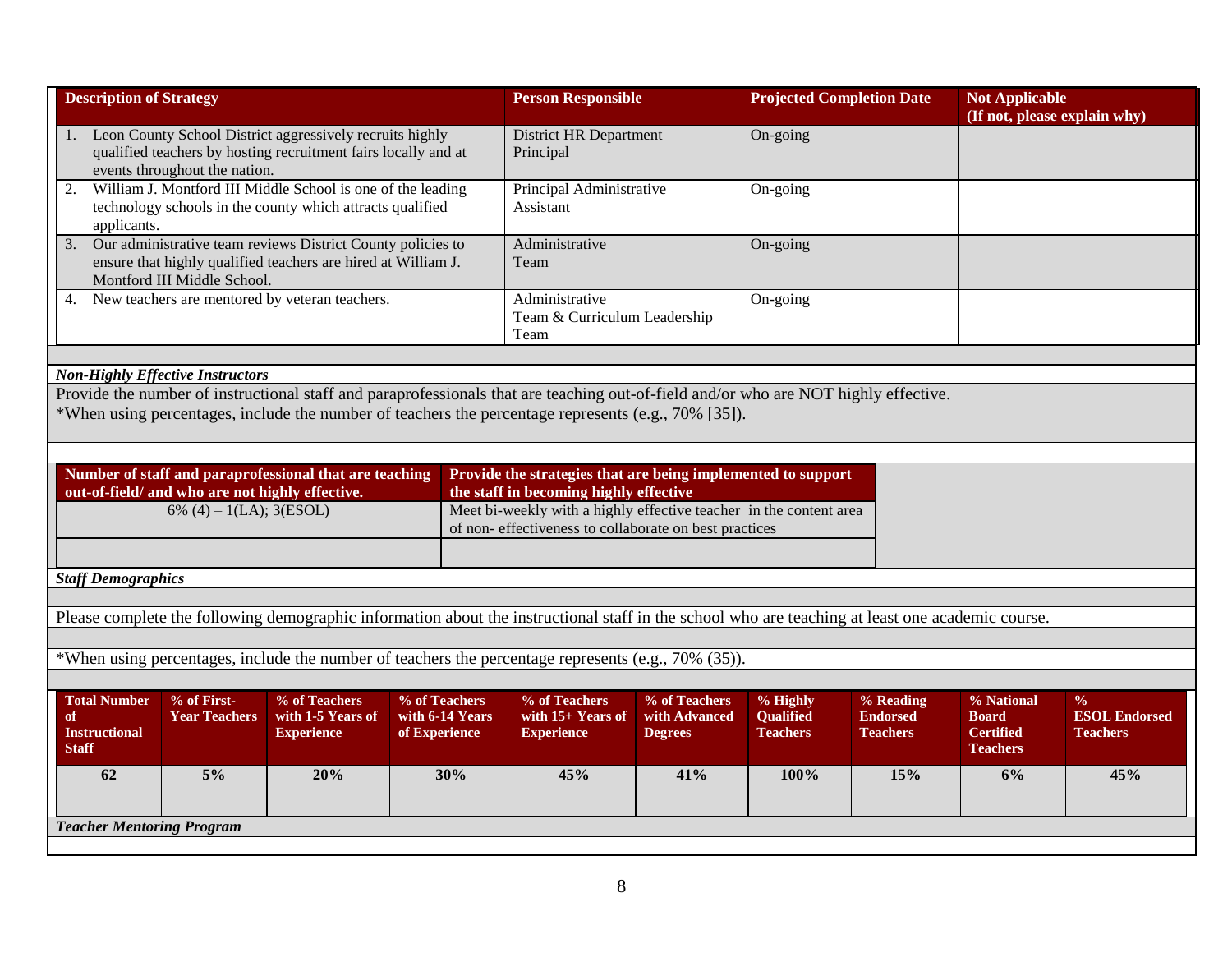| Description of Strategy | Person Responsible | Projected Completion Date | Not Applicable (If not, please explain why) |
|---|---|---|---|
| 1. Leon County School District aggressively recruits highly qualified teachers by hosting recruitment fairs locally and at events throughout the nation. | District HR Department Principal | On-going | |
| 2. William J. Montford III Middle School is one of the leading technology schools in the county which attracts qualified applicants. | Principal Administrative Assistant | On-going | |
| 3. Our administrative team reviews District County policies to ensure that highly qualified teachers are hired at William J. Montford III Middle School. | Administrative Team | On-going | |
| 4. New teachers are mentored by veteran teachers. | Administrative Team & Curriculum Leadership Team | On-going | |

***Non-Highly Effective Instructors***

Provide the number of instructional staff and paraprofessionals that are teaching out-of-field and/or who are NOT highly effective.
*When using percentages, include the number of teachers the percentage represents (e.g., 70% [35]).

| Number of staff and paraprofessional that are teaching out-of-field/ and who are not highly effective. | Provide the strategies that are being implemented to support the staff in becoming highly effective |
|---|---|
| 6% (4) – 1(LA); 3(ESOL) | Meet bi-weekly with a highly effective teacher in the content area of non- effectiveness to collaborate on best practices |
| | |

***Staff Demographics***

Please complete the following demographic information about the instructional staff in the school who are teaching at least one academic course.

*When using percentages, include the number of teachers the percentage represents (e.g., 70% (35)).

| Total Number of Instructional Staff | % of First-Year Teachers | % of Teachers with 1-5 Years of Experience | % of Teachers with 6-14 Years of Experience | % of Teachers with 15+ Years of Experience | % of Teachers with Advanced Degrees | % Highly Qualified Teachers | % Reading Endorsed Teachers | % National Board Certified Teachers | % ESOL Endorsed Teachers |
|---|---|---|---|---|---|---|---|---|---|
| 62 | 5% | 20% | 30% | 45% | 41% | 100% | 15% | 6% | 45% |

***Teacher Mentoring Program***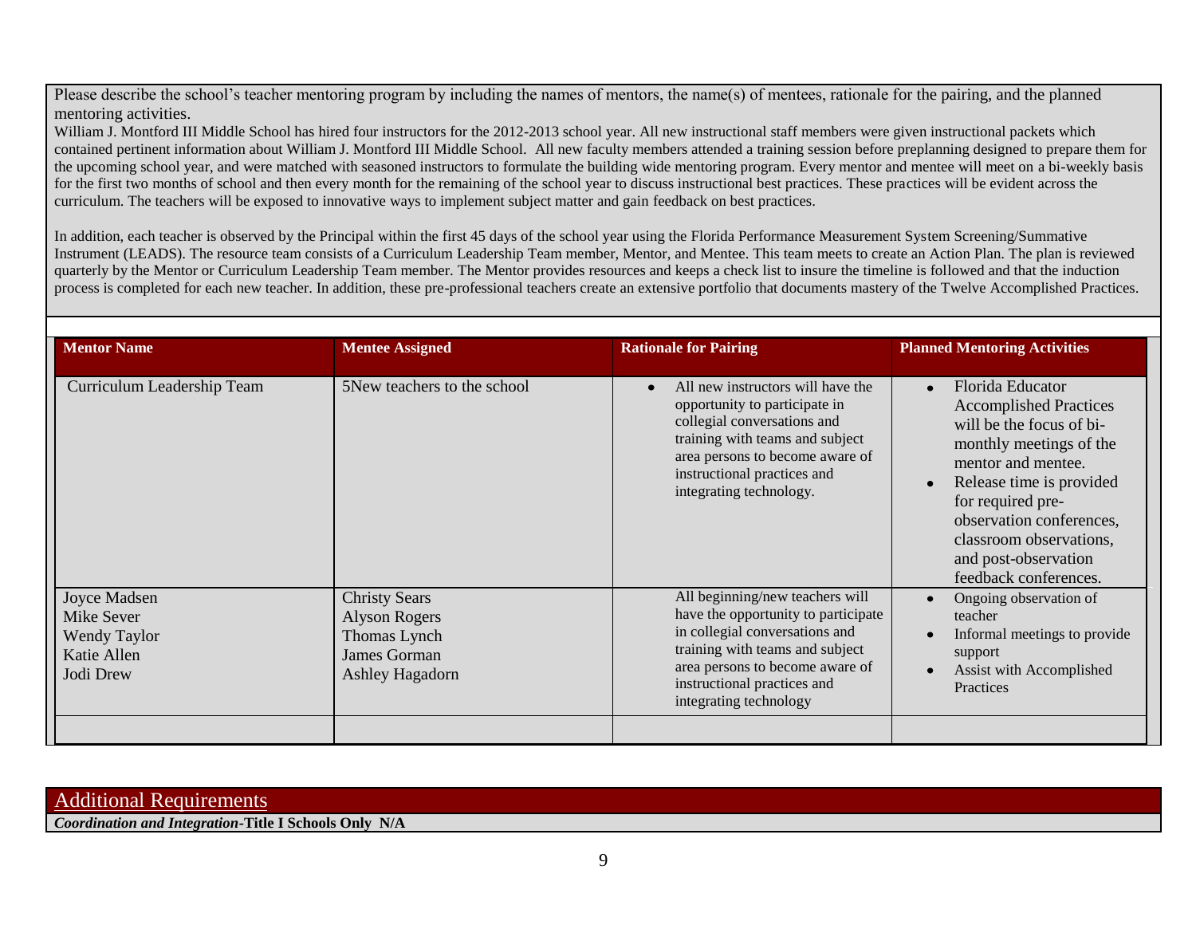Please describe the school's teacher mentoring program by including the names of mentors, the name(s) of mentees, rationale for the pairing, and the planned mentoring activities.

William J. Montford III Middle School has hired four instructors for the 2012-2013 school year. All new instructional staff members were given instructional packets which contained pertinent information about William J. Montford III Middle School. All new faculty members attended a training session before preplanning designed to prepare them for the upcoming school year, and were matched with seasoned instructors to formulate the building wide mentoring program. Every mentor and mentee will meet on a bi-weekly basis for the first two months of school and then every month for the remaining of the school year to discuss instructional best practices. These practices will be evident across the curriculum. The teachers will be exposed to innovative ways to implement subject matter and gain feedback on best practices.

In addition, each teacher is observed by the Principal within the first 45 days of the school year using the Florida Performance Measurement System Screening/Summative Instrument (LEADS). The resource team consists of a Curriculum Leadership Team member, Mentor, and Mentee. This team meets to create an Action Plan. The plan is reviewed quarterly by the Mentor or Curriculum Leadership Team member. The Mentor provides resources and keeps a check list to insure the timeline is followed and that the induction process is completed for each new teacher. In addition, these pre-professional teachers create an extensive portfolio that documents mastery of the Twelve Accomplished Practices.

| Mentor Name | Mentee Assigned | Rationale for Pairing | Planned Mentoring Activities |
|---|---|---|---|
| Curriculum Leadership Team | 5New teachers to the school | • All new instructors will have the opportunity to participate in collegial conversations and training with teams and subject area persons to become aware of instructional practices and integrating technology. | • Florida Educator Accomplished Practices will be the focus of bi-monthly meetings of the mentor and mentee.<br>• Release time is provided for required pre-observation conferences, classroom observations, and post-observation feedback conferences. |
| Joyce Madsen<br>Mike Sever<br>Wendy Taylor<br>Katie Allen<br>Jodi Drew | Christy Sears<br>Alyson Rogers<br>Thomas Lynch<br>James Gorman<br>Ashley Hagadorn | All beginning/new teachers will have the opportunity to participate in collegial conversations and training with teams and subject area persons to become aware of instructional practices and integrating technology | • Ongoing observation of teacher<br>• Informal meetings to provide support<br>• Assist with Accomplished Practices |
| | | | |

## Additional Requirements

***Coordination and Integration*-Title I Schools Only N/A**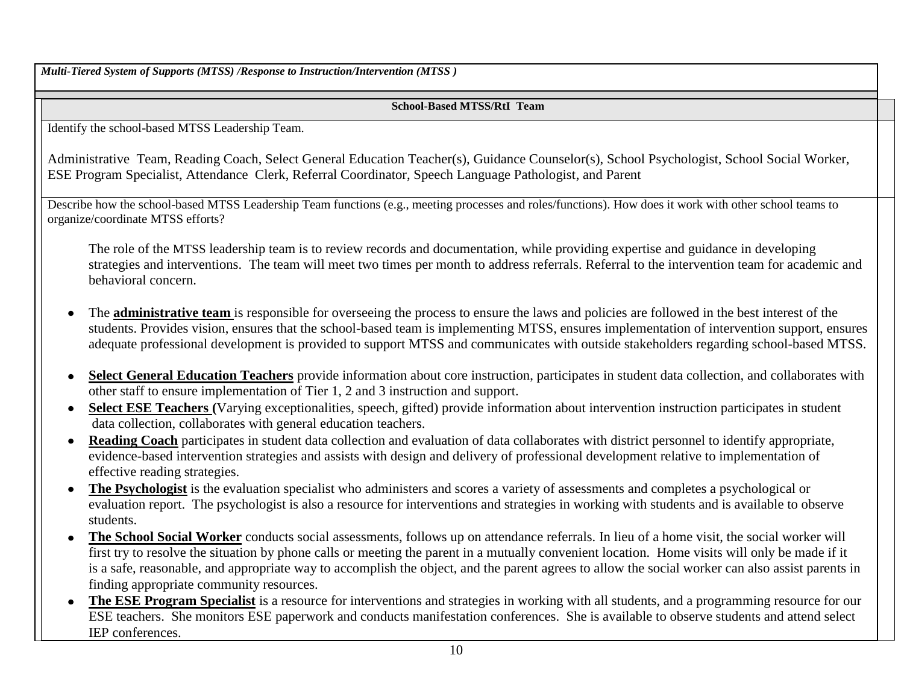***Multi-Tiered System of Supports (MTSS) /Response to Instruction/Intervention (MTSS )***

**School-Based MTSS/RtI Team**

Identify the school-based MTSS Leadership Team.

Administrative Team, Reading Coach, Select General Education Teacher(s), Guidance Counselor(s), School Psychologist, School Social Worker, ESE Program Specialist, Attendance Clerk, Referral Coordinator, Speech Language Pathologist, and Parent

Describe how the school-based MTSS Leadership Team functions (e.g., meeting processes and roles/functions). How does it work with other school teams to organize/coordinate MTSS efforts?

The role of the MTSS leadership team is to review records and documentation, while providing expertise and guidance in developing strategies and interventions. The team will meet two times per month to address referrals. Referral to the intervention team for academic and behavioral concern.

- The **administrative team** is responsible for overseeing the process to ensure the laws and policies are followed in the best interest of the students. Provides vision, ensures that the school-based team is implementing MTSS, ensures implementation of intervention support, ensures adequate professional development is provided to support MTSS and communicates with outside stakeholders regarding school-based MTSS.

- **Select General Education Teachers** provide information about core instruction, participates in student data collection, and collaborates with other staff to ensure implementation of Tier 1, 2 and 3 instruction and support.
- **Select ESE Teachers (**Varying exceptionalities, speech, gifted) provide information about intervention instruction participates in student data collection, collaborates with general education teachers.
- **Reading Coach** participates in student data collection and evaluation of data collaborates with district personnel to identify appropriate, evidence-based intervention strategies and assists with design and delivery of professional development relative to implementation of effective reading strategies.
- **The Psychologist** is the evaluation specialist who administers and scores a variety of assessments and completes a psychological or evaluation report. The psychologist is also a resource for interventions and strategies in working with students and is available to observe students.
- **The School Social Worker** conducts social assessments, follows up on attendance referrals. In lieu of a home visit, the social worker will first try to resolve the situation by phone calls or meeting the parent in a mutually convenient location. Home visits will only be made if it is a safe, reasonable, and appropriate way to accomplish the object, and the parent agrees to allow the social worker can also assist parents in finding appropriate community resources.
- **The ESE Program Specialist** is a resource for interventions and strategies in working with all students, and a programming resource for our ESE teachers. She monitors ESE paperwork and conducts manifestation conferences. She is available to observe students and attend select IEP conferences.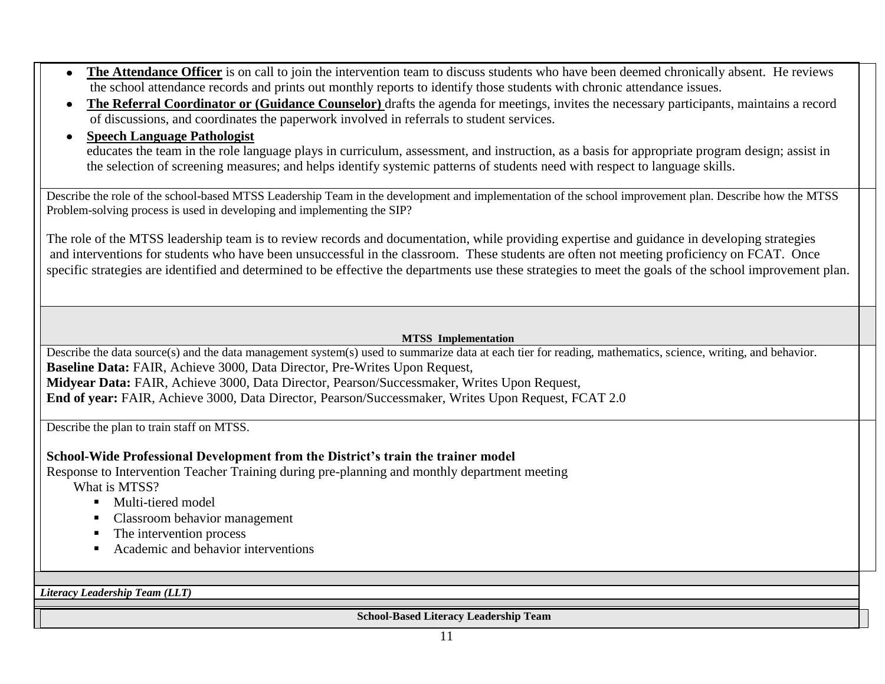- **The Attendance Officer** is on call to join the intervention team to discuss students who have been deemed chronically absent. He reviews the school attendance records and prints out monthly reports to identify those students with chronic attendance issues.
- **The Referral Coordinator or (Guidance Counselor)** drafts the agenda for meetings, invites the necessary participants, maintains a record of discussions, and coordinates the paperwork involved in referrals to student services.
- **Speech Language Pathologist**
  educates the team in the role language plays in curriculum, assessment, and instruction, as a basis for appropriate program design; assist in the selection of screening measures; and helps identify systemic patterns of students need with respect to language skills.

Describe the role of the school-based MTSS Leadership Team in the development and implementation of the school improvement plan. Describe how the MTSS Problem-solving process is used in developing and implementing the SIP?

The role of the MTSS leadership team is to review records and documentation, while providing expertise and guidance in developing strategies and interventions for students who have been unsuccessful in the classroom. These students are often not meeting proficiency on FCAT. Once specific strategies are identified and determined to be effective the departments use these strategies to meet the goals of the school improvement plan.

**MTSS Implementation**

Describe the data source(s) and the data management system(s) used to summarize data at each tier for reading, mathematics, science, writing, and behavior.

**Baseline Data:** FAIR, Achieve 3000, Data Director, Pre-Writes Upon Request,

**Midyear Data:** FAIR, Achieve 3000, Data Director, Pearson/Successmaker, Writes Upon Request,

**End of year:** FAIR, Achieve 3000, Data Director, Pearson/Successmaker, Writes Upon Request, FCAT 2.0

Describe the plan to train staff on MTSS.

**School-Wide Professional Development from the District's train the trainer model**

Response to Intervention Teacher Training during pre-planning and monthly department meeting

What is MTSS?

- Multi-tiered model
- Classroom behavior management
- The intervention process
- Academic and behavior interventions

*Literacy Leadership Team (LLT)*

**School-Based Literacy Leadership Team**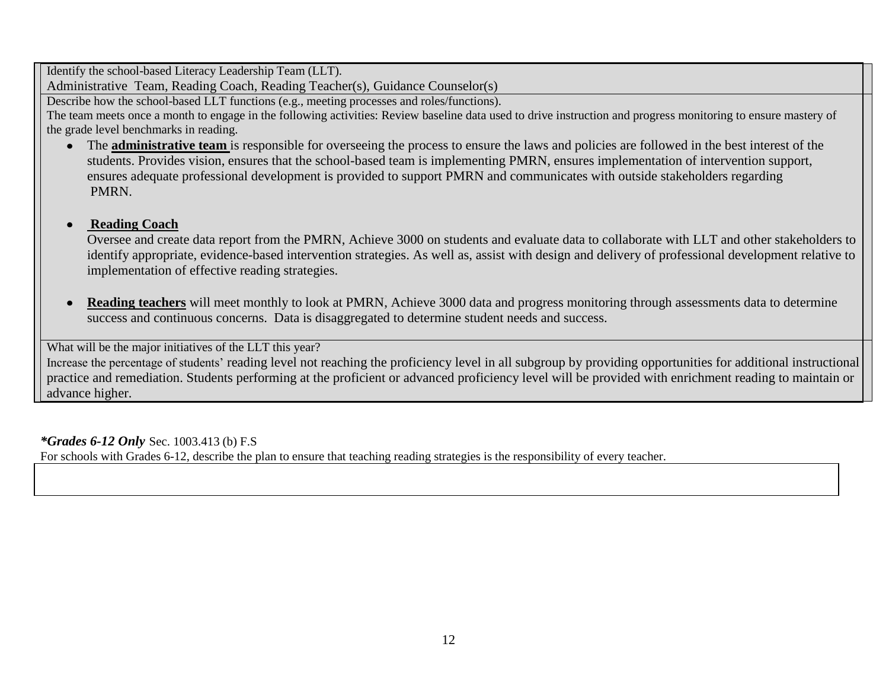Identify the school-based Literacy Leadership Team (LLT).

Administrative Team, Reading Coach, Reading Teacher(s), Guidance Counselor(s)

Describe how the school-based LLT functions (e.g., meeting processes and roles/functions).

The team meets once a month to engage in the following activities: Review baseline data used to drive instruction and progress monitoring to ensure mastery of the grade level benchmarks in reading.

- The **administrative team** is responsible for overseeing the process to ensure the laws and policies are followed in the best interest of the students. Provides vision, ensures that the school-based team is implementing PMRN, ensures implementation of intervention support, ensures adequate professional development is provided to support PMRN and communicates with outside stakeholders regarding PMRN.

- **Reading Coach**
  Oversee and create data report from the PMRN, Achieve 3000 on students and evaluate data to collaborate with LLT and other stakeholders to identify appropriate, evidence-based intervention strategies. As well as, assist with design and delivery of professional development relative to implementation of effective reading strategies.

- **Reading teachers** will meet monthly to look at PMRN, Achieve 3000 data and progress monitoring through assessments data to determine success and continuous concerns. Data is disaggregated to determine student needs and success.

What will be the major initiatives of the LLT this year?

Increase the percentage of students' reading level not reaching the proficiency level in all subgroup by providing opportunities for additional instructional practice and remediation. Students performing at the proficient or advanced proficiency level will be provided with enrichment reading to maintain or advance higher.

***Grades 6-12 Only*** Sec. 1003.413 (b) F.S

For schools with Grades 6-12, describe the plan to ensure that teaching reading strategies is the responsibility of every teacher.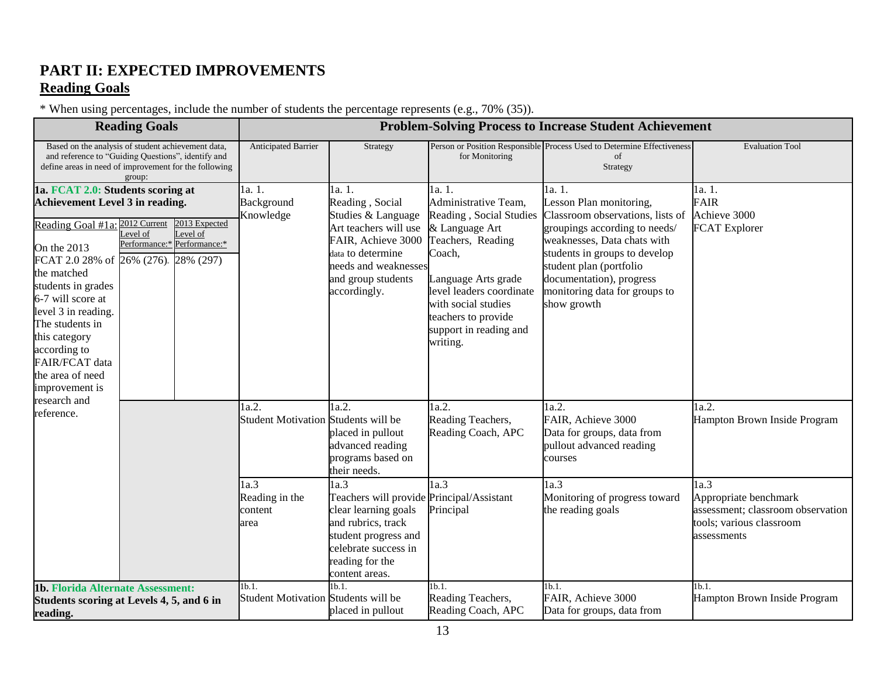# PART II: EXPECTED IMPROVEMENTS

## Reading Goals

* When using percentages, include the number of students the percentage represents (e.g., 70% (35)).

| Reading Goals | | | Problem-Solving Process to Increase Student Achievement | | | | |
|---|---|---|---|---|---|---|---|
| Based on the analysis of student achievement data, and reference to "Guiding Questions", identify and define areas in need of improvement for the following group: | | | Anticipated Barrier | Strategy | Person or Position Responsible for Monitoring | Process Used to Determine Effectiveness of Strategy | Evaluation Tool |
| **1a. FCAT 2.0: Students scoring at Achievement Level 3 in reading.** | | | 1a. 1. Background Knowledge | 1a. 1. Reading , Social Studies & Language Art teachers will use FAIR, Achieve 3000 data to determine needs and weaknesses and group students accordingly. | 1a. 1. Administrative Team, Reading , Social Studies & Language Art Teachers, Reading Coach, Language Arts grade level leaders coordinate with social studies teachers to provide support in reading and writing. | 1a. 1. Lesson Plan monitoring, Classroom observations, lists of groupings according to needs/ weaknesses, Data chats with students in groups to develop student plan (portfolio documentation), progress monitoring data for groups to show growth | 1a. 1. FAIR Achieve 3000 FCAT Explorer |
| Reading Goal #1a: On the 2013 FCAT 2.0 28% of the matched students in grades 6-7 will score at level 3 in reading. The students in this category according to FAIR/FCAT data the area of need improvement is research and reference. | 2012 Current Level of Performance:* 26% (276) | 2013 Expected Level of Performance:* 28% (297) | | | | | |
| | | | 1a.2. Student Motivation | 1a.2. Students will be placed in pullout advanced reading programs based on their needs. | 1a.2. Reading Teachers, Reading Coach, APC | 1a.2. FAIR, Achieve 3000 Data for groups, data from pullout advanced reading courses | 1a.2. Hampton Brown Inside Program |
| | | | 1a.3 Reading in the content area | 1a.3 Teachers will provide clear learning goals and rubrics, track student progress and celebrate success in reading for the content areas. | 1a.3 Principal/Assistant Principal | 1a.3 Monitoring of progress toward the reading goals | 1a.3 Appropriate benchmark assessment; classroom observation tools; various classroom assessments |
| **1b. Florida Alternate Assessment: Students scoring at Levels 4, 5, and 6 in reading.** | | | 1b.1. Student Motivation | 1b.1. Students will be placed in pullout | 1b.1. Reading Teachers, Reading Coach, APC | 1b.1. FAIR, Achieve 3000 Data for groups, data from | 1b.1. Hampton Brown Inside Program |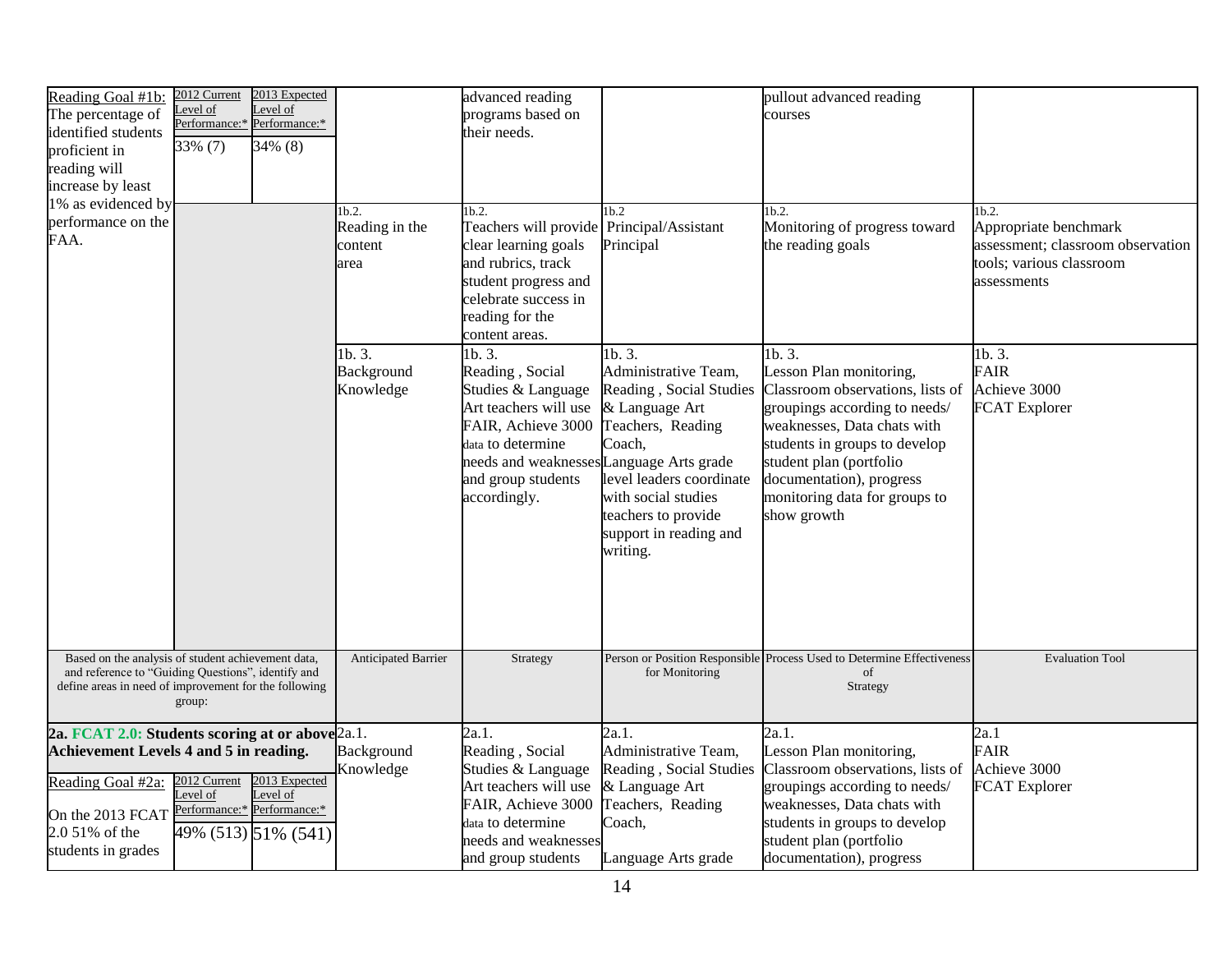| | | | | | | | |
|---|---|---|---|---|---|---|---|
| Reading Goal #1b: The percentage of identified students proficient in reading will increase by least 1% as evidenced by performance on the FAA. | 2012 Current Level of Performance:* 33% (7) | 2013 Expected Level of Performance:* 34% (8) | | advanced reading programs based on their needs. | | pullout advanced reading courses | |
| | | | 1b.2. Reading in the content area | 1b.2. Teachers will provide clear learning goals and rubrics, track student progress and celebrate success in reading for the content areas. | 1b.2 Principal/Assistant Principal | 1b.2. Monitoring of progress toward the reading goals | 1b.2. Appropriate benchmark assessment; classroom observation tools; various classroom assessments |
| | | | 1b. 3. Background Knowledge | 1b. 3. Reading , Social Studies & Language Art teachers will use FAIR, Achieve 3000 data to determine needs and weaknesses and group students accordingly. | 1b. 3. Administrative Team, Reading , Social Studies & Language Art Teachers, Reading Coach, Language Arts grade level leaders coordinate with social studies teachers to provide support in reading and writing. | 1b. 3. Lesson Plan monitoring, Classroom observations, lists of groupings according to needs/ weaknesses, Data chats with students in groups to develop student plan (portfolio documentation), progress monitoring data for groups to show growth | 1b. 3. FAIR Achieve 3000 FCAT Explorer |
| Based on the analysis of student achievement data, and reference to "Guiding Questions", identify and define areas in need of improvement for the following group: | | | Anticipated Barrier | Strategy | Person or Position Responsible for Monitoring | Process Used to Determine Effectiveness of Strategy | Evaluation Tool |
| **2a. FCAT 2.0: Students scoring at or above Achievement Levels 4 and 5 in reading.** Reading Goal #2a: On the 2013 FCAT 2.0 51% of the students in grades | 2012 Current Level of Performance:* 49% (513) | 2013 Expected Level of Performance:* 51% (541) | 2a.1. Background Knowledge | 2a.1. Reading , Social Studies & Language Art teachers will use FAIR, Achieve 3000 data to determine needs and weaknesses and group students | 2a.1. Administrative Team, Reading , Social Studies & Language Art Teachers, Reading Coach, Language Arts grade | 2a.1. Lesson Plan monitoring, Classroom observations, lists of groupings according to needs/ weaknesses, Data chats with students in groups to develop student plan (portfolio documentation), progress | 2a.1 FAIR Achieve 3000 FCAT Explorer |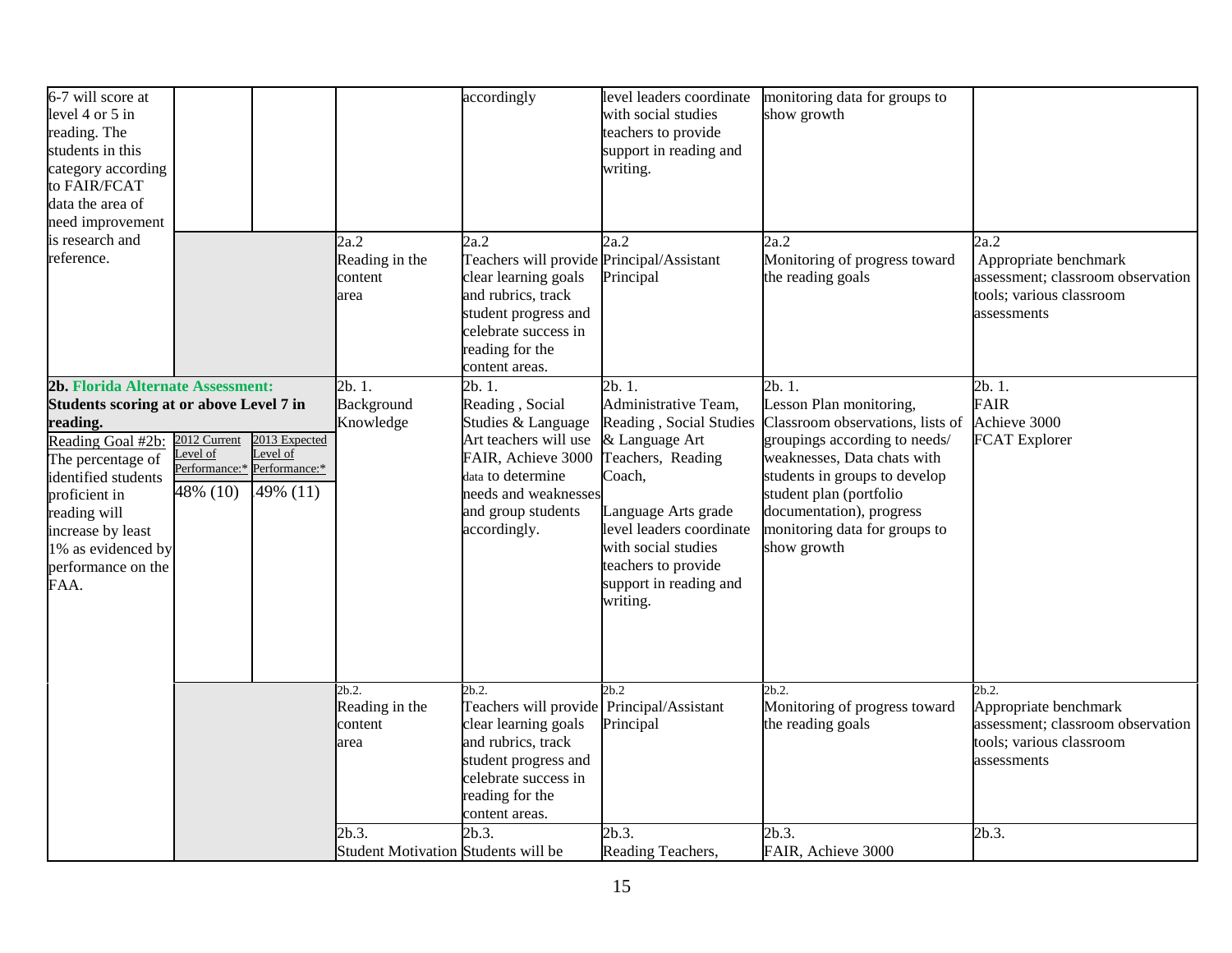| | | | | | | | |
|---|---|---|---|---|---|---|---|
| 6-7 will score at level 4 or 5 in reading. The students in this category according to FAIR/FCAT data the area of need improvement is research and reference. | | | | accordingly | level leaders coordinate with social studies teachers to provide support in reading and writing. | monitoring data for groups to show growth | |
| | | | 2a.2 Reading in the content area | 2a.2 Teachers will provide clear learning goals and rubrics, track student progress and celebrate success in reading for the content areas. | 2a.2 Principal/Assistant Principal | 2a.2 Monitoring of progress toward the reading goals | 2a.2 Appropriate benchmark assessment; classroom observation tools; various classroom assessments |
| **2b. Florida Alternate Assessment: Students scoring at or above Level 7 in reading.** | | | 2b. 1. Background Knowledge | 2b. 1. Reading , Social Studies & Language Art teachers will use FAIR, Achieve 3000 data to determine needs and weaknesses and group students accordingly. | 2b. 1. Administrative Team, Reading , Social Studies & Language Art Teachers, Reading Coach, Language Arts grade level leaders coordinate with social studies teachers to provide support in reading and writing. | 2b. 1. Lesson Plan monitoring, Classroom observations, lists of groupings according to needs/ weaknesses, Data chats with students in groups to develop student plan (portfolio documentation), progress monitoring data for groups to show growth | 2b. 1. FAIR Achieve 3000 FCAT Explorer |
| Reading Goal #2b: The percentage of identified students proficient in reading will increase by least 1% as evidenced by performance on the FAA. | 2012 Current Level of Performance:* 48% (10) | 2013 Expected Level of Performance:* .49% (11) | | | | | |
| | | | 2b.2. Reading in the content area | 2b.2. Teachers will provide clear learning goals and rubrics, track student progress and celebrate success in reading for the content areas. | 2b.2 Principal/Assistant Principal | 2b.2. Monitoring of progress toward the reading goals | 2b.2. Appropriate benchmark assessment; classroom observation tools; various classroom assessments |
| | | | 2b.3. Student Motivation | 2b.3. Students will be | 2b.3. Reading Teachers, | 2b.3. FAIR, Achieve 3000 | 2b.3. |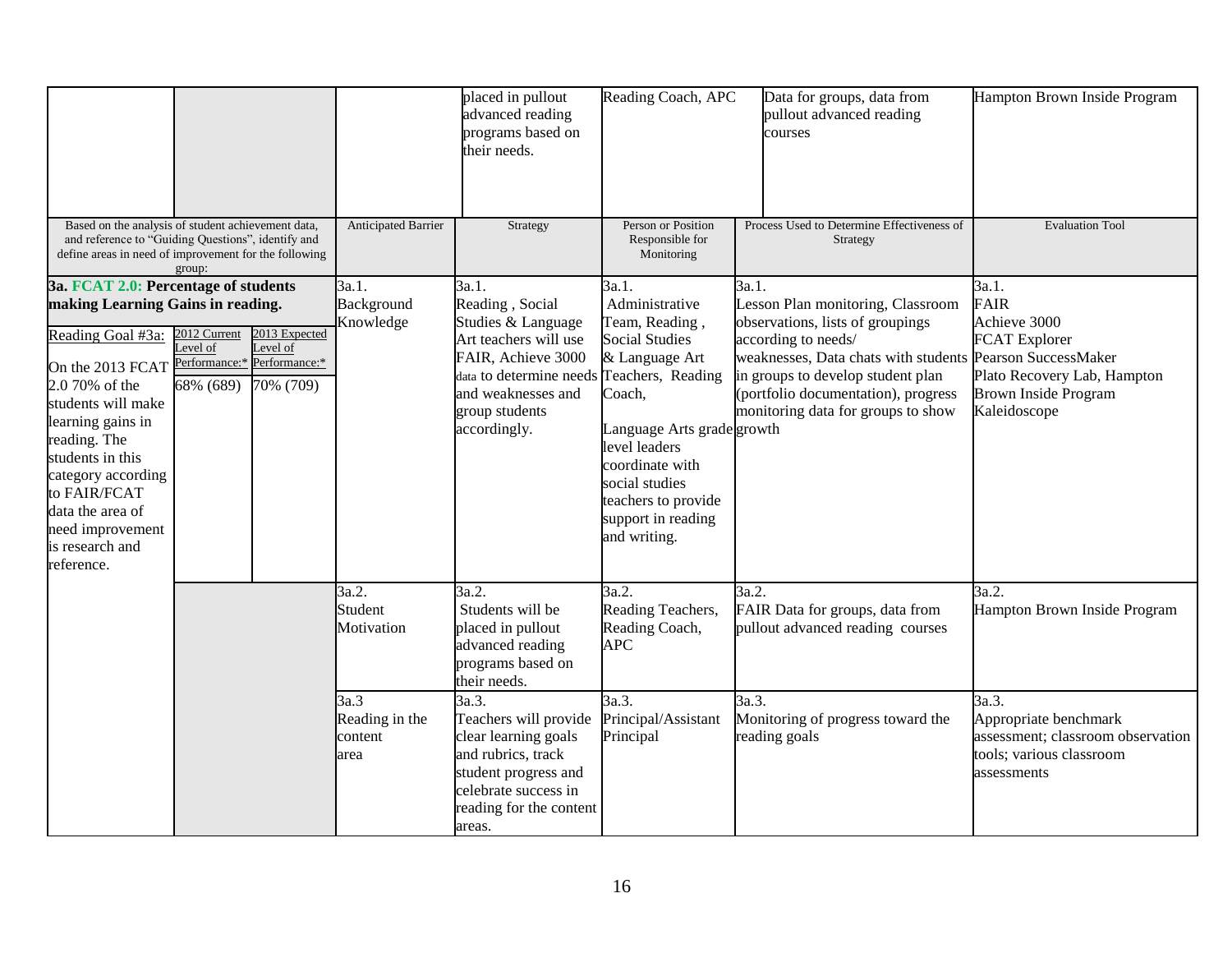| | | | | | | | |
|---|---|---|---|---|---|---|---|
| | | | | placed in pullout advanced reading programs based on their needs. | Reading Coach, APC | Data for groups, data from pullout advanced reading courses | Hampton Brown Inside Program |
| Based on the analysis of student achievement data, and reference to "Guiding Questions", identify and define areas in need of improvement for the following group: | | | Anticipated Barrier | Strategy | Person or Position Responsible for Monitoring | Process Used to Determine Effectiveness of Strategy | Evaluation Tool |
| **3a. FCAT 2.0: Percentage of students making Learning Gains in reading.** Reading Goal #3a: On the 2013 FCAT 2.0 70% of the students will make learning gains in reading. The students in this category according to FAIR/FCAT data the area of need improvement is research and reference. | 2012 Current Level of Performance:* 68% (689) | 2013 Expected Level of Performance:* 70% (709) | 3a.1. Background Knowledge | 3a.1. Reading , Social Studies & Language Art teachers will use FAIR, Achieve 3000 data to determine needs and weaknesses and group students accordingly. | 3a.1. Administrative Team, Reading , Social Studies & Language Art Teachers, Reading Coach, Language Arts grade level leaders coordinate with social studies teachers to provide support in reading and writing. | 3a.1. Lesson Plan monitoring, Classroom observations, lists of groupings according to needs/ weaknesses, Data chats with students in groups to develop student plan (portfolio documentation), progress monitoring data for groups to show growth | 3a.1. FAIR Achieve 3000 FCAT Explorer Pearson SuccessMaker Plato Recovery Lab, Hampton Brown Inside Program Kaleidoscope |
| | | | 3a.2. Student Motivation | 3a.2. Students will be placed in pullout advanced reading programs based on their needs. | 3a.2. Reading Teachers, Reading Coach, APC | 3a.2. FAIR Data for groups, data from pullout advanced reading courses | 3a.2. Hampton Brown Inside Program |
| | | | 3a.3 Reading in the content area | 3a.3. Teachers will provide clear learning goals and rubrics, track student progress and celebrate success in reading for the content areas. | 3a.3. Principal/Assistant Principal | 3a.3. Monitoring of progress toward the reading goals | 3a.3. Appropriate benchmark assessment; classroom observation tools; various classroom assessments |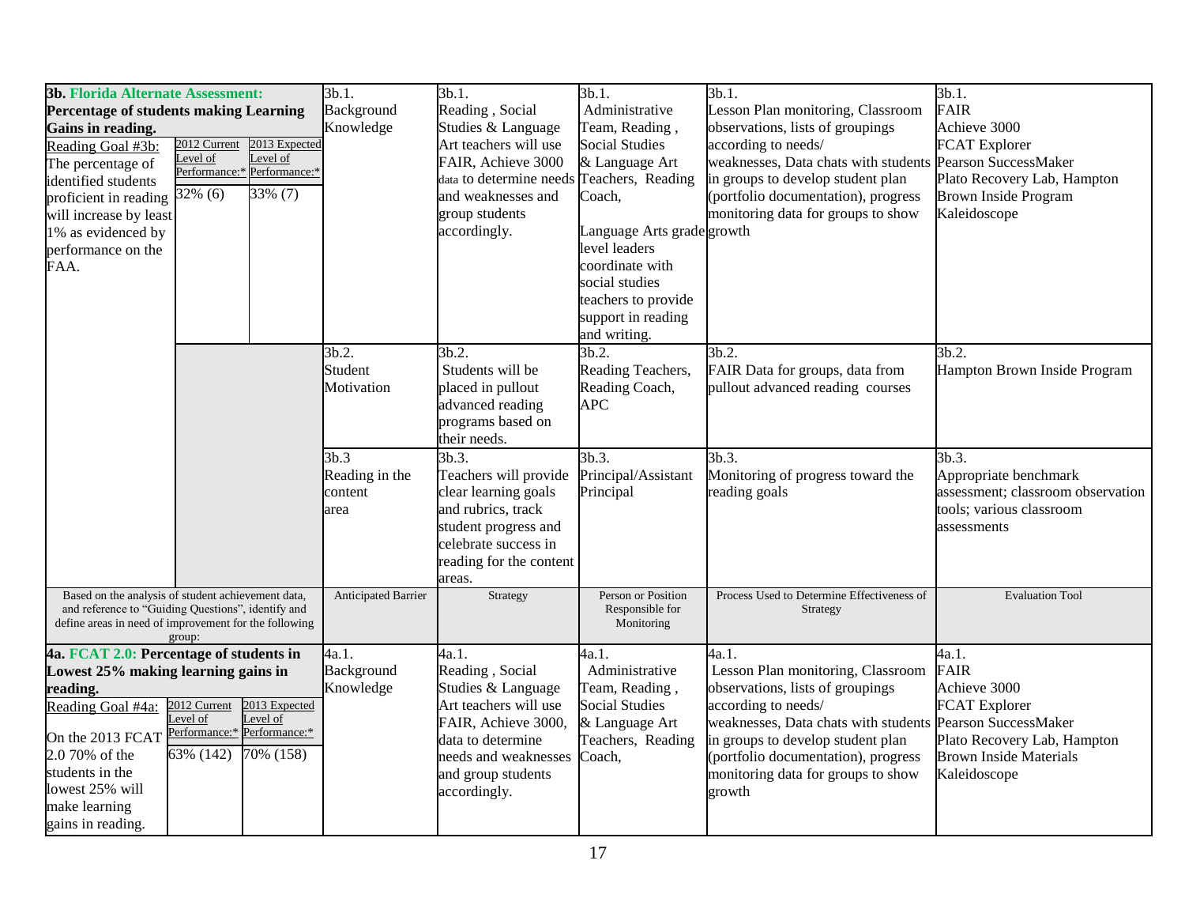| | | | | | |
|---|---|---|---|---|---|
| **3b. Florida Alternate Assessment: Percentage of students making Learning Gains in reading.**<br>Reading Goal #3b: The percentage of identified students proficient in reading will increase by least 1% as evidenced by performance on the FAA.<br>2012 Current Level of Performance:* 32% (6)<br>2013 Expected Level of Performance:* 33% (7) | 3b.1.<br>Background Knowledge | 3b.1.<br>Reading , Social Studies & Language Art teachers will use FAIR, Achieve 3000 data to determine needs and weaknesses and group students accordingly. | 3b.1.<br>Administrative Team, Reading , Social Studies & Language Art Teachers, Reading Coach,<br>Language Arts grade level leaders coordinate with social studies teachers to provide support in reading and writing. | 3b.1.<br>Lesson Plan monitoring, Classroom observations, lists of groupings according to needs/ weaknesses, Data chats with students in groups to develop student plan (portfolio documentation), progress monitoring data for groups to show growth | 3b.1.<br>FAIR<br>Achieve 3000<br>FCAT Explorer<br>Pearson SuccessMaker<br>Plato Recovery Lab, Hampton Brown Inside Program<br>Kaleidoscope |
| | 3b.2.<br>Student Motivation | 3b.2.<br>Students will be placed in pullout advanced reading programs based on their needs. | 3b.2.<br>Reading Teachers, Reading Coach, APC | 3b.2.<br>FAIR Data for groups, data from pullout advanced reading courses | 3b.2.<br>Hampton Brown Inside Program |
| | 3b.3<br>Reading in the content area | 3b.3.<br>Teachers will provide clear learning goals and rubrics, track student progress and celebrate success in reading for the content areas. | 3b.3.<br>Principal/Assistant Principal | 3b.3.<br>Monitoring of progress toward the reading goals | 3b.3.<br>Appropriate benchmark assessment; classroom observation tools; various classroom assessments |
| Based on the analysis of student achievement data, and reference to "Guiding Questions", identify and define areas in need of improvement for the following group: | Anticipated Barrier | Strategy | Person or Position Responsible for Monitoring | Process Used to Determine Effectiveness of Strategy | Evaluation Tool |
| **4a. FCAT 2.0: Percentage of students in Lowest 25% making learning gains in reading.**<br>Reading Goal #4a: On the 2013 FCAT 2.0 70% of the students in the lowest 25% will make learning gains in reading.<br>2012 Current Level of Performance:* 63% (142)<br>2013 Expected Level of Performance:* 70% (158) | 4a.1.<br>Background Knowledge | 4a.1.<br>Reading , Social Studies & Language Art teachers will use FAIR, Achieve 3000, data to determine needs and weaknesses and group students accordingly. | 4a.1.<br>Administrative Team, Reading , Social Studies & Language Art Teachers, Reading Coach, | 4a.1.<br>Lesson Plan monitoring, Classroom observations, lists of groupings according to needs/ weaknesses, Data chats with students in groups to develop student plan (portfolio documentation), progress monitoring data for groups to show growth | 4a.1.<br>FAIR<br>Achieve 3000<br>FCAT Explorer<br>Pearson SuccessMaker<br>Plato Recovery Lab, Hampton Brown Inside Materials<br>Kaleidoscope |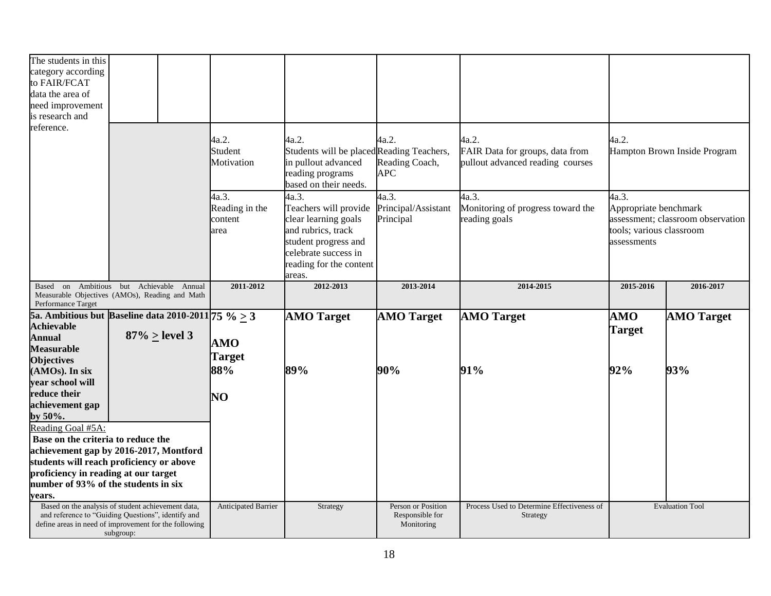| | | | | | | | | |
|---|---|---|---|---|---|---|---|---|
| The students in this category according to FAIR/FCAT data the area of need improvement is research and reference. | | | | | | | | |
| | | | 4a.2.<br>Student Motivation | 4a.2.<br>Students will be placed in pullout advanced reading programs based on their needs. | 4a.2.<br>Reading Teachers, Reading Coach, APC | 4a.2.<br>FAIR Data for groups, data from pullout advanced reading courses | 4a.2.<br>Hampton Brown Inside Program | |
| | | | 4a.3.<br>Reading in the content area | 4a.3.<br>Teachers will provide clear learning goals and rubrics, track student progress and celebrate success in reading for the content areas. | 4a.3.<br>Principal/Assistant Principal | 4a.3.<br>Monitoring of progress toward the reading goals | 4a.3.<br>Appropriate benchmark assessment; classroom observation tools; various classroom assessments | |
| Based on Ambitious but Achievable Annual Measurable Objectives (AMOs), Reading and Math Performance Target | | | 2011-2012 | 2012-2013 | 2013-2014 | 2014-2015 | 2015-2016 | 2016-2017 |
| **5a. Ambitious but Achievable Annual Measurable Objectives (AMOs). In six year school will reduce their achievement gap by 50%.** | **Baseline data 2010-2011**<br>**87% ≥ level 3** | | **75 % ≥ 3**<br>**AMO Target**<br>**88%**<br>**NO** | **AMO Target**<br>**89%** | **AMO Target**<br>**90%** | **AMO Target**<br>**91%** | **AMO Target**<br>**92%** | **AMO Target**<br>**93%** |
| Reading Goal #5A:<br>**Base on the criteria to reduce the achievement gap by 2016-2017, Montford students will reach proficiency or above proficiency in reading at our target number of 93% of the students in six years.** | | | | | | | | |
| Based on the analysis of student achievement data, and reference to "Guiding Questions", identify and define areas in need of improvement for the following subgroup: | | | Anticipated Barrier | Strategy | Person or Position Responsible for Monitoring | Process Used to Determine Effectiveness of Strategy | Evaluation Tool | |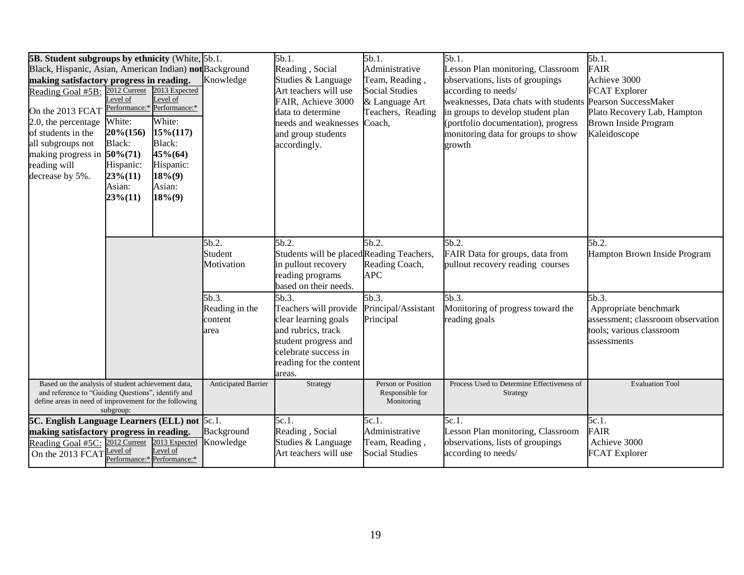| 5B. Student subgroups by ethnicity (White, Black, Hispanic, Asian, American Indian) **not making satisfactory progress in reading.** | | | Anticipated Barrier | Strategy | Person or Position Responsible for Monitoring | Process Used to Determine Effectiveness of Strategy | Evaluation Tool |
|---|---|---|---|---|---|---|---|
| Reading Goal #5B: On the 2013 FCAT 2.0, the percentage of students in the all subgroups not making progress in reading will decrease by 5%. | 2012 Current Level of Performance:* White: **20%(156)** Black: **50%(71)** Hispanic: **23%(11)** Asian: **23%(11)** | 2013 Expected Level of Performance:* White: **15%(117)** Black: **45%(64)** Hispanic: **18%(9)** Asian: **18%(9)** | 5b.1. Background Knowledge | 5b.1. Reading , Social Studies & Language Art teachers will use FAIR, Achieve 3000 data to determine needs and weaknesses and group students accordingly. | 5b.1. Administrative Team, Reading , Social Studies & Language Art Teachers, Reading Coach, | 5b.1. Lesson Plan monitoring, Classroom observations, lists of groupings according to needs/ weaknesses, Data chats with students in groups to develop student plan (portfolio documentation), progress monitoring data for groups to show growth | 5b.1. FAIR Achieve 3000 FCAT Explorer Pearson SuccessMaker Plato Recovery Lab, Hampton Brown Inside Program Kaleidoscope |
| | | | 5b.2. Student Motivation | 5b.2. Students will be placed in pullout recovery reading programs based on their needs. | 5b.2. Reading Teachers, Reading Coach, APC | 5b.2. FAIR Data for groups, data from pullout recovery reading courses | 5b.2. Hampton Brown Inside Program |
| | | | 5b.3. Reading in the content area | 5b.3. Teachers will provide clear learning goals and rubrics, track student progress and celebrate success in reading for the content areas. | 5b.3. Principal/Assistant Principal | 5b.3. Monitoring of progress toward the reading goals | 5b.3. Appropriate benchmark assessment; classroom observation tools; various classroom assessments |

| Based on the analysis of student achievement data, and reference to "Guiding Questions", identify and define areas in need of improvement for the following subgroup: | | | Anticipated Barrier | Strategy | Person or Position Responsible for Monitoring | Process Used to Determine Effectiveness of Strategy | Evaluation Tool |
|---|---|---|---|---|---|---|---|
| **5C. English Language Learners (ELL) not making satisfactory progress in reading.** | | | 5c.1. Background Knowledge | 5c.1. Reading , Social Studies & Language Art teachers will use | 5c.1. Administrative Team, Reading , Social Studies | 5c.1. Lesson Plan monitoring, Classroom observations, lists of groupings according to needs/ | 5c.1. FAIR Achieve 3000 FCAT Explorer |
| Reading Goal #5C: On the 2013 FCAT | 2012 Current Level of Performance:* | 2013 Expected Level of Performance:* | | | | | |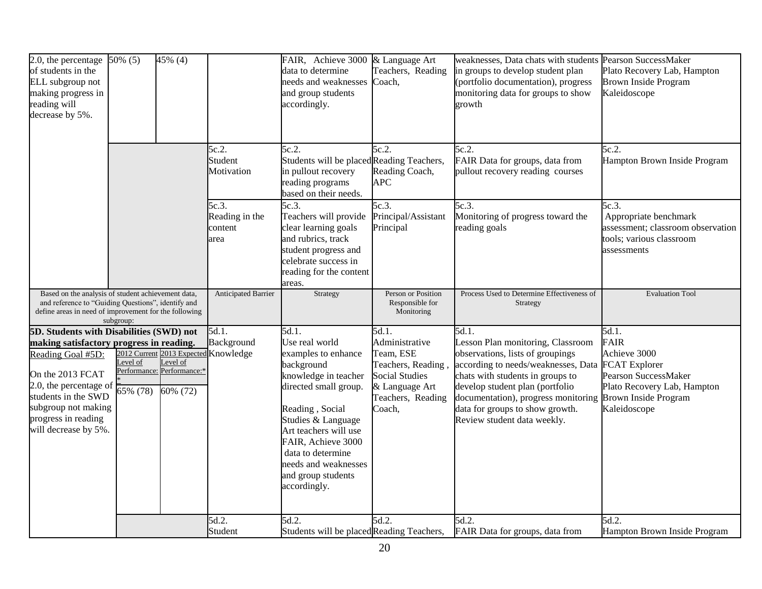| | | | | | | | |
|---|---|---|---|---|---|---|---|
| 2.0, the percentage of students in the ELL subgroup not making progress in reading will decrease by 5%. | 50% (5) | 45% (4) | | FAIR, Achieve 3000 data to determine needs and weaknesses and group students accordingly. | & Language Art Teachers, Reading Coach, | weaknesses, Data chats with students in groups to develop student plan (portfolio documentation), progress monitoring data for groups to show growth | Pearson SuccessMaker<br>Plato Recovery Lab, Hampton Brown Inside Program<br>Kaleidoscope |
| | | | 5c.2.<br>Student Motivation | 5c.2.<br>Students will be placed in pullout recovery reading programs based on their needs. | 5c.2.<br>Reading Teachers, Reading Coach, APC | 5c.2.<br>FAIR Data for groups, data from pullout recovery reading courses | 5c.2.<br>Hampton Brown Inside Program |
| | | | 5c.3.<br>Reading in the content area | 5c.3.<br>Teachers will provide clear learning goals and rubrics, track student progress and celebrate success in reading for the content areas. | 5c.3.<br>Principal/Assistant Principal | 5c.3.<br>Monitoring of progress toward the reading goals | 5c.3.<br>Appropriate benchmark assessment; classroom observation tools; various classroom assessments |
| Based on the analysis of student achievement data, and reference to "Guiding Questions", identify and define areas in need of improvement for the following subgroup: | | | Anticipated Barrier | Strategy | Person or Position Responsible for Monitoring | Process Used to Determine Effectiveness of Strategy | Evaluation Tool |
| **5D. Students with Disabilities (SWD) not making satisfactory progress in reading.** | | | 5d.1.<br>Background Knowledge | 5d.1.<br>Use real world examples to enhance background knowledge in teacher directed small group.<br><br>Reading , Social Studies & Language Art teachers will use FAIR, Achieve 3000 data to determine needs and weaknesses and group students accordingly. | 5d.1.<br>Administrative Team, ESE Teachers, Reading , Social Studies & Language Art Teachers, Reading Coach, | 5d.1.<br>Lesson Plan monitoring, Classroom observations, lists of groupings according to needs/weaknesses, Data chats with students in groups to develop student plan (portfolio documentation), progress monitoring data for groups to show growth. Review student data weekly. | 5d.1.<br>FAIR<br>Achieve 3000<br>FCAT Explorer<br>Pearson SuccessMaker<br>Plato Recovery Lab, Hampton Brown Inside Program<br>Kaleidoscope |
| Reading Goal #5D: | 2012 Current Level of Performance:* | 2013 Expected Level of Performance:* | | | | | |
| On the 2013 FCAT 2.0, the percentage of students in the SWD subgroup not making progress in reading will decrease by 5%. | 65% (78) | 60% (72) | | | | | |
| | | | 5d.2.<br>Student | 5d.2.<br>Students will be placed | 5d.2.<br>Reading Teachers, | 5d.2.<br>FAIR Data for groups, data from | 5d.2.<br>Hampton Brown Inside Program |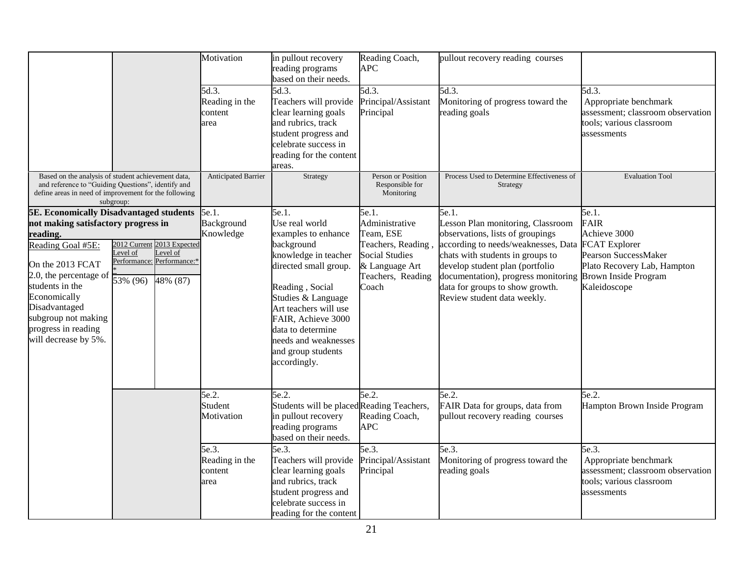| | | | | | | |
|---|---|---|---|---|---|---|
| | | Motivation | in pullout recovery reading programs based on their needs. | Reading Coach, APC | pullout recovery reading courses | |
| | | 5d.3. Reading in the content area | 5d.3. Teachers will provide clear learning goals and rubrics, track student progress and celebrate success in reading for the content areas. | 5d.3. Principal/Assistant Principal | 5d.3. Monitoring of progress toward the reading goals | 5d.3. Appropriate benchmark assessment; classroom observation tools; various classroom assessments |

| Based on the analysis of student achievement data, and reference to "Guiding Questions", identify and define areas in need of improvement for the following subgroup: | | | Anticipated Barrier | Strategy | Person or Position Responsible for Monitoring | Process Used to Determine Effectiveness of Strategy | Evaluation Tool |
|---|---|---|---|---|---|---|---|
| **5E. Economically Disadvantaged students not making satisfactory progress in reading.** | | | 5e.1. Background Knowledge | 5e.1. Use real world examples to enhance background knowledge in teacher directed small group. Reading , Social Studies & Language Art teachers will use FAIR, Achieve 3000 data to determine needs and weaknesses and group students accordingly. | 5e.1. Administrative Team, ESE Teachers, Reading , Social Studies & Language Art Teachers, Reading Coach | 5e.1. Lesson Plan monitoring, Classroom observations, lists of groupings according to needs/weaknesses, Data chats with students in groups to develop student plan (portfolio documentation), progress monitoring data for groups to show growth. Review student data weekly. | 5e.1. FAIR Achieve 3000 FCAT Explorer Pearson SuccessMaker Plato Recovery Lab, Hampton Brown Inside Program Kaleidoscope |
| Reading Goal #5E: On the 2013 FCAT 2.0, the percentage of students in the Economically Disadvantaged subgroup not making progress in reading will decrease by 5%. | 2012 Current Level of Performance:* 53% (96) | 2013 Expected Level of Performance:* 48% (87) | | | | | |
| | | | 5e.2. Student Motivation | 5e.2. Students will be placed in pullout recovery reading programs based on their needs. | 5e.2. Reading Teachers, Reading Coach, APC | 5e.2. FAIR Data for groups, data from pullout recovery reading courses | 5e.2. Hampton Brown Inside Program |
| | | | 5e.3. Reading in the content area | 5e.3. Teachers will provide clear learning goals and rubrics, track student progress and celebrate success in reading for the content | 5e.3. Principal/Assistant Principal | 5e.3. Monitoring of progress toward the reading goals | 5e.3. Appropriate benchmark assessment; classroom observation tools; various classroom assessments |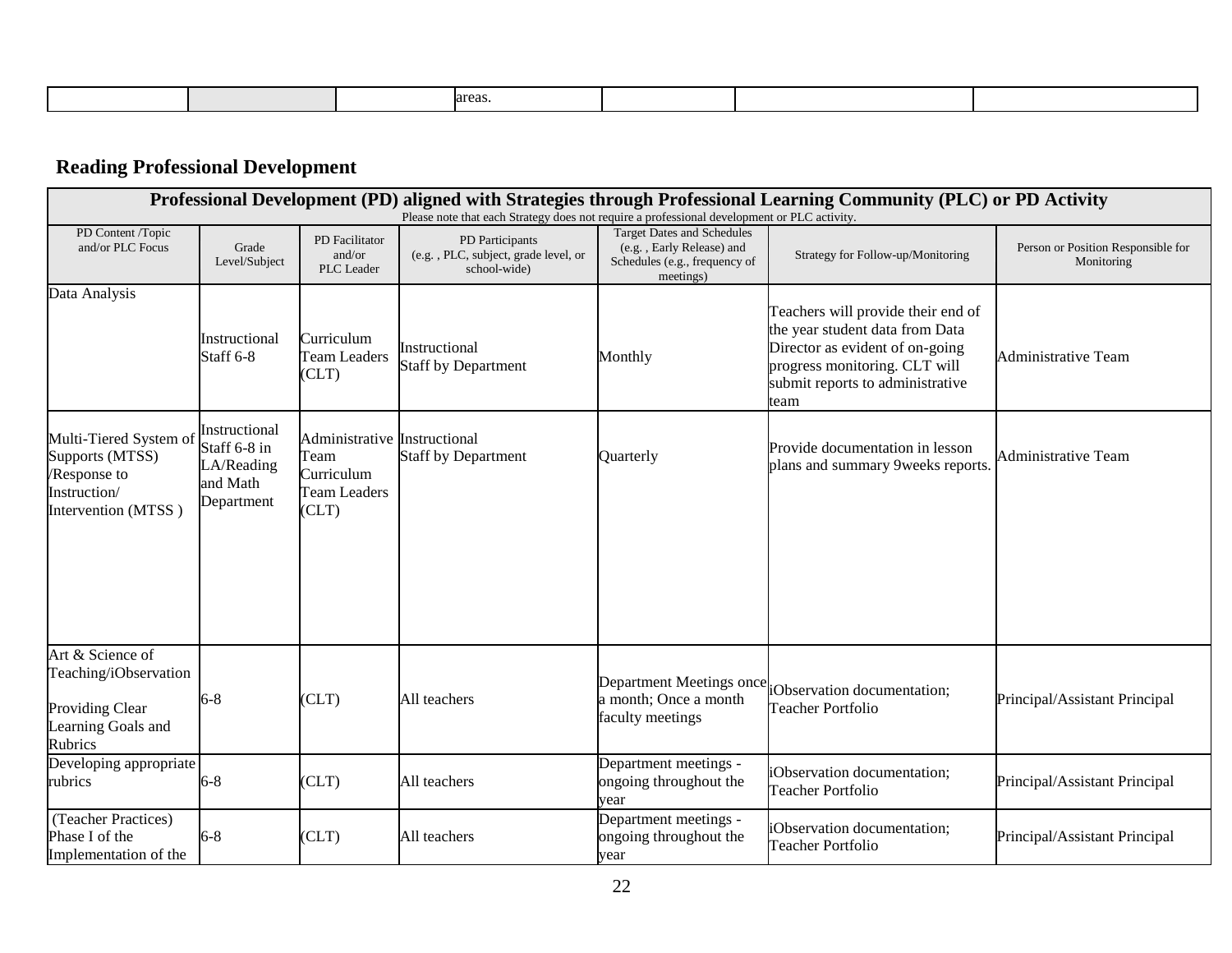| | | | | | | |
|---|---|---|---|---|---|---|
| | | | areas. | | | |

## Reading Professional Development

| **Professional Development (PD) aligned with Strategies through Professional Learning Community (PLC) or PD Activity** Please note that each Strategy does not require a professional development or PLC activity. | | | | | | |
|---|---|---|---|---|---|---|
| PD Content /Topic and/or PLC Focus | Grade Level/Subject | PD Facilitator and/or PLC Leader | PD Participants (e.g. , PLC, subject, grade level, or school-wide) | Target Dates and Schedules (e.g. , Early Release) and Schedules (e.g., frequency of meetings) | Strategy for Follow-up/Monitoring | Person or Position Responsible for Monitoring |
| Data Analysis | Instructional Staff 6-8 | Curriculum Team Leaders (CLT) | Instructional Staff by Department | Monthly | Teachers will provide their end of the year student data from Data Director as evident of on-going progress monitoring. CLT will submit reports to administrative team | Administrative Team |
| Multi-Tiered System of Supports (MTSS) /Response to Instruction/ Intervention (MTSS ) | Instructional Staff 6-8 in LA/Reading and Math Department | Administrative Team Curriculum Team Leaders (CLT) | Instructional Staff by Department | Quarterly | Provide documentation in lesson plans and summary 9weeks reports. | Administrative Team |
| Art & Science of Teaching/iObservation<br><br>Providing Clear Learning Goals and Rubrics | 6-8 | (CLT) | All teachers | Department Meetings once a month; Once a month faculty meetings | iObservation documentation; Teacher Portfolio | Principal/Assistant Principal |
| Developing appropriate rubrics | 6-8 | (CLT) | All teachers | Department meetings - ongoing throughout the year | iObservation documentation; Teacher Portfolio | Principal/Assistant Principal |
| (Teacher Practices) Phase I of the Implementation of the | 6-8 | (CLT) | All teachers | Department meetings - ongoing throughout the year | iObservation documentation; Teacher Portfolio | Principal/Assistant Principal |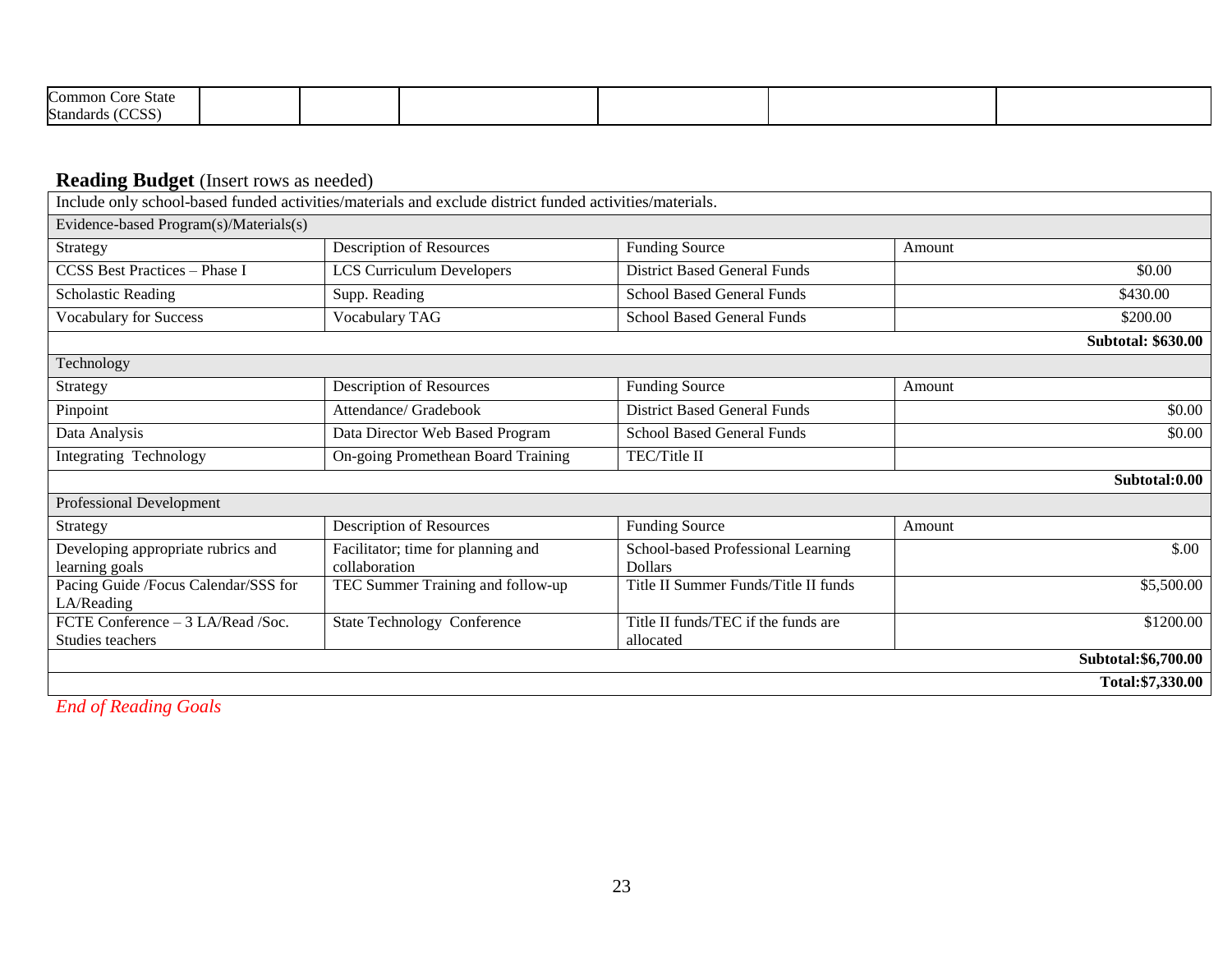| Common Core State Standards (CCSS) | | | | | | |
|---|---|---|---|---|---|---|

## **Reading Budget** (Insert rows as needed)

| Include only school-based funded activities/materials and exclude district funded activities/materials. | | | |
|---|---|---|---|
| Evidence-based Program(s)/Materials(s) | | | |
| Strategy | Description of Resources | Funding Source | Amount |
| CCSS Best Practices – Phase I | LCS Curriculum Developers | District Based General Funds | $0.00 |
| Scholastic Reading | Supp. Reading | School Based General Funds | $430.00 |
| Vocabulary for Success | Vocabulary TAG | School Based General Funds | $200.00 |
| | | | **Subtotal: $630.00** |
| Technology | | | |
| Strategy | Description of Resources | Funding Source | Amount |
| Pinpoint | Attendance/ Gradebook | District Based General Funds | $0.00 |
| Data Analysis | Data Director Web Based Program | School Based General Funds | $0.00 |
| Integrating Technology | On-going Promethean Board Training | TEC/Title II | |
| | | | **Subtotal:0.00** |
| Professional Development | | | |
| Strategy | Description of Resources | Funding Source | Amount |
| Developing appropriate rubrics and learning goals | Facilitator; time for planning and collaboration | School-based Professional Learning Dollars | $.00 |
| Pacing Guide /Focus Calendar/SSS for LA/Reading | TEC Summer Training and follow-up | Title II Summer Funds/Title II funds | $5,500.00 |
| FCTE Conference – 3 LA/Read /Soc. Studies teachers | State Technology Conference | Title II funds/TEC if the funds are allocated | $1200.00 |
| | | | **Subtotal:$6,700.00** |
| | | | **Total:$7,330.00** |

*End of Reading Goals*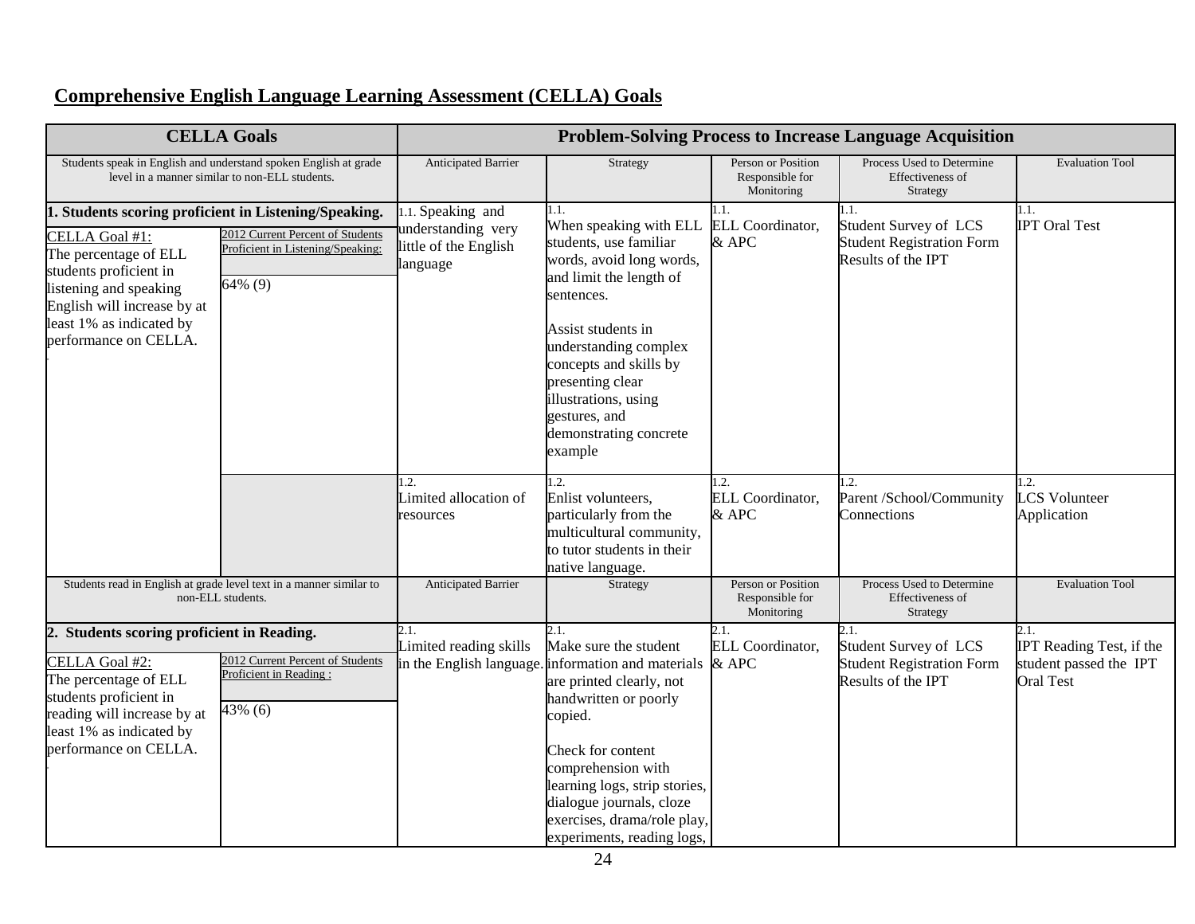## Comprehensive English Language Learning Assessment (CELLA) Goals

| CELLA Goals | | Problem-Solving Process to Increase Language Acquisition | | | | |
|---|---|---|---|---|---|---|
| Students speak in English and understand spoken English at grade level in a manner similar to non-ELL students. | | Anticipated Barrier | Strategy | Person or Position Responsible for Monitoring | Process Used to Determine Effectiveness of Strategy | Evaluation Tool |
| **1. Students scoring proficient in Listening/Speaking.** | | 1.1. Speaking and understanding very little of the English language | 1.1. When speaking with ELL students, use familiar words, avoid long words, and limit the length of sentences.<br><br>Assist students in understanding complex concepts and skills by presenting clear illustrations, using gestures, and demonstrating concrete example | 1.1. ELL Coordinator, & APC | 1.1. Student Survey of LCS Student Registration Form Results of the IPT | 1.1. IPT Oral Test |
| CELLA Goal #1:<br>The percentage of ELL students proficient in listening and speaking English will increase by at least 1% as indicated by performance on CELLA. | 2012 Current Percent of Students Proficient in Listening/Speaking:<br><br>64% (9) | | | | | |
| | | 1.2. Limited allocation of resources | 1.2. Enlist volunteers, particularly from the multicultural community, to tutor students in their native language. | 1.2. ELL Coordinator, & APC | 1.2. Parent /School/Community Connections | 1.2. LCS Volunteer Application |
| Students read in English at grade level text in a manner similar to non-ELL students. | | Anticipated Barrier | Strategy | Person or Position Responsible for Monitoring | Process Used to Determine Effectiveness of Strategy | Evaluation Tool |
| **2. Students scoring proficient in Reading.** | | 2.1. Limited reading skills in the English language. | 2.1. Make sure the student information and materials are printed clearly, not handwritten or poorly copied.<br><br>Check for content comprehension with learning logs, strip stories, dialogue journals, cloze exercises, drama/role play, experiments, reading logs, | 2.1. ELL Coordinator, & APC | 2.1. Student Survey of LCS Student Registration Form Results of the IPT | 2.1. IPT Reading Test, if the student passed the IPT Oral Test |
| CELLA Goal #2:<br>The percentage of ELL students proficient in reading will increase by at least 1% as indicated by performance on CELLA. | 2012 Current Percent of Students Proficient in Reading :<br><br>43% (6) | | | | | |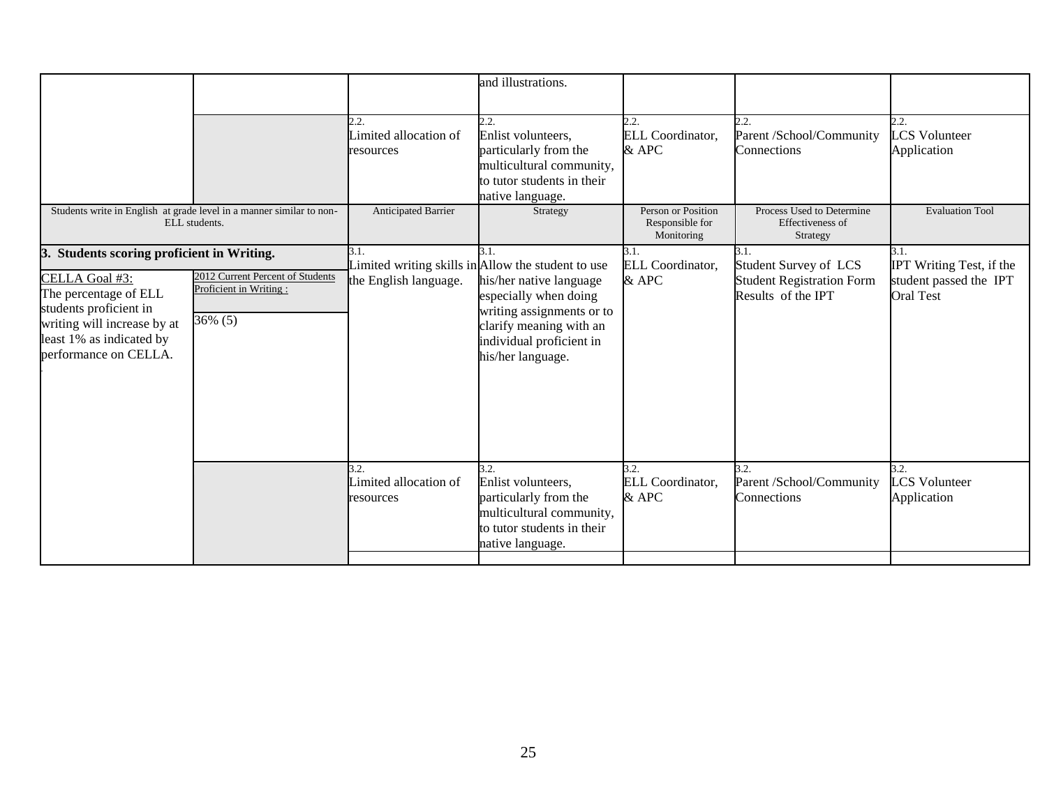| | | | | | | |
|---|---|---|---|---|---|---|
| | | | and illustrations. | | | |
| | | 2.2. Limited allocation of resources | 2.2. Enlist volunteers, particularly from the multicultural community, to tutor students in their native language. | 2.2. ELL Coordinator, & APC | 2.2. Parent /School/Community Connections | 2.2. LCS Volunteer Application |
| Students write in English at grade level in a manner similar to non-ELL students. | | Anticipated Barrier | Strategy | Person or Position Responsible for Monitoring | Process Used to Determine Effectiveness of Strategy | Evaluation Tool |
| **3. Students scoring proficient in Writing.** CELLA Goal #3: The percentage of ELL students proficient in writing will increase by at least 1% as indicated by performance on CELLA. | 2012 Current Percent of Students Proficient in Writing : 36% (5) | 3.1. Limited writing skills in the English language. | 3.1. Allow the student to use his/her native language especially when doing writing assignments or to clarify meaning with an individual proficient in his/her language. | 3.1. ELL Coordinator, & APC | 3.1. Student Survey of LCS Student Registration Form Results of the IPT | 3.1. IPT Writing Test, if the student passed the IPT Oral Test |
| | | 3.2. Limited allocation of resources | 3.2. Enlist volunteers, particularly from the multicultural community, to tutor students in their native language. | 3.2. ELL Coordinator, & APC | 3.2. Parent /School/Community Connections | 3.2. LCS Volunteer Application |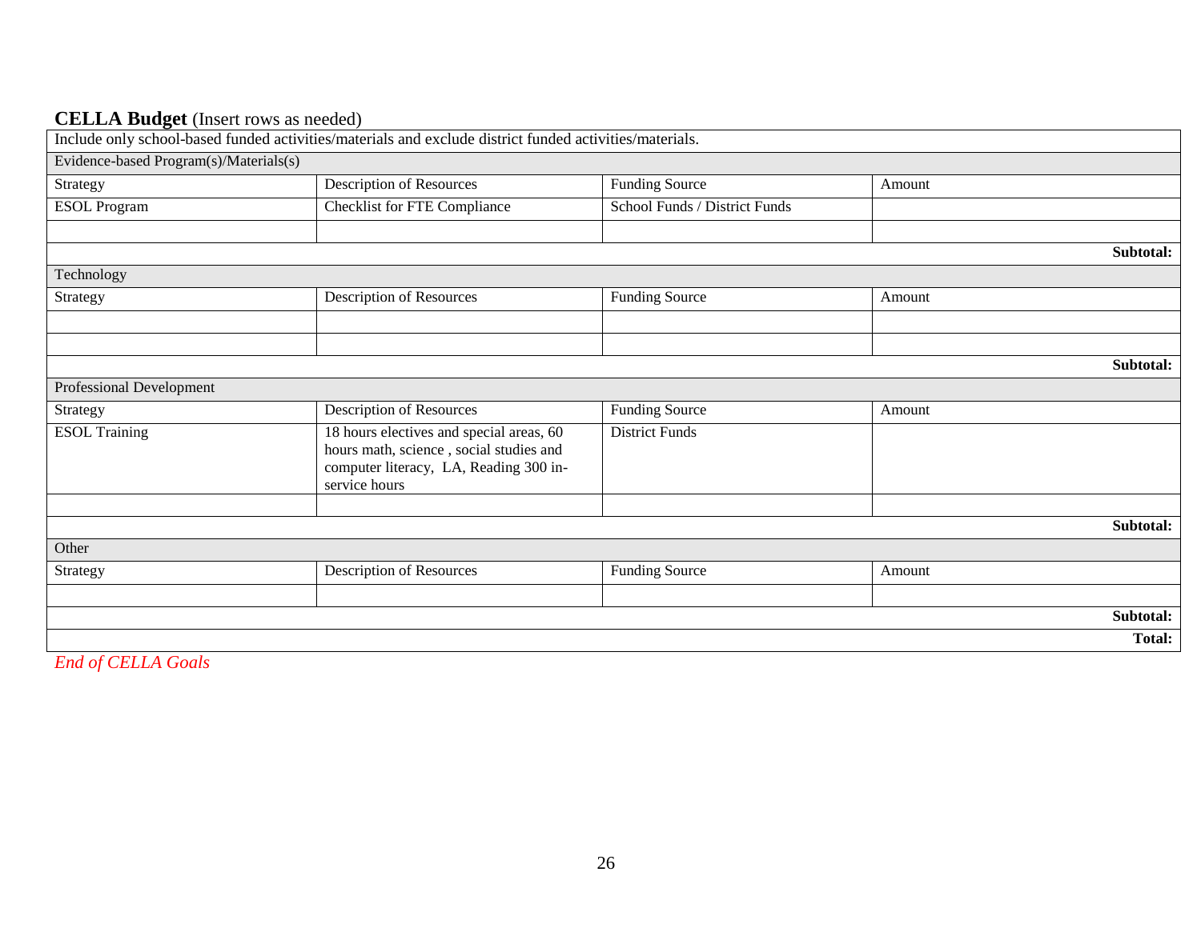**CELLA Budget** (Insert rows as needed)

| | | | |
|---|---|---|---|
| Include only school-based funded activities/materials and exclude district funded activities/materials. | | | |
| Evidence-based Program(s)/Materials(s) | | | |
| Strategy | Description of Resources | Funding Source | Amount |
| ESOL Program | Checklist for FTE Compliance | School Funds / District Funds | |
| | | | |
| | | | **Subtotal:** |
| Technology | | | |
| Strategy | Description of Resources | Funding Source | Amount |
| | | | |
| | | | |
| | | | **Subtotal:** |
| Professional Development | | | |
| Strategy | Description of Resources | Funding Source | Amount |
| ESOL Training | 18 hours electives and special areas, 60 hours math, science , social studies and computer literacy, LA, Reading 300 in-service hours | District Funds | |
| | | | |
| | | | **Subtotal:** |
| Other | | | |
| Strategy | Description of Resources | Funding Source | Amount |
| | | | |
| | | | **Subtotal:** |
| | | | **Total:** |

*End of CELLA Goals*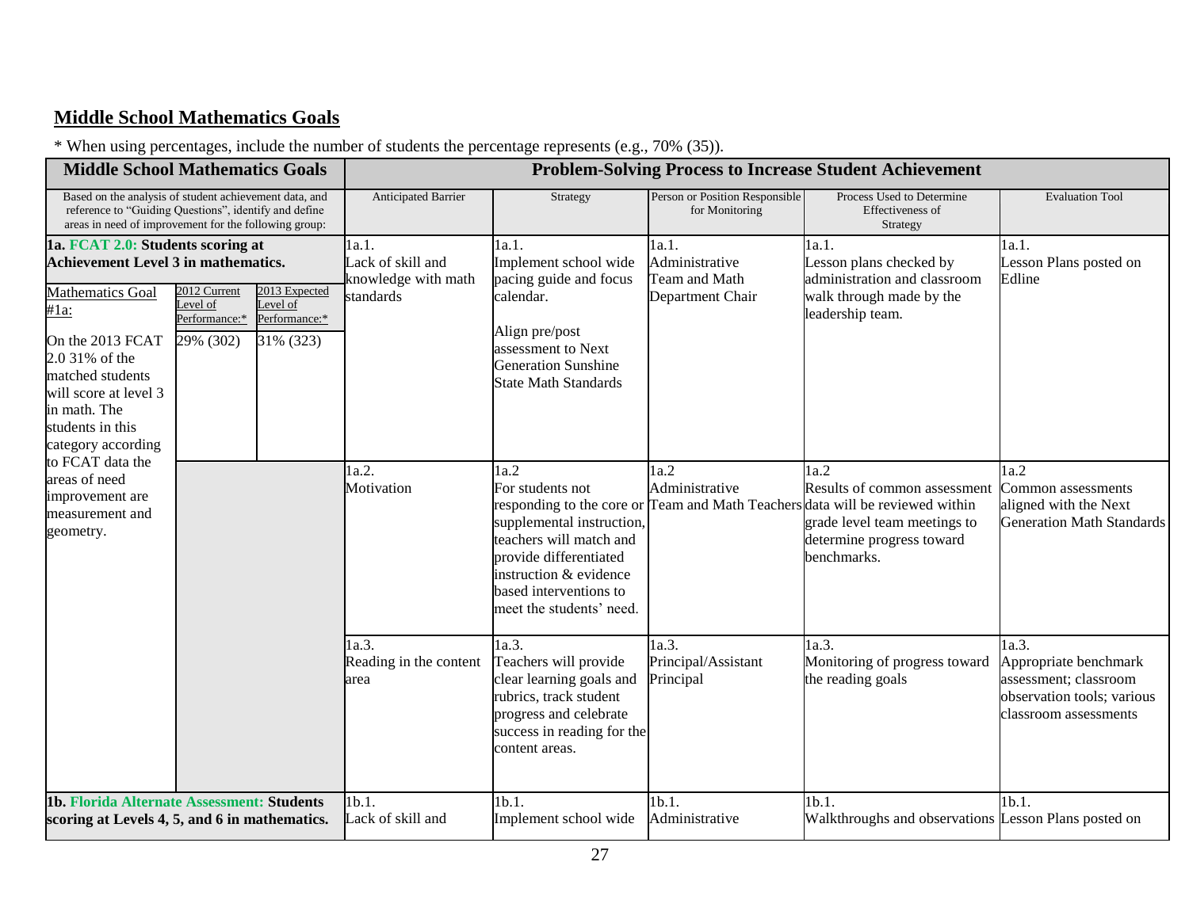## Middle School Mathematics Goals

* When using percentages, include the number of students the percentage represents (e.g., 70% (35)).

| Middle School Mathematics Goals | | | Problem-Solving Process to Increase Student Achievement | | | | |
|---|---|---|---|---|---|---|---|
| Based on the analysis of student achievement data, and reference to "Guiding Questions", identify and define areas in need of improvement for the following group: | | | Anticipated Barrier | Strategy | Person or Position Responsible for Monitoring | Process Used to Determine Effectiveness of Strategy | Evaluation Tool |
| **1a. FCAT 2.0: Students scoring at Achievement Level 3 in mathematics.** | | | 1a.1. Lack of skill and knowledge with math standards | 1a.1. Implement school wide pacing guide and focus calendar. Align pre/post assessment to Next Generation Sunshine State Math Standards | 1a.1. Administrative Team and Math Department Chair | 1a.1. Lesson plans checked by administration and classroom walk through made by the leadership team. | 1a.1. Lesson Plans posted on Edline |
| Mathematics Goal #1a: On the 2013 FCAT 2.0 31% of the matched students will score at level 3 in math. The students in this category according to FCAT data the areas of need improvement are measurement and geometry. | 2012 Current Level of Performance:* | 2013 Expected Level of Performance:* | | | | | |
| | 29% (302) | 31% (323) | | | | | |
| | | | 1a.2. Motivation | 1a.2 For students not responding to the core or supplemental instruction, teachers will match and provide differentiated instruction & evidence based interventions to meet the students' need. | 1a.2 Administrative Team and Math Teachers | 1a.2 Results of common assessment data will be reviewed within grade level team meetings to determine progress toward benchmarks. | 1a.2 Common assessments aligned with the Next Generation Math Standards |
| | | | 1a.3. Reading in the content area | 1a.3. Teachers will provide clear learning goals and rubrics, track student progress and celebrate success in reading for the content areas. | 1a.3. Principal/Assistant Principal | 1a.3. Monitoring of progress toward the reading goals | 1a.3. Appropriate benchmark assessment; classroom observation tools; various classroom assessments |
| **1b. Florida Alternate Assessment: Students scoring at Levels 4, 5, and 6 in mathematics.** | | | 1b.1. Lack of skill and | 1b.1. Implement school wide | 1b.1. Administrative | 1b.1. Walkthroughs and observations | 1b.1. Lesson Plans posted on |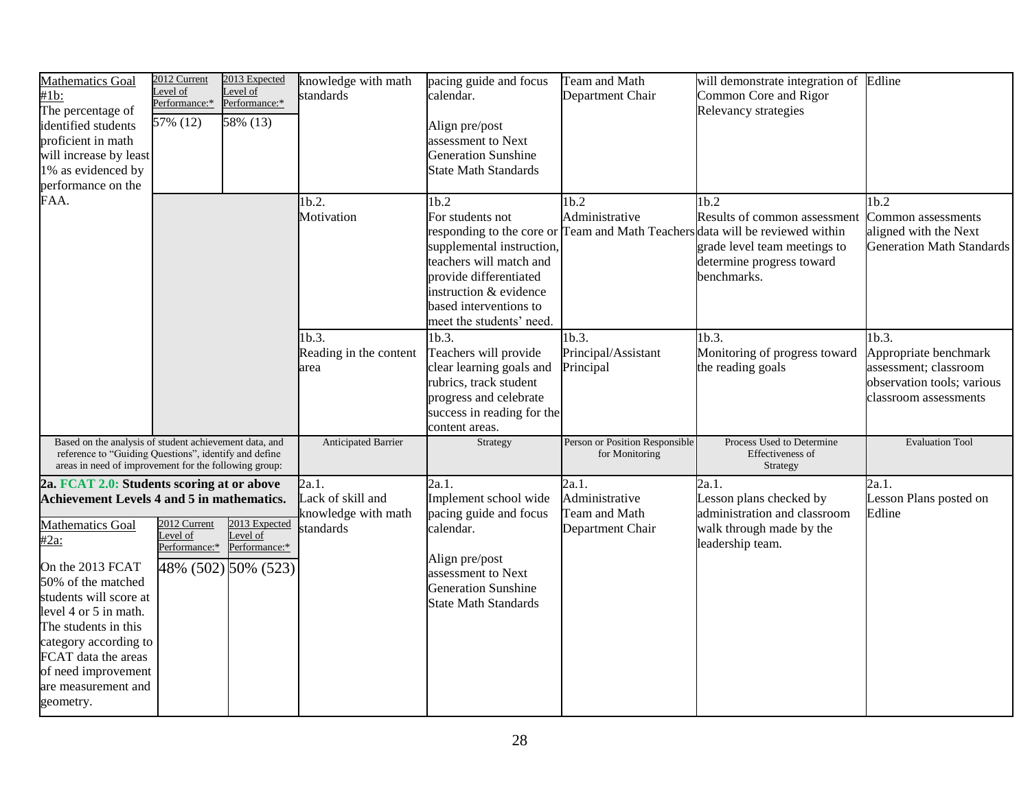| | | | | | | |
|---|---|---|---|---|---|---|
| Mathematics Goal #1b: The percentage of identified students proficient in math will increase by least 1% as evidenced by performance on the FAA. | 2012 Current Level of Performance:* 57% (12) | 2013 Expected Level of Performance:* 58% (13) | knowledge with math standards | pacing guide and focus calendar.<br><br>Align pre/post assessment to Next Generation Sunshine State Math Standards | Team and Math Department Chair | will demonstrate integration of Common Core and Rigor Relevancy strategies | Edline |
| | | | 1b.2.<br>Motivation | 1b.2<br>For students not responding to the core or supplemental instruction, teachers will match and provide differentiated instruction & evidence based interventions to meet the students' need. | 1b.2<br>Administrative Team and Math Teachers | 1b.2<br>Results of common assessment data will be reviewed within grade level team meetings to determine progress toward benchmarks. | 1b.2<br>Common assessments aligned with the Next Generation Math Standards |
| | | | 1b.3.<br>Reading in the content area | 1b.3.<br>Teachers will provide clear learning goals and rubrics, track student progress and celebrate success in reading for the content areas. | 1b.3.<br>Principal/Assistant Principal | 1b.3.<br>Monitoring of progress toward the reading goals | 1b.3.<br>Appropriate benchmark assessment; classroom observation tools; various classroom assessments |
| Based on the analysis of student achievement data, and reference to "Guiding Questions", identify and define areas in need of improvement for the following group: | | | Anticipated Barrier | Strategy | Person or Position Responsible for Monitoring | Process Used to Determine Effectiveness of Strategy | Evaluation Tool |
| **2a. FCAT 2.0: Students scoring at or above Achievement Levels 4 and 5 in mathematics.**<br><br>Mathematics Goal #2a:<br><br>On the 2013 FCAT 50% of the matched students will score at level 4 or 5 in math. The students in this category according to FCAT data the areas of need improvement are measurement and geometry. | 2012 Current Level of Performance:* 48% (502) | 2013 Expected Level of Performance:* 50% (523) | 2a.1.<br>Lack of skill and knowledge with math standards | 2a.1.<br>Implement school wide pacing guide and focus calendar.<br><br>Align pre/post assessment to Next Generation Sunshine State Math Standards | 2a.1.<br>Administrative Team and Math Department Chair | 2a.1.<br>Lesson plans checked by administration and classroom walk through made by the leadership team. | 2a.1.<br>Lesson Plans posted on Edline |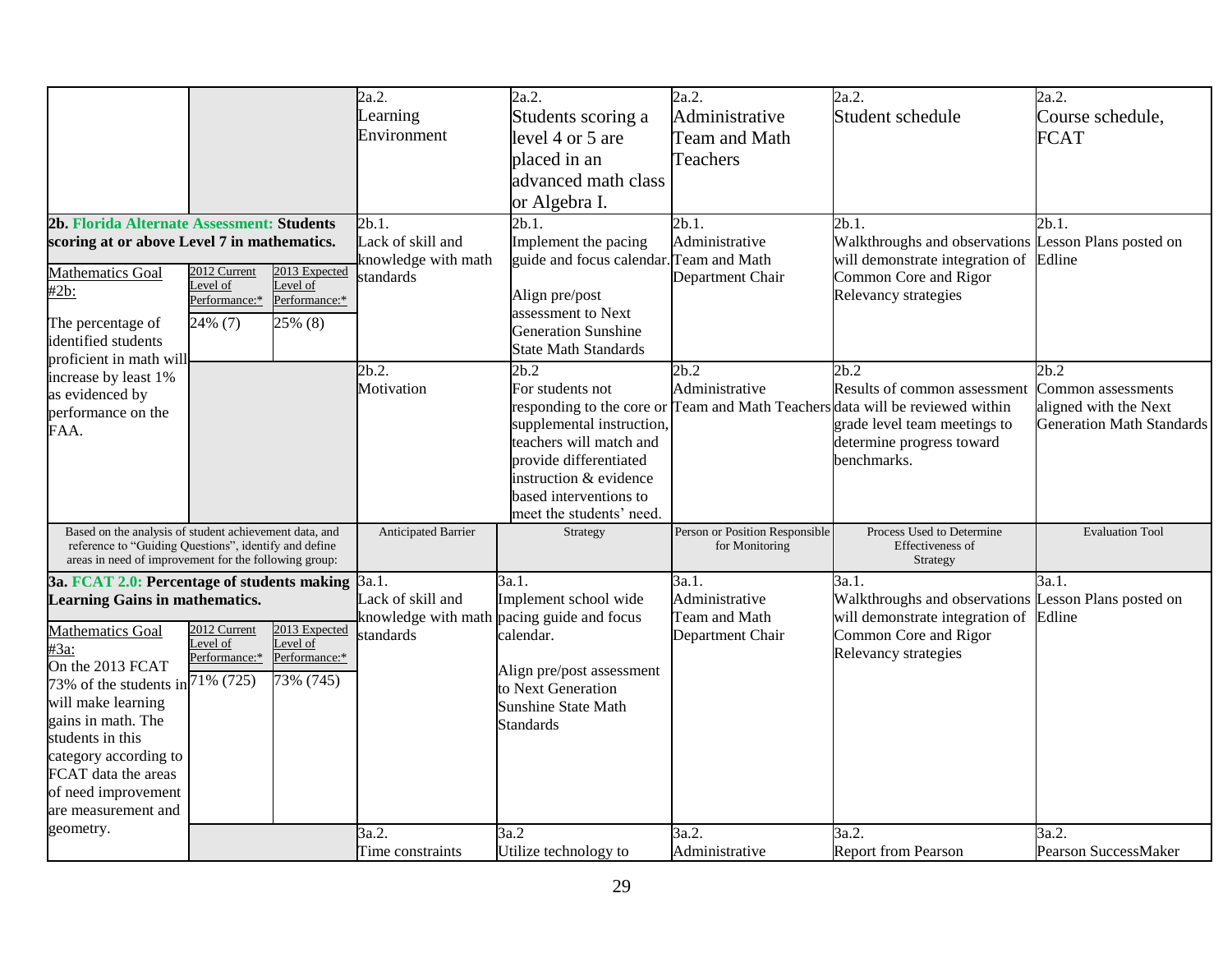| | | | | | | |
|---|---|---|---|---|---|---|
| | | | 2a.2. Learning Environment | 2a.2. Students scoring a level 4 or 5 are placed in an advanced math class or Algebra I. | 2a.2. Administrative Team and Math Teachers | 2a.2. Student schedule | 2a.2. Course schedule, FCAT |
| **2b. Florida Alternate Assessment: Students scoring at or above Level 7 in mathematics.**<br><br>Mathematics Goal #2b:<br><br>The percentage of identified students proficient in math will increase by least 1% as evidenced by performance on the FAA. | 2012 Current Level of Performance:*<br><br>24% (7) | 2013 Expected Level of Performance:*<br><br>25% (8) | 2b.1. Lack of skill and knowledge with math standards | 2b.1. Implement the pacing guide and focus calendar.<br><br>Align pre/post assessment to Next Generation Sunshine State Math Standards | 2b.1. Administrative Team and Math Department Chair | 2b.1. Walkthroughs and observations will demonstrate integration of Common Core and Rigor Relevancy strategies | 2b.1. Lesson Plans posted on Edline |
| | | | 2b.2. Motivation | 2b.2 For students not responding to the core or supplemental instruction, teachers will match and provide differentiated instruction & evidence based interventions to meet the students' need. | 2b.2 Administrative Team and Math Teachers | 2b.2 Results of common assessment data will be reviewed within grade level team meetings to determine progress toward benchmarks. | 2b.2 Common assessments aligned with the Next Generation Math Standards |
| Based on the analysis of student achievement data, and reference to "Guiding Questions", identify and define areas in need of improvement for the following group: | | | Anticipated Barrier | Strategy | Person or Position Responsible for Monitoring | Process Used to Determine Effectiveness of Strategy | Evaluation Tool |
| **3a. FCAT 2.0: Percentage of students making Learning Gains in mathematics.**<br><br>Mathematics Goal #3a:<br>On the 2013 FCAT 73% of the students in will make learning gains in math. The students in this category according to FCAT data the areas of need improvement are measurement and geometry. | 2012 Current Level of Performance:*<br><br>71% (725) | 2013 Expected Level of Performance:*<br><br>73% (745) | 3a.1. Lack of skill and knowledge with math standards | 3a.1. Implement school wide pacing guide and focus calendar.<br><br>Align pre/post assessment to Next Generation Sunshine State Math Standards | 3a.1. Administrative Team and Math Department Chair | 3a.1. Walkthroughs and observations will demonstrate integration of Common Core and Rigor Relevancy strategies | 3a.1. Lesson Plans posted on Edline |
| | | | 3a.2. Time constraints | 3a.2 Utilize technology to | 3a.2. Administrative | 3a.2. Report from Pearson | 3a.2. Pearson SuccessMaker |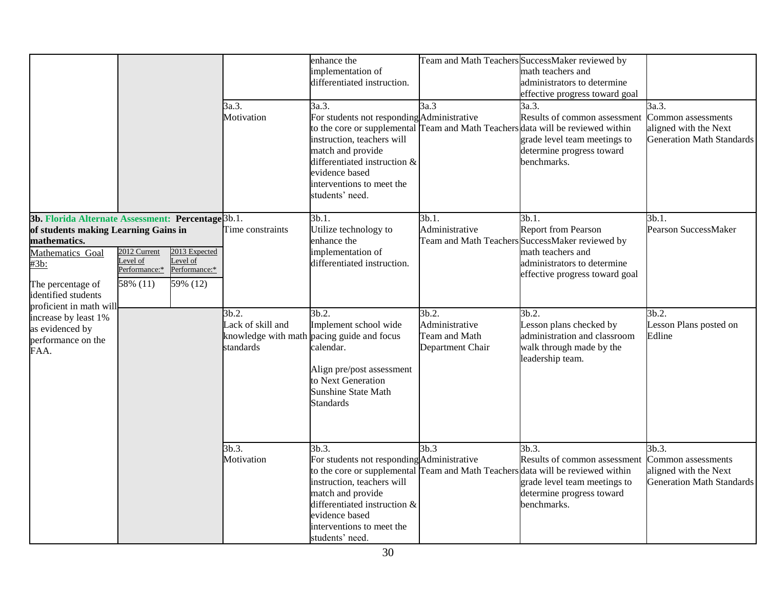| | | | | | | | |
|---|---|---|---|---|---|---|---|
| | | | | enhance the implementation of differentiated instruction. | Team and Math Teachers | SuccessMaker reviewed by math teachers and administrators to determine effective progress toward goal | |
| | | | 3a.3.<br>Motivation | 3a.3.<br>For students not responding to the core or supplemental instruction, teachers will match and provide differentiated instruction & evidence based interventions to meet the students' need. | 3a.3<br>Administrative Team and Math Teachers | 3a.3.<br>Results of common assessment data will be reviewed within grade level team meetings to determine progress toward benchmarks. | 3a.3.<br>Common assessments aligned with the Next Generation Math Standards |
| **3b. Florida Alternate Assessment: Percentage of students making Learning Gains in mathematics.** | | | 3b.1.<br>Time constraints | 3b.1.<br>Utilize technology to enhance the implementation of differentiated instruction. | 3b.1.<br>Administrative Team and Math Teachers | 3b.1.<br>Report from Pearson SuccessMaker reviewed by math teachers and administrators to determine effective progress toward goal | 3b.1.<br>Pearson SuccessMaker |
| Mathematics Goal #3b: | 2012 Current Level of Performance:* | 2013 Expected Level of Performance:* | | | | | |
| The percentage of identified students proficient in math will increase by least 1% as evidenced by performance on the FAA. | 58% (11) | 59% (12) | | | | | |
| | | | 3b.2.<br>Lack of skill and knowledge with math standards | 3b.2.<br>Implement school wide pacing guide and focus calendar.<br><br>Align pre/post assessment to Next Generation Sunshine State Math Standards | 3b.2.<br>Administrative Team and Math Department Chair | 3b.2.<br>Lesson plans checked by administration and classroom walk through made by the leadership team. | 3b.2.<br>Lesson Plans posted on Edline |
| | | | 3b.3.<br>Motivation | 3b.3.<br>For students not responding to the core or supplemental instruction, teachers will match and provide differentiated instruction & evidence based interventions to meet the students' need. | 3b.3<br>Administrative Team and Math Teachers | 3b.3.<br>Results of common assessment data will be reviewed within grade level team meetings to determine progress toward benchmarks. | 3b.3.<br>Common assessments aligned with the Next Generation Math Standards |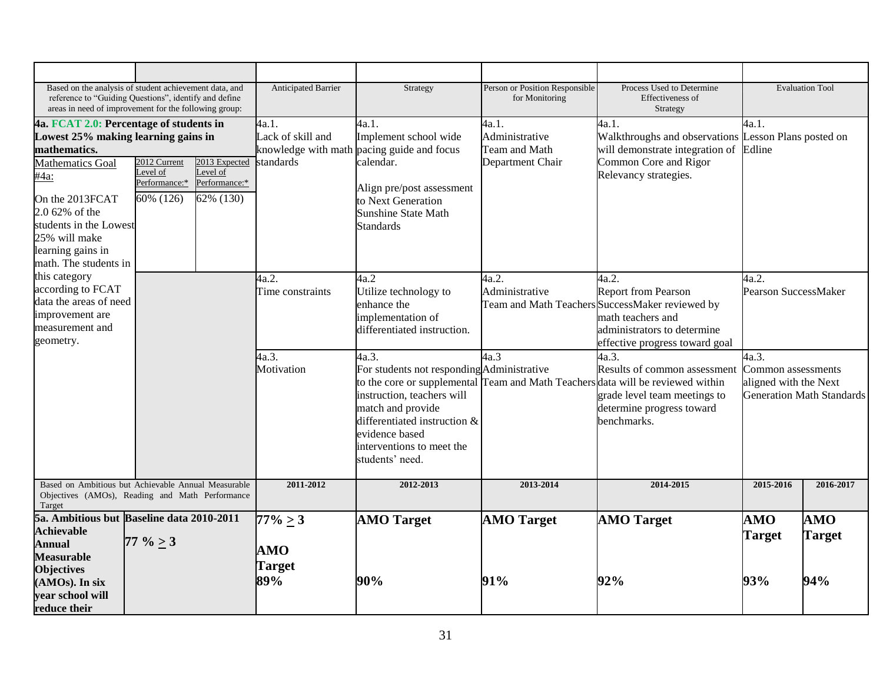| | | | | | | | | |
|---|---|---|---|---|---|---|---|---|
| Based on the analysis of student achievement data, and reference to "Guiding Questions", identify and define areas in need of improvement for the following group: | | | Anticipated Barrier | Strategy | Person or Position Responsible for Monitoring | Process Used to Determine Effectiveness of Strategy | Evaluation Tool | |
| **4a. FCAT 2.0: Percentage of students in Lowest 25% making learning gains in mathematics.** | | | 4a.1. Lack of skill and knowledge with math standards | 4a.1. Implement school wide pacing guide and focus calendar. Align pre/post assessment to Next Generation Sunshine State Math Standards | 4a.1. Administrative Team and Math Department Chair | 4a.1. Walkthroughs and observations will demonstrate integration of Common Core and Rigor Relevancy strategies. | 4a.1. Lesson Plans posted on Edline | |
| Mathematics Goal #4a: On the 2013FCAT 2.0 62% of the students in the Lowest 25% will make learning gains in math. The students in this category according to FCAT data the areas of need improvement are measurement and geometry. | 2012 Current Level of Performance:* 60% (126) | 2013 Expected Level of Performance:* 62% (130) | | | | | | |
| | | | 4a.2. Time constraints | 4a.2 Utilize technology to enhance the implementation of differentiated instruction. | 4a.2. Administrative Team and Math Teachers | 4a.2. Report from Pearson SuccessMaker reviewed by math teachers and administrators to determine effective progress toward goal | 4a.2. Pearson SuccessMaker | |
| | | | 4a.3. Motivation | 4a.3. For students not responding to the core or supplemental instruction, teachers will match and provide differentiated instruction & evidence based interventions to meet the students' need. | 4a.3 Administrative Team and Math Teachers | 4a.3. Results of common assessment data will be reviewed within grade level team meetings to determine progress toward benchmarks. | 4a.3. Common assessments aligned with the Next Generation Math Standards | |
| Based on Ambitious but Achievable Annual Measurable Objectives (AMOs), Reading and Math Performance Target | | | 2011-2012 | 2012-2013 | 2013-2014 | 2014-2015 | 2015-2016 | 2016-2017 |
| **5a. Ambitious but Achievable Annual Measurable Objectives (AMOs). In six year school will reduce their** | **Baseline data 2010-2011** **77 % > 3** | | **77% > 3** **AMO Target 89%** | **AMO Target** **90%** | **AMO Target** **91%** | **AMO Target** **92%** | **AMO Target** **93%** | **AMO Target** **94%** |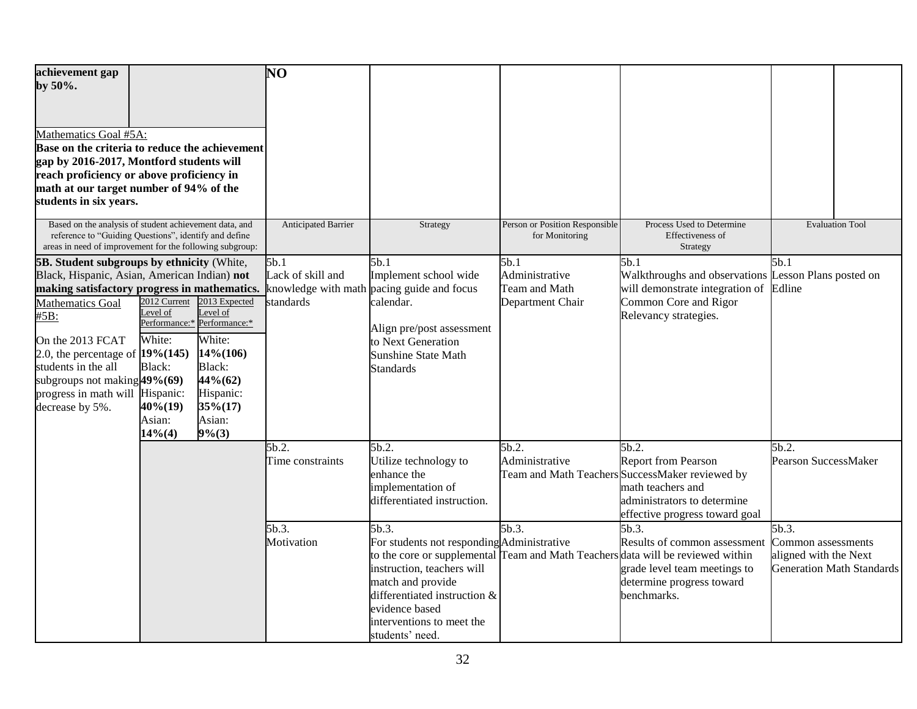| | | | | | | | |
|---|---|---|---|---|---|---|---|
| **achievement gap by 50%.** | | | **NO** | | | | |
| Mathematics Goal #5A: **Base on the criteria to reduce the achievement gap by 2016-2017, Montford students will reach proficiency or above proficiency in math at our target number of 94% of the students in six years.** | | | | | | | |
| Based on the analysis of student achievement data, and reference to "Guiding Questions", identify and define areas in need of improvement for the following subgroup: | | | Anticipated Barrier | Strategy | Person or Position Responsible for Monitoring | Process Used to Determine Effectiveness of Strategy | Evaluation Tool |
| **5B. Student subgroups by ethnicity** (White, Black, Hispanic, Asian, American Indian) **not making satisfactory progress in mathematics.** | | | 5b.1 Lack of skill and knowledge with math standards | 5b.1 Implement school wide pacing guide and focus calendar. Align pre/post assessment to Next Generation Sunshine State Math Standards | 5b.1 Administrative Team and Math Department Chair | 5b.1 Walkthroughs and observations will demonstrate integration of Common Core and Rigor Relevancy strategies. | 5b.1 Lesson Plans posted on Edline |
| Mathematics Goal #5B: | 2012 Current Level of Performance:* | 2013 Expected Level of Performance:* | | | | | |
| On the 2013 FCAT 2.0, the percentage of students in the all subgroups not making progress in math will decrease by 5%. | White: **19%(145)** Black: **49%(69)** Hispanic: **40%(19)** Asian: **14%(4)** | White: **14%(106)** Black: **44%(62)** Hispanic: **35%(17)** Asian: **9%(3)** | | | | | |
| | | | 5b.2. Time constraints | 5b.2. Utilize technology to enhance the implementation of differentiated instruction. | 5b.2. Administrative Team and Math Teachers | 5b.2. Report from Pearson SuccessMaker reviewed by math teachers and administrators to determine effective progress toward goal | 5b.2. Pearson SuccessMaker |
| | | | 5b.3. Motivation | 5b.3. For students not responding to the core or supplemental instruction, teachers will match and provide differentiated instruction & evidence based interventions to meet the students' need. | 5b.3. Administrative Team and Math Teachers | 5b.3. Results of common assessment data will be reviewed within grade level team meetings to determine progress toward benchmarks. | 5b.3. Common assessments aligned with the Next Generation Math Standards |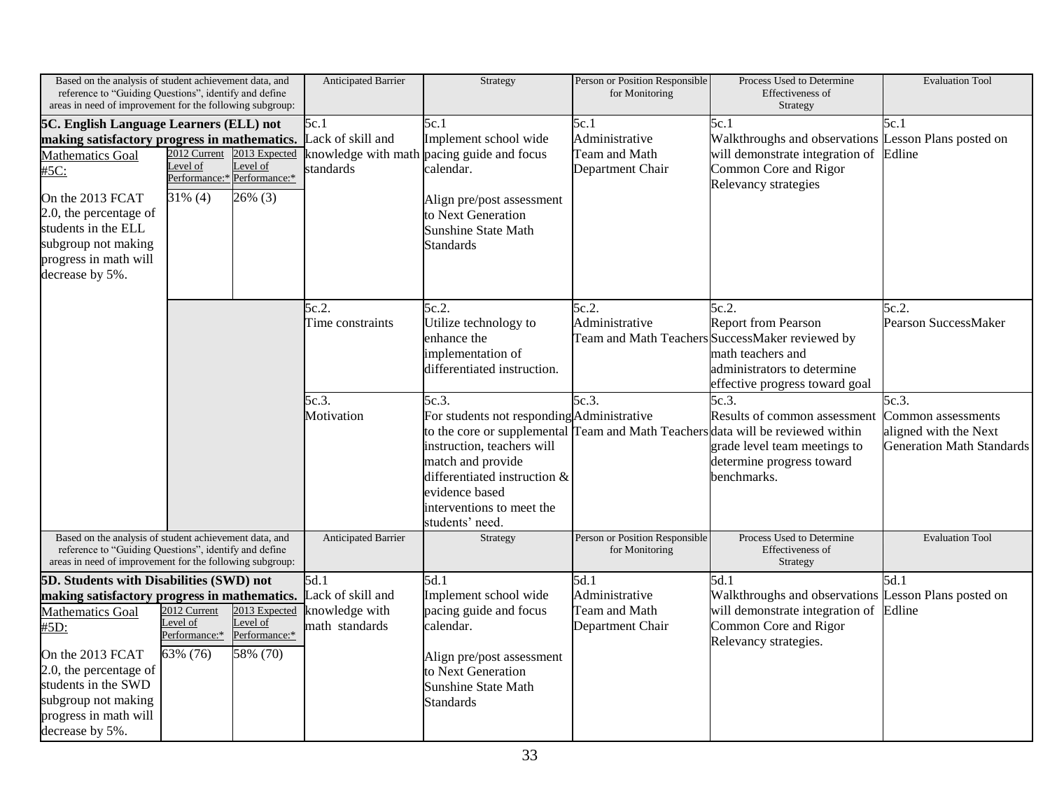| Based on the analysis of student achievement data, and reference to "Guiding Questions", identify and define areas in need of improvement for the following subgroup: | | | Anticipated Barrier | Strategy | Person or Position Responsible for Monitoring | Process Used to Determine Effectiveness of Strategy | Evaluation Tool |
|---|---|---|---|---|---|---|---|
| **5C. English Language Learners (ELL) not making satisfactory progress in mathematics.** | | | 5c.1<br>Lack of skill and knowledge with math standards | 5c.1<br>Implement school wide pacing guide and focus calendar.<br><br>Align pre/post assessment to Next Generation Sunshine State Math Standards | 5c.1<br>Administrative Team and Math Department Chair | 5c.1<br>Walkthroughs and observations will demonstrate integration of Common Core and Rigor Relevancy strategies | 5c.1<br>Lesson Plans posted on Edline |
| Mathematics Goal #5C:<br><br>On the 2013 FCAT 2.0, the percentage of students in the ELL subgroup not making progress in math will decrease by 5%. | 2012 Current Level of Performance:*<br><br>31% (4) | 2013 Expected Level of Performance:*<br><br>26% (3) | | | | | |
| | | | 5c.2.<br>Time constraints | 5c.2.<br>Utilize technology to enhance the implementation of differentiated instruction. | 5c.2.<br>Administrative Team and Math Teachers | 5c.2.<br>Report from Pearson SuccessMaker reviewed by math teachers and administrators to determine effective progress toward goal | 5c.2.<br>Pearson SuccessMaker |
| | | | 5c.3.<br>Motivation | 5c.3.<br>For students not responding to the core or supplemental instruction, teachers will match and provide differentiated instruction & evidence based interventions to meet the students' need. | 5c.3.<br>Administrative Team and Math Teachers | 5c.3.<br>Results of common assessment data will be reviewed within grade level team meetings to determine progress toward benchmarks. | 5c.3.<br>Common assessments aligned with the Next Generation Math Standards |

| Based on the analysis of student achievement data, and reference to "Guiding Questions", identify and define areas in need of improvement for the following subgroup: | | | Anticipated Barrier | Strategy | Person or Position Responsible for Monitoring | Process Used to Determine Effectiveness of Strategy | Evaluation Tool |
|---|---|---|---|---|---|---|---|
| **5D. Students with Disabilities (SWD) not making satisfactory progress in mathematics.** | | | 5d.1<br>Lack of skill and knowledge with math standards | 5d.1<br>Implement school wide pacing guide and focus calendar.<br><br>Align pre/post assessment to Next Generation Sunshine State Math Standards | 5d.1<br>Administrative Team and Math Department Chair | 5d.1<br>Walkthroughs and observations will demonstrate integration of Common Core and Rigor Relevancy strategies. | 5d.1<br>Lesson Plans posted on Edline |
| Mathematics Goal #5D:<br><br>On the 2013 FCAT 2.0, the percentage of students in the SWD subgroup not making progress in math will decrease by 5%. | 2012 Current Level of Performance:*<br><br>63% (76) | 2013 Expected Level of Performance:*<br><br>58% (70) | | | | | |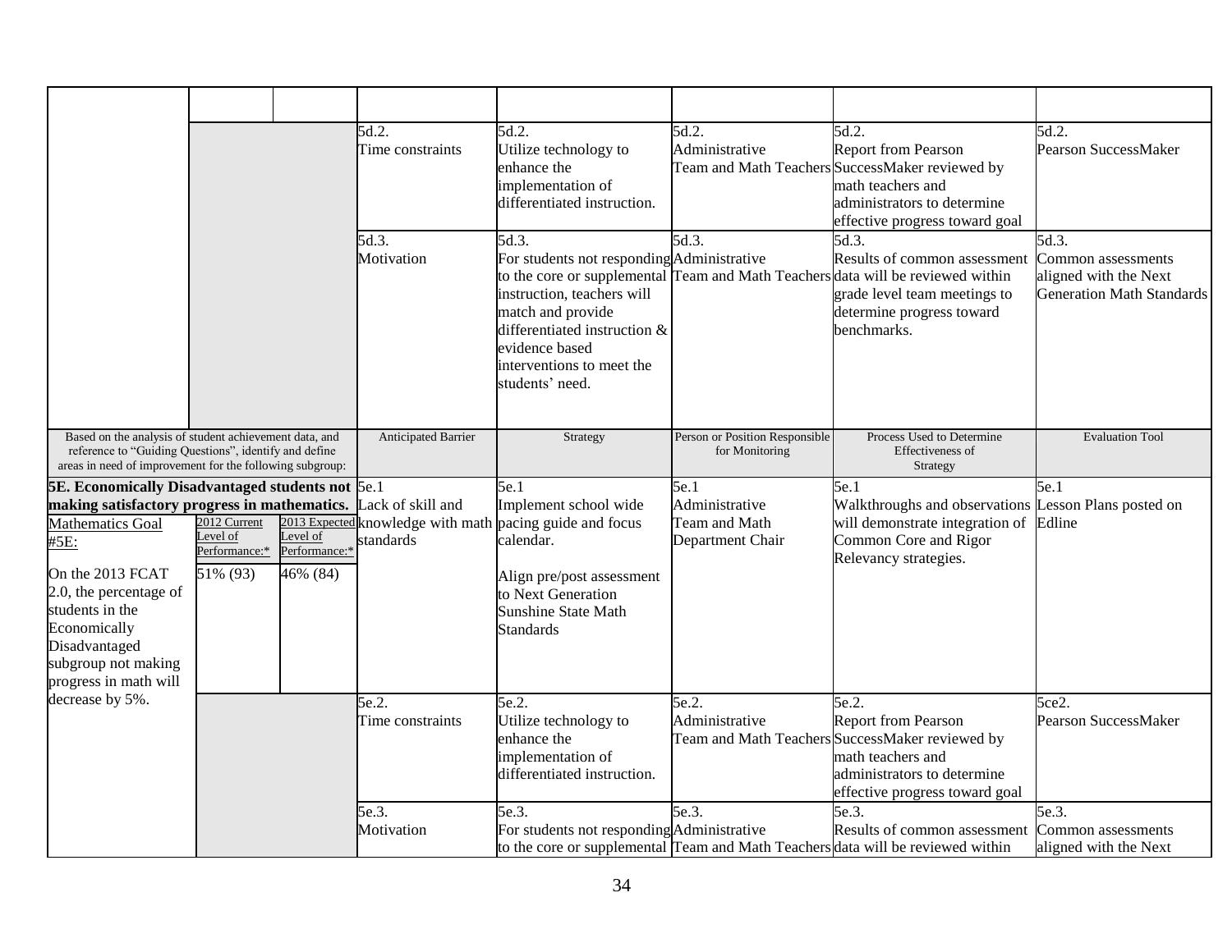| | | | | | | | |
|---|---|---|---|---|---|---|---|
| | | | | | | | |
| | | | 5d.2.<br>Time constraints | 5d.2.<br>Utilize technology to enhance the implementation of differentiated instruction. | 5d.2.<br>Administrative Team and Math Teachers | 5d.2.<br>Report from Pearson SuccessMaker reviewed by math teachers and administrators to determine effective progress toward goal | 5d.2.<br>Pearson SuccessMaker |
| | | | 5d.3.<br>Motivation | 5d.3.<br>For students not responding to the core or supplemental instruction, teachers will match and provide differentiated instruction & evidence based interventions to meet the students' need. | 5d.3.<br>Administrative Team and Math Teachers | 5d.3.<br>Results of common assessment data will be reviewed within grade level team meetings to determine progress toward benchmarks. | 5d.3.<br>Common assessments aligned with the Next Generation Math Standards |
| Based on the analysis of student achievement data, and reference to "Guiding Questions", identify and define areas in need of improvement for the following subgroup: | | | Anticipated Barrier | Strategy | Person or Position Responsible for Monitoring | Process Used to Determine Effectiveness of Strategy | Evaluation Tool |
| **5E. Economically Disadvantaged students not making satisfactory progress in mathematics.** | | | 5e.1<br>Lack of skill and knowledge with math standards | 5e.1<br>Implement school wide pacing guide and focus calendar.<br><br>Align pre/post assessment to Next Generation Sunshine State Math Standards | 5e.1<br>Administrative Team and Math Department Chair | 5e.1<br>Walkthroughs and observations will demonstrate integration of Common Core and Rigor Relevancy strategies. | 5e.1<br>Lesson Plans posted on Edline |
| Mathematics Goal #5E: | 2012 Current Level of Performance:* | 2013 Expected Level of Performance:* | | | | | |
| On the 2013 FCAT 2.0, the percentage of students in the Economically Disadvantaged subgroup not making progress in math will decrease by 5%. | 51% (93) | 46% (84) | | | | | |
| | | | 5e.2.<br>Time constraints | 5e.2.<br>Utilize technology to enhance the implementation of differentiated instruction. | 5e.2.<br>Administrative Team and Math Teachers | 5e.2.<br>Report from Pearson SuccessMaker reviewed by math teachers and administrators to determine effective progress toward goal | 5ce2.<br>Pearson SuccessMaker |
| | | | 5e.3.<br>Motivation | 5e.3.<br>For students not responding to the core or supplemental | 5e.3.<br>Administrative Team and Math Teachers | 5e.3.<br>Results of common assessment data will be reviewed within | 5e.3.<br>Common assessments aligned with the Next |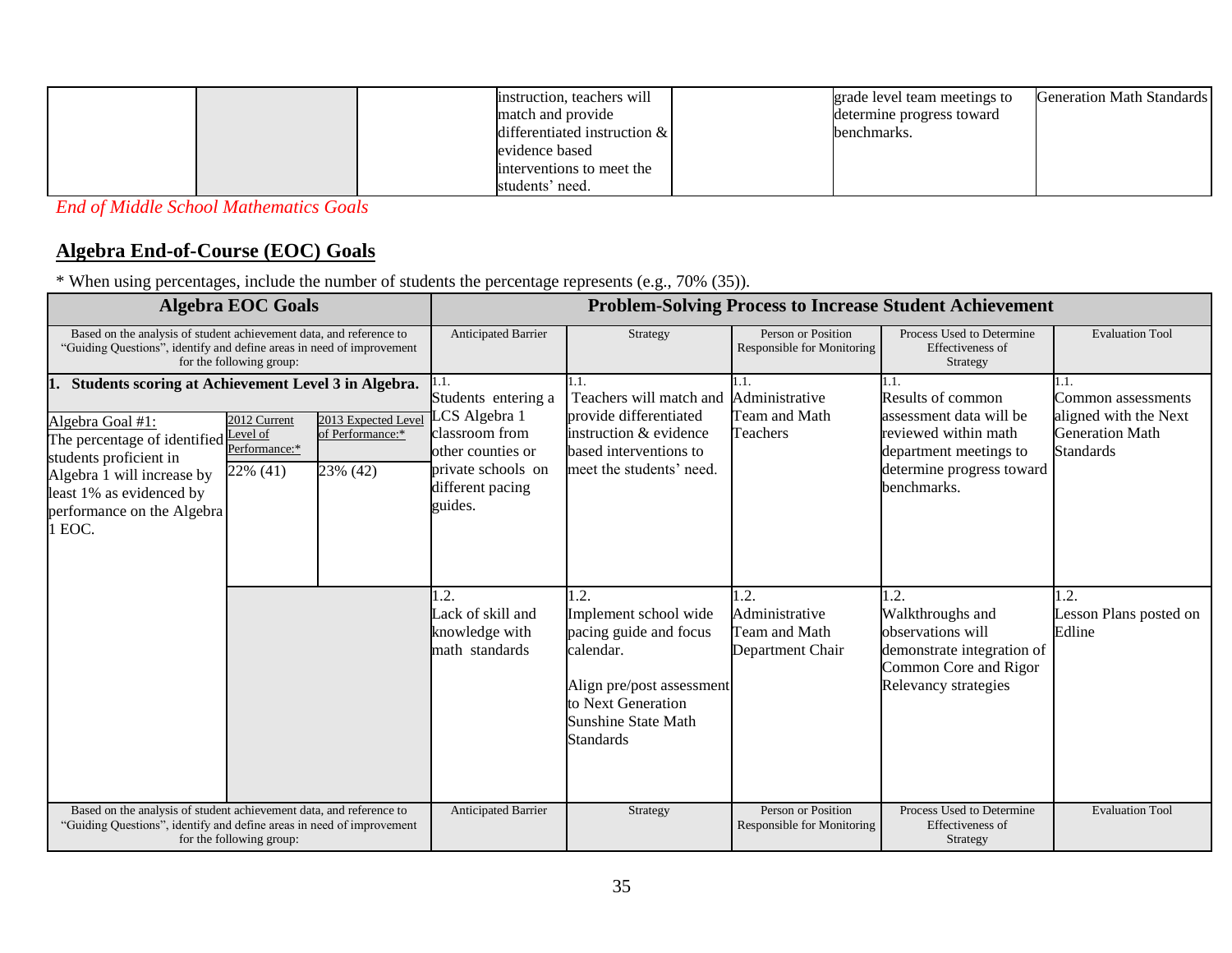| | | | | | | | |
|---|---|---|---|---|---|---|---|
| | | | instruction, teachers will match and provide differentiated instruction & evidence based interventions to meet the students' need. | | grade level team meetings to determine progress toward benchmarks. | Generation Math Standards |

*End of Middle School Mathematics Goals*

## Algebra End-of-Course (EOC) Goals

\* When using percentages, include the number of students the percentage represents (e.g., 70% (35)).

| Algebra EOC Goals | | | Problem-Solving Process to Increase Student Achievement | | | | |
|---|---|---|---|---|---|---|---|
| Based on the analysis of student achievement data, and reference to "Guiding Questions", identify and define areas in need of improvement for the following group: | | | Anticipated Barrier | Strategy | Person or Position Responsible for Monitoring | Process Used to Determine Effectiveness of Strategy | Evaluation Tool |
| **1. Students scoring at Achievement Level 3 in Algebra.** | | | 1.1. Students entering a LCS Algebra 1 classroom from other counties or private schools on different pacing guides. | 1.1. Teachers will match and provide differentiated instruction & evidence based interventions to meet the students' need. | 1.1. Administrative Team and Math Teachers | 1.1. Results of common assessment data will be reviewed within math department meetings to determine progress toward benchmarks. | 1.1. Common assessments aligned with the Next Generation Math Standards |
| Algebra Goal #1: The percentage of identified students proficient in Algebra 1 will increase by least 1% as evidenced by performance on the Algebra 1 EOC. | 2012 Current Level of Performance:\* 22% (41) | 2013 Expected Level of Performance:\* 23% (42) | | | | | |
| | | | 1.2. Lack of skill and knowledge with math standards | 1.2. Implement school wide pacing guide and focus calendar. Align pre/post assessment to Next Generation Sunshine State Math Standards | 1.2. Administrative Team and Math Department Chair | 1.2. Walkthroughs and observations will demonstrate integration of Common Core and Rigor Relevancy strategies | 1.2. Lesson Plans posted on Edline |
| Based on the analysis of student achievement data, and reference to "Guiding Questions", identify and define areas in need of improvement for the following group: | | | Anticipated Barrier | Strategy | Person or Position Responsible for Monitoring | Process Used to Determine Effectiveness of Strategy | Evaluation Tool |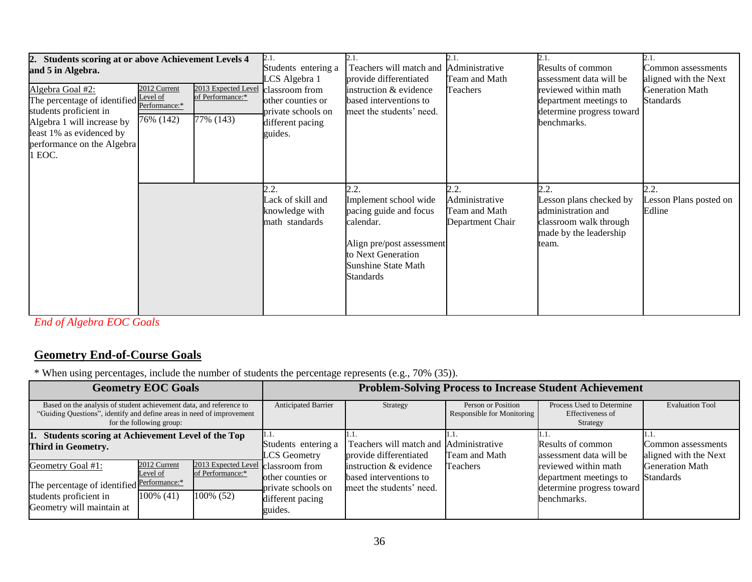| 2. Students scoring at or above Achievement Levels 4 and 5 in Algebra. | | | Anticipated Barrier | Strategy | Person or Position Responsible for Monitoring | Process Used to Determine Effectiveness of Strategy | Evaluation Tool |
|---|---|---|---|---|---|---|---|
| Algebra Goal #2: The percentage of identified students proficient in Algebra 1 will increase by least 1% as evidenced by performance on the Algebra 1 EOC. | 2012 Current Level of Performance:* 76% (142) | 2013 Expected Level of Performance:* 77% (143) | 2.1. Students entering a LCS Algebra 1 classroom from other counties or private schools on different pacing guides. | 2.1. Teachers will match and provide differentiated instruction & evidence based interventions to meet the students' need. | 2.1. Administrative Team and Math Teachers | 2.1. Results of common assessment data will be reviewed within math department meetings to determine progress toward benchmarks. | 2.1. Common assessments aligned with the Next Generation Math Standards |
| | | | 2.2. Lack of skill and knowledge with math standards | 2.2. Implement school wide pacing guide and focus calendar. Align pre/post assessment to Next Generation Sunshine State Math Standards | 2.2. Administrative Team and Math Department Chair | 2.2. Lesson plans checked by administration and classroom walk through made by the leadership team. | 2.2. Lesson Plans posted on Edline |

*End of Algebra EOC Goals*

## Geometry End-of-Course Goals

* When using percentages, include the number of students the percentage represents (e.g., 70% (35)).

| Geometry EOC Goals | | | Problem-Solving Process to Increase Student Achievement | | | | |
|---|---|---|---|---|---|---|---|
| Based on the analysis of student achievement data, and reference to "Guiding Questions", identify and define areas in need of improvement for the following group: | | | Anticipated Barrier | Strategy | Person or Position Responsible for Monitoring | Process Used to Determine Effectiveness of Strategy | Evaluation Tool |
| 1. Students scoring at Achievement Level of the Top Third in Geometry. | | | 1.1. Students entering a LCS Geometry classroom from other counties or private schools on different pacing guides. | 1.1. Teachers will match and provide differentiated instruction & evidence based interventions to meet the students' need. | 1.1. Administrative Team and Math Teachers | 1.1. Results of common assessment data will be reviewed within math department meetings to determine progress toward benchmarks. | 1.1. Common assessments aligned with the Next Generation Math Standards |
| Geometry Goal #1: The percentage of identified students proficient in Geometry will maintain at | 2012 Current Level of Performance:* 100% (41) | 2013 Expected Level of Performance:* 100% (52) | | | | | |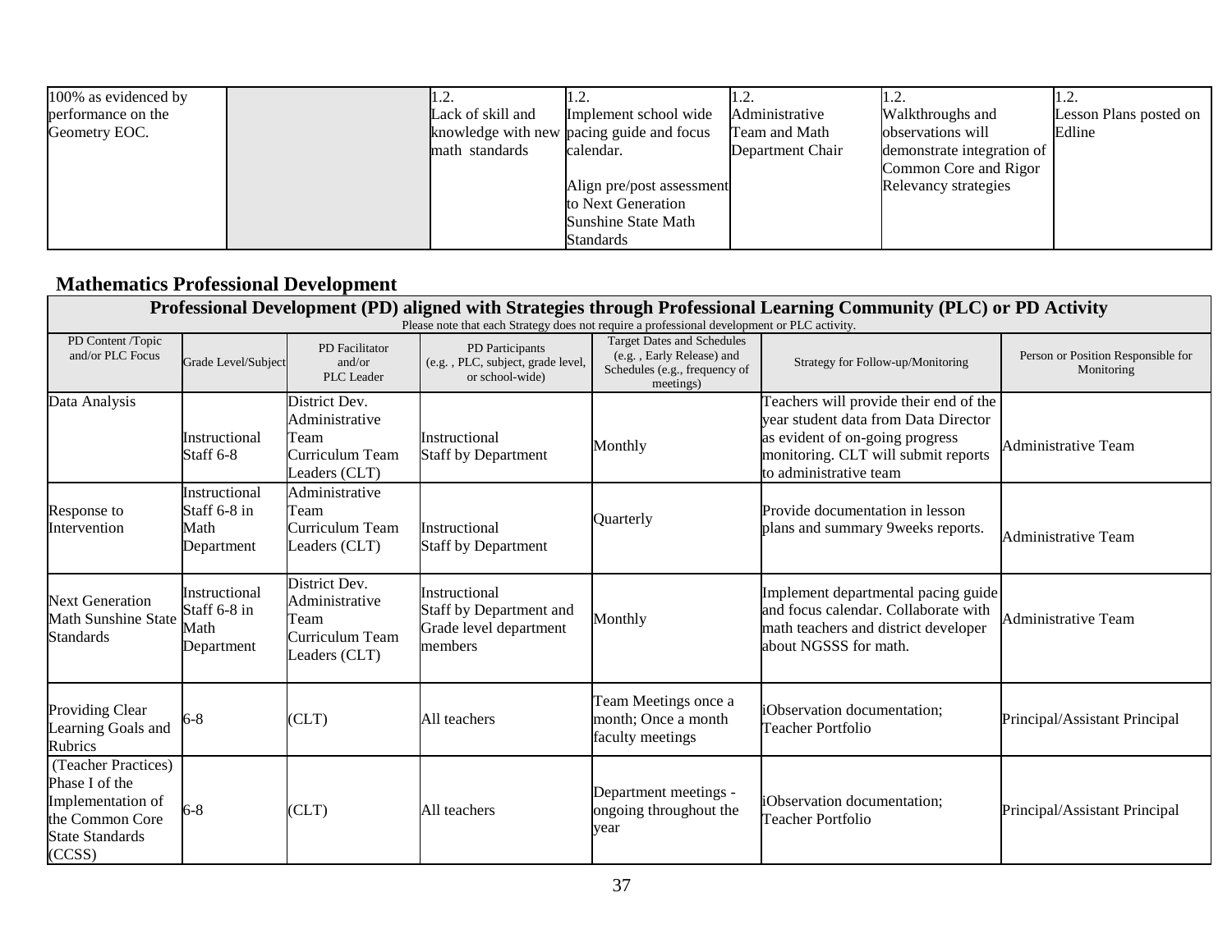| | | | | | | |
|---|---|---|---|---|---|---|
| 100% as evidenced by performance on the Geometry EOC. | | 1.2. Lack of skill and knowledge with new math standards | 1.2. Implement school wide pacing guide and focus calendar.<br><br>Align pre/post assessment to Next Generation Sunshine State Math Standards | 1.2. Administrative Team and Math Department Chair | 1.2. Walkthroughs and observations will demonstrate integration of Common Core and Rigor Relevancy strategies | 1.2. Lesson Plans posted on Edline |

## Mathematics Professional Development

| Professional Development (PD) aligned with Strategies through Professional Learning Community (PLC) or PD Activity<br>Please note that each Strategy does not require a professional development or PLC activity. | | | | | | |
|---|---|---|---|---|---|---|
| PD Content /Topic and/or PLC Focus | Grade Level/Subject | PD Facilitator and/or PLC Leader | PD Participants (e.g. , PLC, subject, grade level, or school-wide) | Target Dates and Schedules (e.g. , Early Release) and Schedules (e.g., frequency of meetings) | Strategy for Follow-up/Monitoring | Person or Position Responsible for Monitoring |
| Data Analysis | Instructional Staff 6-8 | District Dev. Administrative Team Curriculum Team Leaders (CLT) | Instructional Staff by Department | Monthly | Teachers will provide their end of the year student data from Data Director as evident of on-going progress monitoring. CLT will submit reports to administrative team | Administrative Team |
| Response to Intervention | Instructional Staff 6-8 in Math Department | Administrative Team Curriculum Team Leaders (CLT) | Instructional Staff by Department | Quarterly | Provide documentation in lesson plans and summary 9weeks reports. | Administrative Team |
| Next Generation Math Sunshine State Standards | Instructional Staff 6-8 in Math Department | District Dev. Administrative Team Curriculum Team Leaders (CLT) | Instructional Staff by Department and Grade level department members | Monthly | Implement departmental pacing guide and focus calendar. Collaborate with math teachers and district developer about NGSSS for math. | Administrative Team |
| Providing Clear Learning Goals and Rubrics | 6-8 | (CLT) | All teachers | Team Meetings once a month; Once a month faculty meetings | iObservation documentation; Teacher Portfolio | Principal/Assistant Principal |
| (Teacher Practices) Phase I of the Implementation of the Common Core State Standards (CCSS) | 6-8 | (CLT) | All teachers | Department meetings - ongoing throughout the year | iObservation documentation; Teacher Portfolio | Principal/Assistant Principal |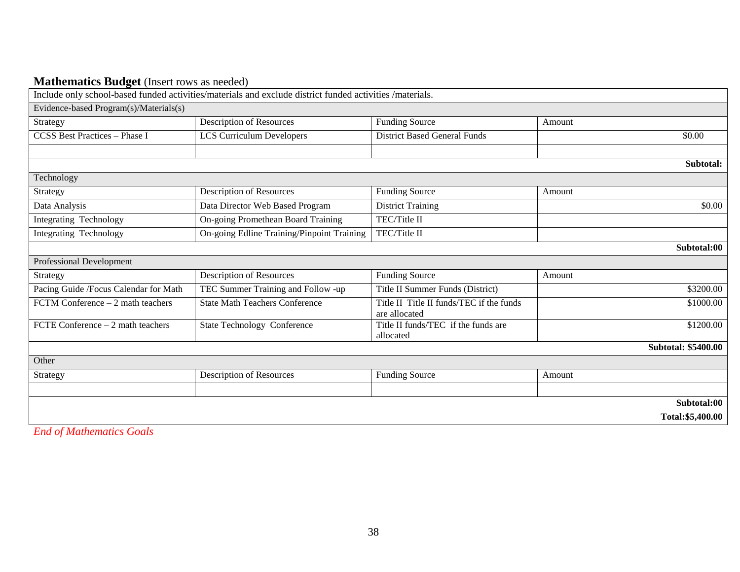**Mathematics Budget** (Insert rows as needed)

| Include only school-based funded activities/materials and exclude district funded activities /materials. | | | |
|---|---|---|---|
| Evidence-based Program(s)/Materials(s) | | | |
| Strategy | Description of Resources | Funding Source | Amount |
| CCSS Best Practices – Phase I | LCS Curriculum Developers | District Based General Funds | $0.00 |
| | | | |
| | | | **Subtotal:** |
| Technology | | | |
| Strategy | Description of Resources | Funding Source | Amount |
| Data Analysis | Data Director Web Based Program | District Training | $0.00 |
| Integrating Technology | On-going Promethean Board Training | TEC/Title II | |
| Integrating Technology | On-going Edline Training/Pinpoint Training | TEC/Title II | |
| | | | **Subtotal:00** |
| Professional Development | | | |
| Strategy | Description of Resources | Funding Source | Amount |
| Pacing Guide /Focus Calendar for Math | TEC Summer Training and Follow -up | Title II Summer Funds (District) | $3200.00 |
| FCTM Conference – 2 math teachers | State Math Teachers Conference | Title II Title II funds/TEC if the funds are allocated | $1000.00 |
| FCTE Conference – 2 math teachers | State Technology Conference | Title II funds/TEC if the funds are allocated | $1200.00 |
| | | | **Subtotal: $5400.00** |
| Other | | | |
| Strategy | Description of Resources | Funding Source | Amount |
| | | | |
| | | | **Subtotal:00** |
| | | | **Total:$5,400.00** |

*End of Mathematics Goals*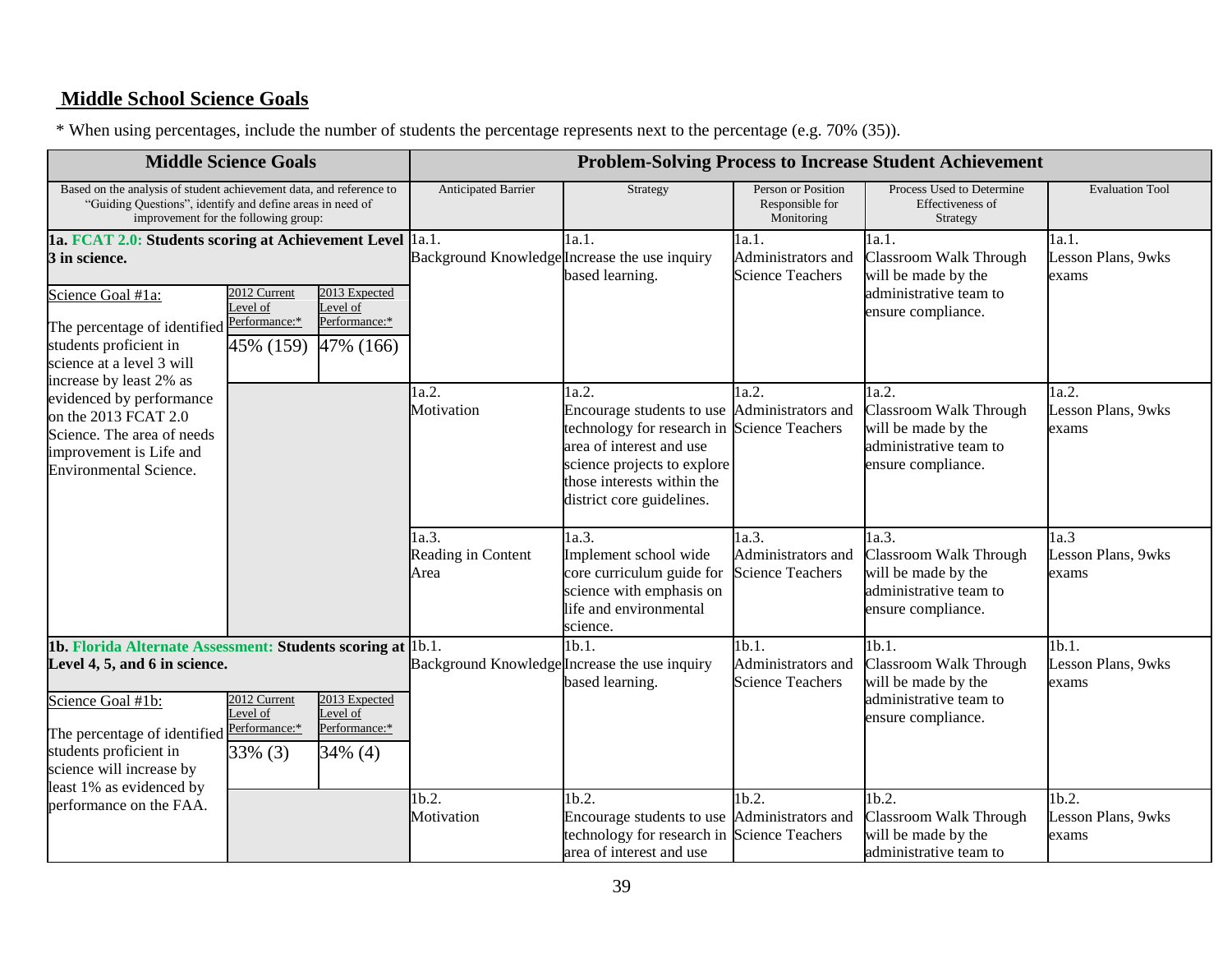## Middle School Science Goals

* When using percentages, include the number of students the percentage represents next to the percentage (e.g. 70% (35)).

| Middle Science Goals | | | Problem-Solving Process to Increase Student Achievement | | | | |
|---|---|---|---|---|---|---|---|
| Based on the analysis of student achievement data, and reference to "Guiding Questions", identify and define areas in need of improvement for the following group: | | | Anticipated Barrier | Strategy | Person or Position Responsible for Monitoring | Process Used to Determine Effectiveness of Strategy | Evaluation Tool |
| **1a. FCAT 2.0: Students scoring at Achievement Level 3 in science.** | | | 1a.1. Background Knowledge | 1a.1. Increase the use inquiry based learning. | 1a.1. Administrators and Science Teachers | 1a.1. Classroom Walk Through will be made by the administrative team to ensure compliance. | 1a.1. Lesson Plans, 9wks exams |
| Science Goal #1a: The percentage of identified students proficient in science at a level 3 will increase by least 2% as evidenced by performance on the 2013 FCAT 2.0 Science. The area of needs improvement is Life and Environmental Science. | 2012 Current Level of Performance:* 45% (159) | 2013 Expected Level of Performance:* 47% (166) | | | | | |
| | | | 1a.2. Motivation | 1a.2. Encourage students to use technology for research in area of interest and use science projects to explore those interests within the district core guidelines. | 1a.2. Administrators and Science Teachers | 1a.2. Classroom Walk Through will be made by the administrative team to ensure compliance. | 1a.2. Lesson Plans, 9wks exams |
| | | | 1a.3. Reading in Content Area | 1a.3. Implement school wide core curriculum guide for science with emphasis on life and environmental science. | 1a.3. Administrators and Science Teachers | 1a.3. Classroom Walk Through will be made by the administrative team to ensure compliance. | 1a.3 Lesson Plans, 9wks exams |
| **1b. Florida Alternate Assessment: Students scoring at Level 4, 5, and 6 in science.** | | | 1b.1. Background Knowledge | 1b.1. Increase the use inquiry based learning. | 1b.1. Administrators and Science Teachers | 1b.1. Classroom Walk Through will be made by the administrative team to ensure compliance. | 1b.1. Lesson Plans, 9wks exams |
| Science Goal #1b: The percentage of identified students proficient in science will increase by least 1% as evidenced by performance on the FAA. | 2012 Current Level of Performance:* 33% (3) | 2013 Expected Level of Performance:* 34% (4) | | | | | |
| | | | 1b.2. Motivation | 1b.2. Encourage students to use technology for research in area of interest and use | 1b.2. Administrators and Science Teachers | 1b.2. Classroom Walk Through will be made by the administrative team to | 1b.2. Lesson Plans, 9wks exams |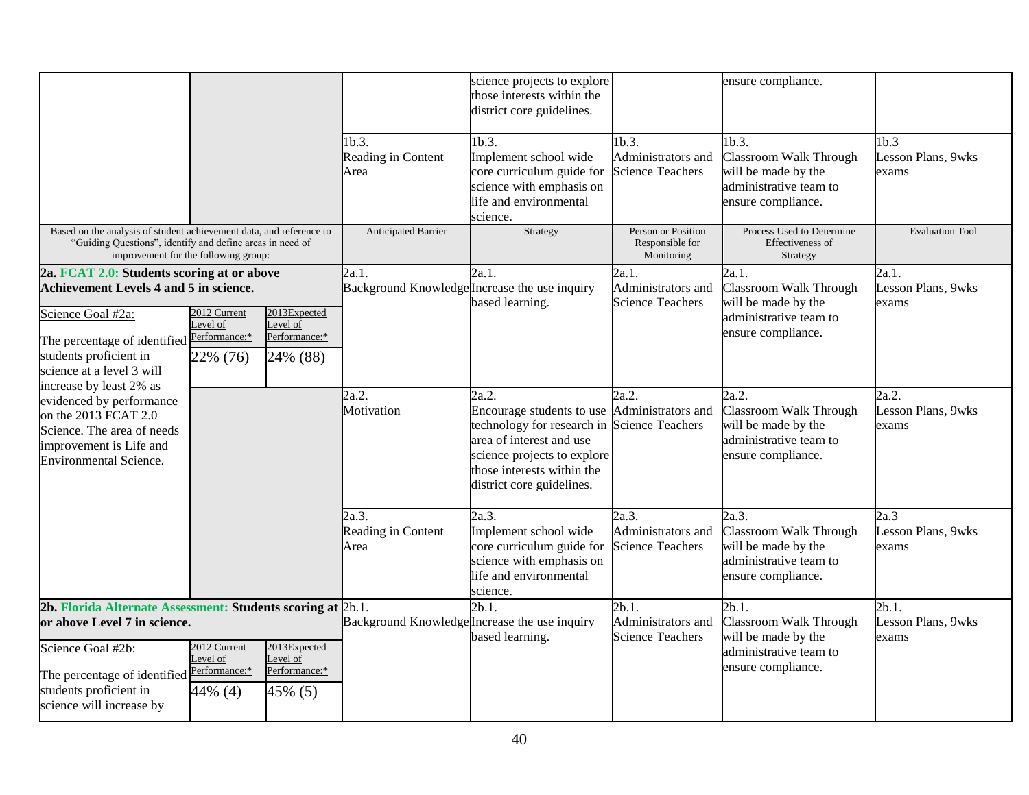| | | | | | | | |
|---|---|---|---|---|---|---|---|
| | | | | science projects to explore those interests within the district core guidelines. | | ensure compliance. | |
| | | | 1b.3.<br>Reading in Content Area | 1b.3.<br>Implement school wide core curriculum guide for science with emphasis on life and environmental science. | 1b.3.<br>Administrators and Science Teachers | 1b.3.<br>Classroom Walk Through will be made by the administrative team to ensure compliance. | 1b.3<br>Lesson Plans, 9wks exams |
| Based on the analysis of student achievement data, and reference to "Guiding Questions", identify and define areas in need of improvement for the following group: | | | Anticipated Barrier | Strategy | Person or Position Responsible for Monitoring | Process Used to Determine Effectiveness of Strategy | Evaluation Tool |
| **2a. FCAT 2.0: Students scoring at or above Achievement Levels 4 and 5 in science.**<br><br>Science Goal #2a:<br><br>The percentage of identified students proficient in science at a level 3 will increase by least 2% as evidenced by performance on the 2013 FCAT 2.0 Science. The area of needs improvement is Life and Environmental Science. | 2012 Current Level of Performance:*<br><br>22% (76) | 2013Expected Level of Performance:*<br><br>24% (88) | 2a.1.<br>Background Knowledge | 2a.1.<br>Increase the use inquiry based learning. | 2a.1.<br>Administrators and Science Teachers | 2a.1.<br>Classroom Walk Through will be made by the administrative team to ensure compliance. | 2a.1.<br>Lesson Plans, 9wks exams |
| | | | 2a.2.<br>Motivation | 2a.2.<br>Encourage students to use technology for research in area of interest and use science projects to explore those interests within the district core guidelines. | 2a.2.<br>Administrators and Science Teachers | 2a.2.<br>Classroom Walk Through will be made by the administrative team to ensure compliance. | 2a.2.<br>Lesson Plans, 9wks exams |
| | | | 2a.3.<br>Reading in Content Area | 2a.3.<br>Implement school wide core curriculum guide for science with emphasis on life and environmental science. | 2a.3.<br>Administrators and Science Teachers | 2a.3.<br>Classroom Walk Through will be made by the administrative team to ensure compliance. | 2a.3<br>Lesson Plans, 9wks exams |
| **2b. Florida Alternate Assessment: Students scoring at or above Level 7 in science.**<br><br>Science Goal #2b:<br><br>The percentage of identified students proficient in science will increase by | 2012 Current Level of Performance:*<br><br>44% (4) | 2013Expected Level of Performance:*<br><br>45% (5) | 2b.1.<br>Background Knowledge | 2b.1.<br>Increase the use inquiry based learning. | 2b.1.<br>Administrators and Science Teachers | 2b.1.<br>Classroom Walk Through will be made by the administrative team to ensure compliance. | 2b.1.<br>Lesson Plans, 9wks exams |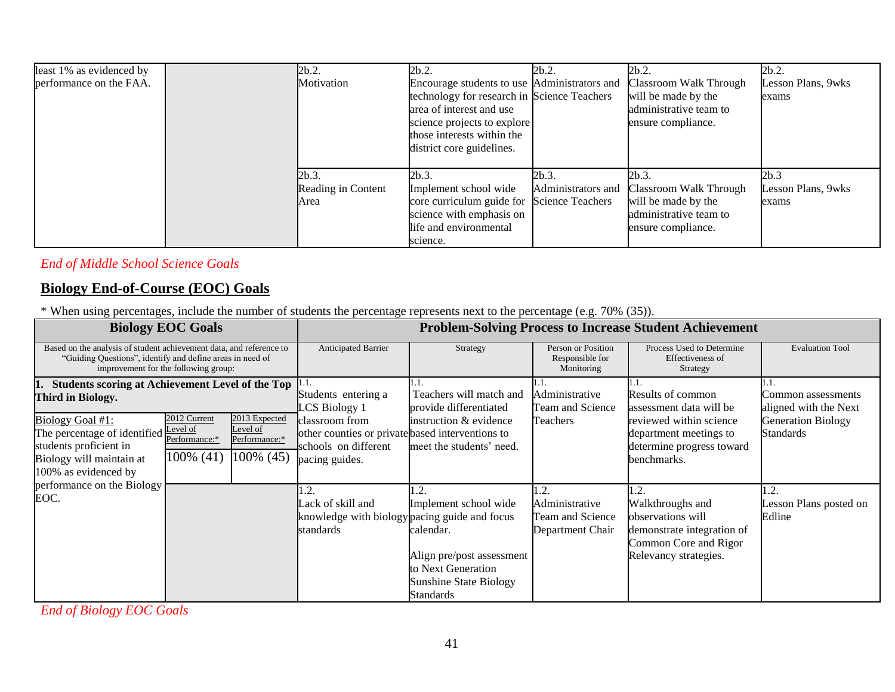| | | | | | | |
|---|---|---|---|---|---|---|
| least 1% as evidenced by performance on the FAA. | | 2b.2. Motivation | 2b.2. Encourage students to use technology for research in area of interest and use science projects to explore those interests within the district core guidelines. | 2b.2. Administrators and Science Teachers | 2b.2. Classroom Walk Through will be made by the administrative team to ensure compliance. | 2b.2. Lesson Plans, 9wks exams |
| | | 2b.3. Reading in Content Area | 2b.3. Implement school wide core curriculum guide for science with emphasis on life and environmental science. | 2b.3. Administrators and Science Teachers | 2b.3. Classroom Walk Through will be made by the administrative team to ensure compliance. | 2b.3 Lesson Plans, 9wks exams |

*End of Middle School Science Goals*

## Biology End-of-Course (EOC) Goals

\* When using percentages, include the number of students the percentage represents next to the percentage (e.g. 70% (35)).

| Biology EOC Goals | | | Problem-Solving Process to Increase Student Achievement | | | | |
|---|---|---|---|---|---|---|---|
| Based on the analysis of student achievement data, and reference to "Guiding Questions", identify and define areas in need of improvement for the following group: | | | Anticipated Barrier | Strategy | Person or Position Responsible for Monitoring | Process Used to Determine Effectiveness of Strategy | Evaluation Tool |
| **1. Students scoring at Achievement Level of the Top Third in Biology.** | | | 1.1. Students entering a LCS Biology 1 classroom from other counties or private schools on different pacing guides. | 1.1. Teachers will match and provide differentiated instruction & evidence based interventions to meet the students' need. | 1.1. Administrative Team and Science Teachers | 1.1. Results of common assessment data will be reviewed within science department meetings to determine progress toward benchmarks. | 1.1. Common assessments aligned with the Next Generation Biology Standards |
| Biology Goal #1: The percentage of identified students proficient in Biology will maintain at 100% as evidenced by performance on the Biology EOC. | 2012 Current Level of Performance:* 100% (41) | 2013 Expected Level of Performance:* 100% (45) | | | | | |
| | | | 1.2. Lack of skill and knowledge with biology standards | 1.2. Implement school wide pacing guide and focus calendar.<br><br>Align pre/post assessment to Next Generation Sunshine State Biology Standards | 1.2. Administrative Team and Science Department Chair | 1.2. Walkthroughs and observations will demonstrate integration of Common Core and Rigor Relevancy strategies. | 1.2. Lesson Plans posted on Edline |

*End of Biology EOC Goals*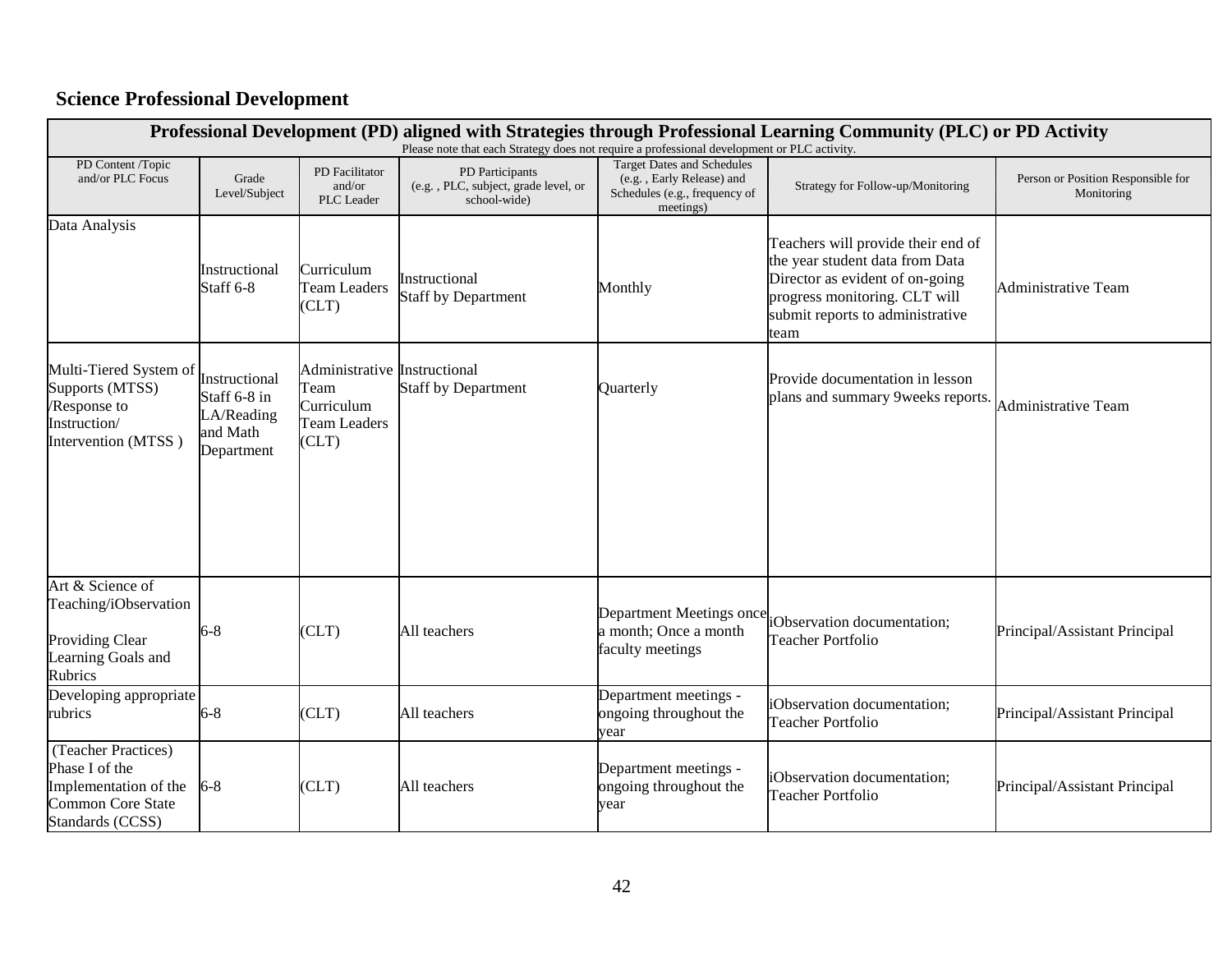## Science Professional Development

| Professional Development (PD) aligned with Strategies through Professional Learning Community (PLC) or PD Activity<br>Please note that each Strategy does not require a professional development or PLC activity. | | | | | | |
|---|---|---|---|---|---|---|
| PD Content /Topic and/or PLC Focus | Grade Level/Subject | PD Facilitator and/or PLC Leader | PD Participants (e.g. , PLC, subject, grade level, or school-wide) | Target Dates and Schedules (e.g. , Early Release) and Schedules (e.g., frequency of meetings) | Strategy for Follow-up/Monitoring | Person or Position Responsible for Monitoring |
| Data Analysis | Instructional Staff 6-8 | Curriculum Team Leaders (CLT) | Instructional Staff by Department | Monthly | Teachers will provide their end of the year student data from Data Director as evident of on-going progress monitoring. CLT will submit reports to administrative team | Administrative Team |
| Multi-Tiered System of Supports (MTSS) /Response to Instruction/ Intervention (MTSS ) | Instructional Staff 6-8 in LA/Reading and Math Department | Administrative Team Curriculum Team Leaders (CLT) | Instructional Staff by Department | Quarterly | Provide documentation in lesson plans and summary 9weeks reports. | Administrative Team |
| Art & Science of Teaching/iObservation<br><br>Providing Clear Learning Goals and Rubrics | 6-8 | (CLT) | All teachers | Department Meetings once a month; Once a month faculty meetings | iObservation documentation; Teacher Portfolio | Principal/Assistant Principal |
| Developing appropriate rubrics | 6-8 | (CLT) | All teachers | Department meetings - ongoing throughout the year | iObservation documentation; Teacher Portfolio | Principal/Assistant Principal |
| (Teacher Practices) Phase I of the Implementation of the Common Core State Standards (CCSS) | 6-8 | (CLT) | All teachers | Department meetings - ongoing throughout the year | iObservation documentation; Teacher Portfolio | Principal/Assistant Principal |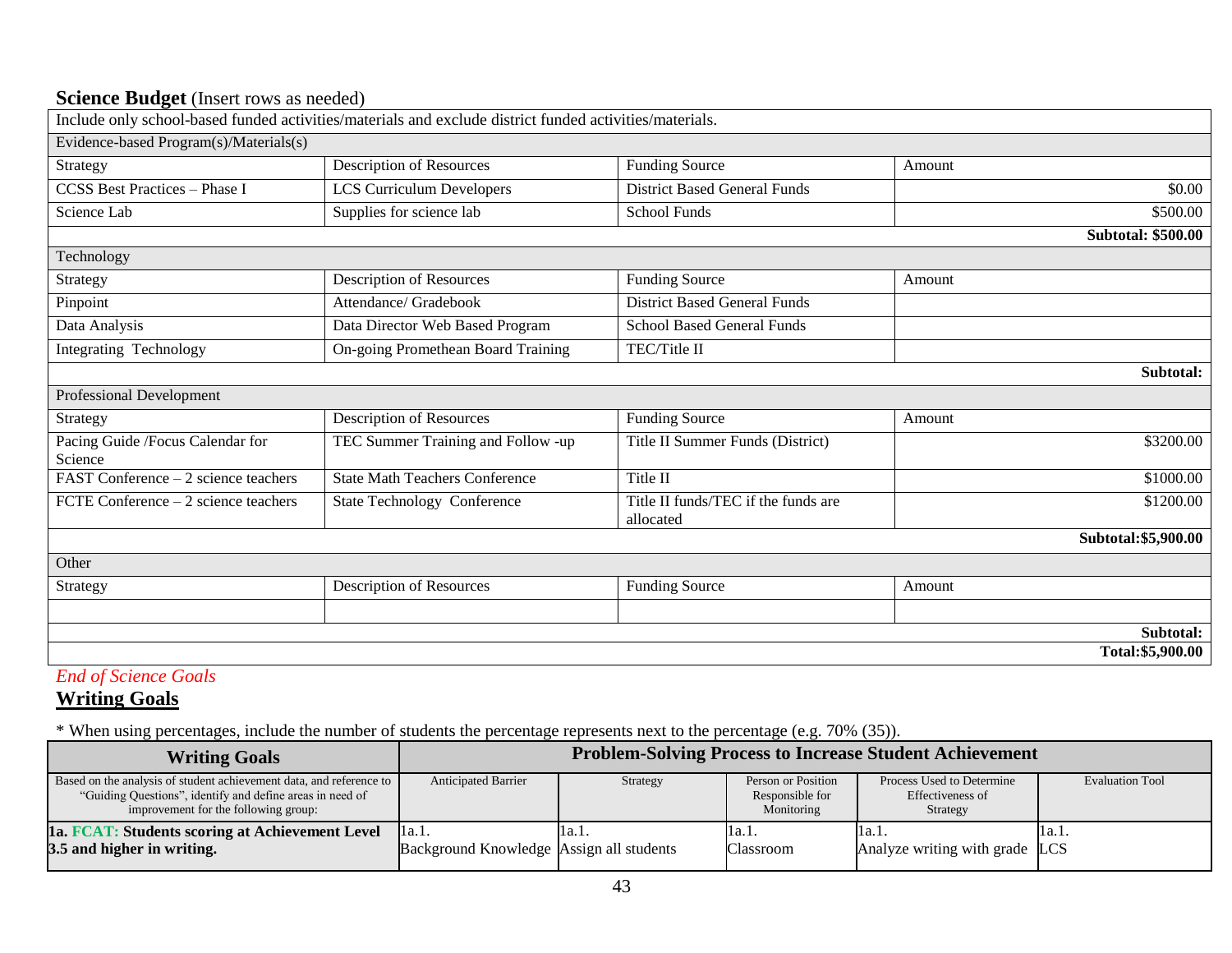## **Science Budget** (Insert rows as needed)

| Include only school-based funded activities/materials and exclude district funded activities/materials. | | | |
|---|---|---|---|
| Evidence-based Program(s)/Materials(s) | | | |
| Strategy | Description of Resources | Funding Source | Amount |
| CCSS Best Practices – Phase I | LCS Curriculum Developers | District Based General Funds | $0.00 |
| Science Lab | Supplies for science lab | School Funds | $500.00 |
| | | | **Subtotal: $500.00** |
| Technology | | | |
| Strategy | Description of Resources | Funding Source | Amount |
| Pinpoint | Attendance/ Gradebook | District Based General Funds | |
| Data Analysis | Data Director Web Based Program | School Based General Funds | |
| Integrating Technology | On-going Promethean Board Training | TEC/Title II | |
| | | | **Subtotal:** |
| Professional Development | | | |
| Strategy | Description of Resources | Funding Source | Amount |
| Pacing Guide /Focus Calendar for Science | TEC Summer Training and Follow -up | Title II Summer Funds (District) | $3200.00 |
| FAST Conference – 2 science teachers | State Math Teachers Conference | Title II | $1000.00 |
| FCTE Conference – 2 science teachers | State Technology Conference | Title II funds/TEC if the funds are allocated | $1200.00 |
| | | | **Subtotal:$5,900.00** |
| Other | | | |
| Strategy | Description of Resources | Funding Source | Amount |
| | | | |
| | | | **Subtotal:** |
| | | | **Total:$5,900.00** |

*End of Science Goals*

## **Writing Goals**

\* When using percentages, include the number of students the percentage represents next to the percentage (e.g. 70% (35)).

| **Writing Goals** | **Problem-Solving Process to Increase Student Achievement** | | | | |
|---|---|---|---|---|---|
| Based on the analysis of student achievement data, and reference to "Guiding Questions", identify and define areas in need of improvement for the following group: | Anticipated Barrier | Strategy | Person or Position Responsible for Monitoring | Process Used to Determine Effectiveness of Strategy | Evaluation Tool |
| **1a. FCAT: Students scoring at Achievement Level 3.5 and higher in writing.** | 1a.1. Background Knowledge | 1a.1. Assign all students | 1a.1. Classroom | 1a.1. Analyze writing with grade | 1a.1. LCS |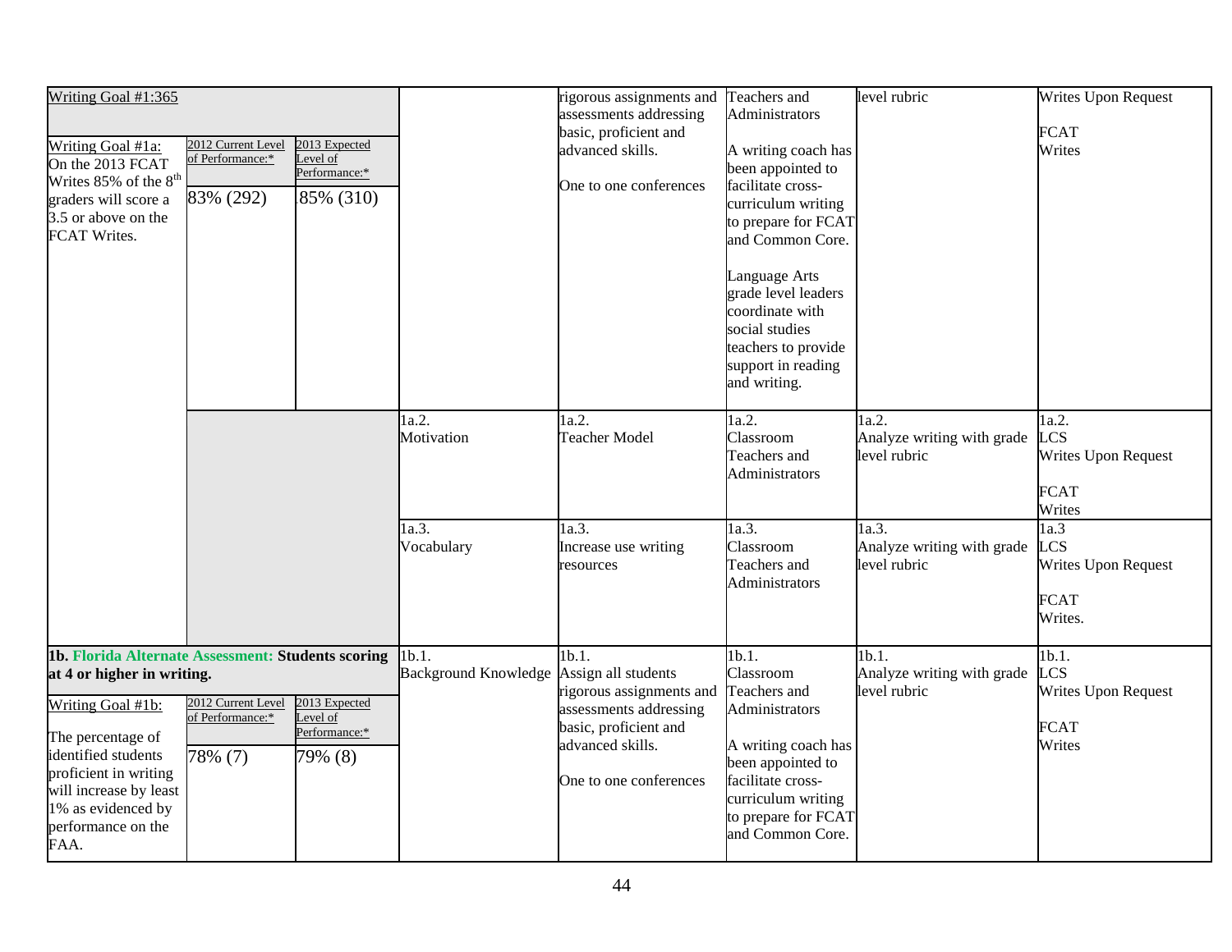| | | | | | | | |
|---|---|---|---|---|---|---|---|
| Writing Goal #1:365 | | | | rigorous assignments and assessments addressing basic, proficient and advanced skills.<br><br>One to one conferences | Teachers and Administrators<br><br>A writing coach has been appointed to facilitate cross-curriculum writing to prepare for FCAT and Common Core.<br><br>Language Arts grade level leaders coordinate with social studies teachers to provide support in reading and writing. | level rubric | Writes Upon Request<br><br>FCAT Writes |
| Writing Goal #1a:<br>On the 2013 FCAT Writes 85% of the 8th graders will score a 3.5 or above on the FCAT Writes. | 2012 Current Level of Performance:*<br><br>83% (292) | 2013 Expected Level of Performance:*<br><br>.85% (310) | | | | | |
| | | | 1a.2.<br>Motivation | 1a.2.<br>Teacher Model | 1a.2.<br>Classroom Teachers and Administrators | 1a.2.<br>Analyze writing with grade level rubric | 1a.2.<br>LCS<br>Writes Upon Request<br><br>FCAT Writes |
| | | | 1a.3.<br>Vocabulary | 1a.3.<br>Increase use writing resources | 1a.3.<br>Classroom Teachers and Administrators | 1a.3.<br>Analyze writing with grade level rubric | 1a.3<br>LCS<br>Writes Upon Request<br><br>FCAT Writes. |
| **1b. Florida Alternate Assessment: Students scoring at 4 or higher in writing.** | | | 1b.1.<br>Background Knowledge | 1b.1.<br>Assign all students rigorous assignments and assessments addressing basic, proficient and advanced skills.<br><br>One to one conferences | 1b.1.<br>Classroom Teachers and Administrators<br><br>A writing coach has been appointed to facilitate cross-curriculum writing to prepare for FCAT and Common Core. | 1b.1.<br>Analyze writing with grade level rubric | 1b.1.<br>LCS<br>Writes Upon Request<br><br>FCAT Writes |
| Writing Goal #1b:<br><br>The percentage of identified students proficient in writing will increase by least 1% as evidenced by performance on the FAA. | 2012 Current Level of Performance:*<br><br>78% (7) | 2013 Expected Level of Performance:*<br><br>79% (8) | | | | | |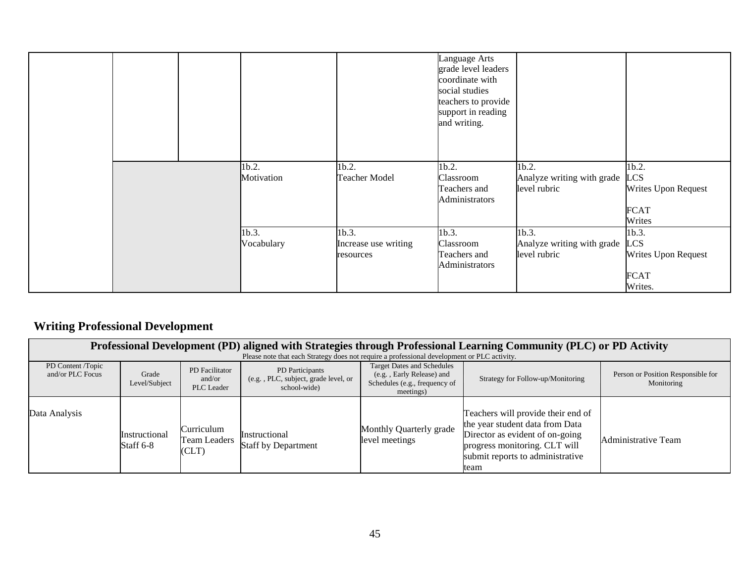| | | | | | | | |
|---|---|---|---|---|---|---|---|
| | | | | | Language Arts grade level leaders coordinate with social studies teachers to provide support in reading and writing. | | |
| | | | 1b.2. Motivation | 1b.2. Teacher Model | 1b.2. Classroom Teachers and Administrators | 1b.2. Analyze writing with grade level rubric | 1b.2. LCS Writes Upon Request<br><br>FCAT Writes |
| | | | 1b.3. Vocabulary | 1b.3. Increase use writing resources | 1b.3. Classroom Teachers and Administrators | 1b.3. Analyze writing with grade level rubric | 1b.3. LCS Writes Upon Request<br><br>FCAT Writes. |

## Writing Professional Development

| Professional Development (PD) aligned with Strategies through Professional Learning Community (PLC) or PD Activity<br>Please note that each Strategy does not require a professional development or PLC activity. | | | | | | |
|---|---|---|---|---|---|---|
| PD Content /Topic and/or PLC Focus | Grade Level/Subject | PD Facilitator and/or PLC Leader | PD Participants (e.g. , PLC, subject, grade level, or school-wide) | Target Dates and Schedules (e.g. , Early Release) and Schedules (e.g., frequency of meetings) | Strategy for Follow-up/Monitoring | Person or Position Responsible for Monitoring |
| Data Analysis | Instructional Staff 6-8 | Curriculum Team Leaders (CLT) | Instructional Staff by Department | Monthly Quarterly grade level meetings | Teachers will provide their end of the year student data from Data Director as evident of on-going progress monitoring. CLT will submit reports to administrative team | Administrative Team |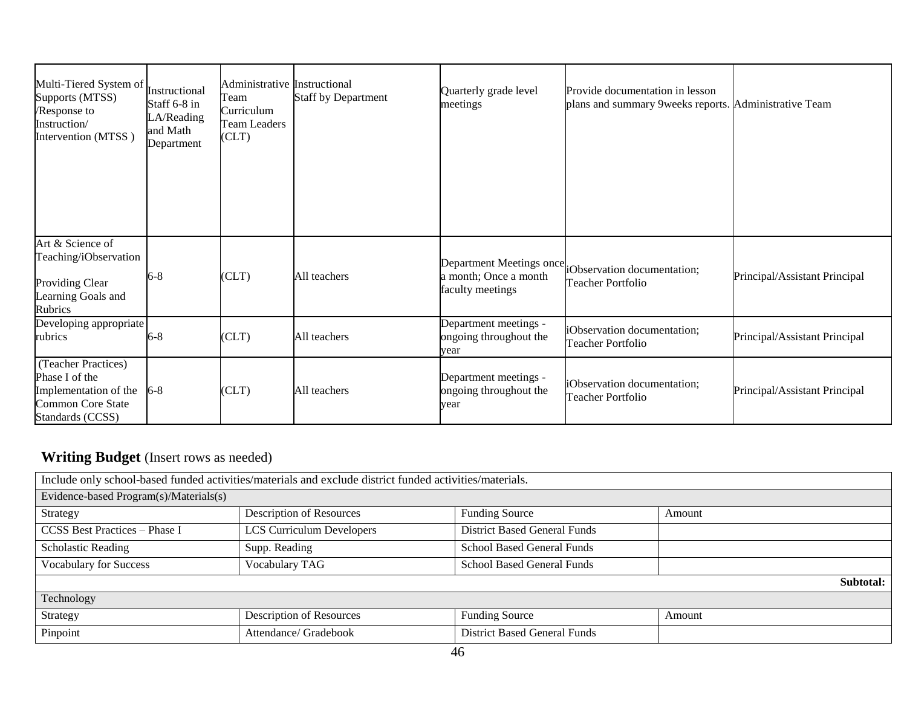| | | | | | | |
|---|---|---|---|---|---|---|
| Multi-Tiered System of Supports (MTSS) /Response to Instruction/ Intervention (MTSS ) | Instructional Staff 6-8 in LA/Reading and Math Department | Administrative Team Curriculum Team Leaders (CLT) | Instructional Staff by Department | Quarterly grade level meetings | Provide documentation in lesson plans and summary 9weeks reports. | Administrative Team |
| Art & Science of Teaching/iObservation<br><br>Providing Clear Learning Goals and Rubrics | 6-8 | (CLT) | All teachers | Department Meetings once a month; Once a month faculty meetings | iObservation documentation; Teacher Portfolio | Principal/Assistant Principal |
| Developing appropriate rubrics | 6-8 | (CLT) | All teachers | Department meetings - ongoing throughout the year | iObservation documentation; Teacher Portfolio | Principal/Assistant Principal |
| (Teacher Practices) Phase I of the Implementation of the Common Core State Standards (CCSS) | 6-8 | (CLT) | All teachers | Department meetings - ongoing throughout the year | iObservation documentation; Teacher Portfolio | Principal/Assistant Principal |

## **Writing Budget** (Insert rows as needed)

| Include only school-based funded activities/materials and exclude district funded activities/materials. | | | |
|---|---|---|---|
| Evidence-based Program(s)/Materials(s) | | | |
| Strategy | Description of Resources | Funding Source | Amount |
| CCSS Best Practices – Phase I | LCS Curriculum Developers | District Based General Funds | |
| Scholastic Reading | Supp. Reading | School Based General Funds | |
| Vocabulary for Success | Vocabulary TAG | School Based General Funds | |
| | | | **Subtotal:** |
| Technology | | | |
| Strategy | Description of Resources | Funding Source | Amount |
| Pinpoint | Attendance/ Gradebook | District Based General Funds | |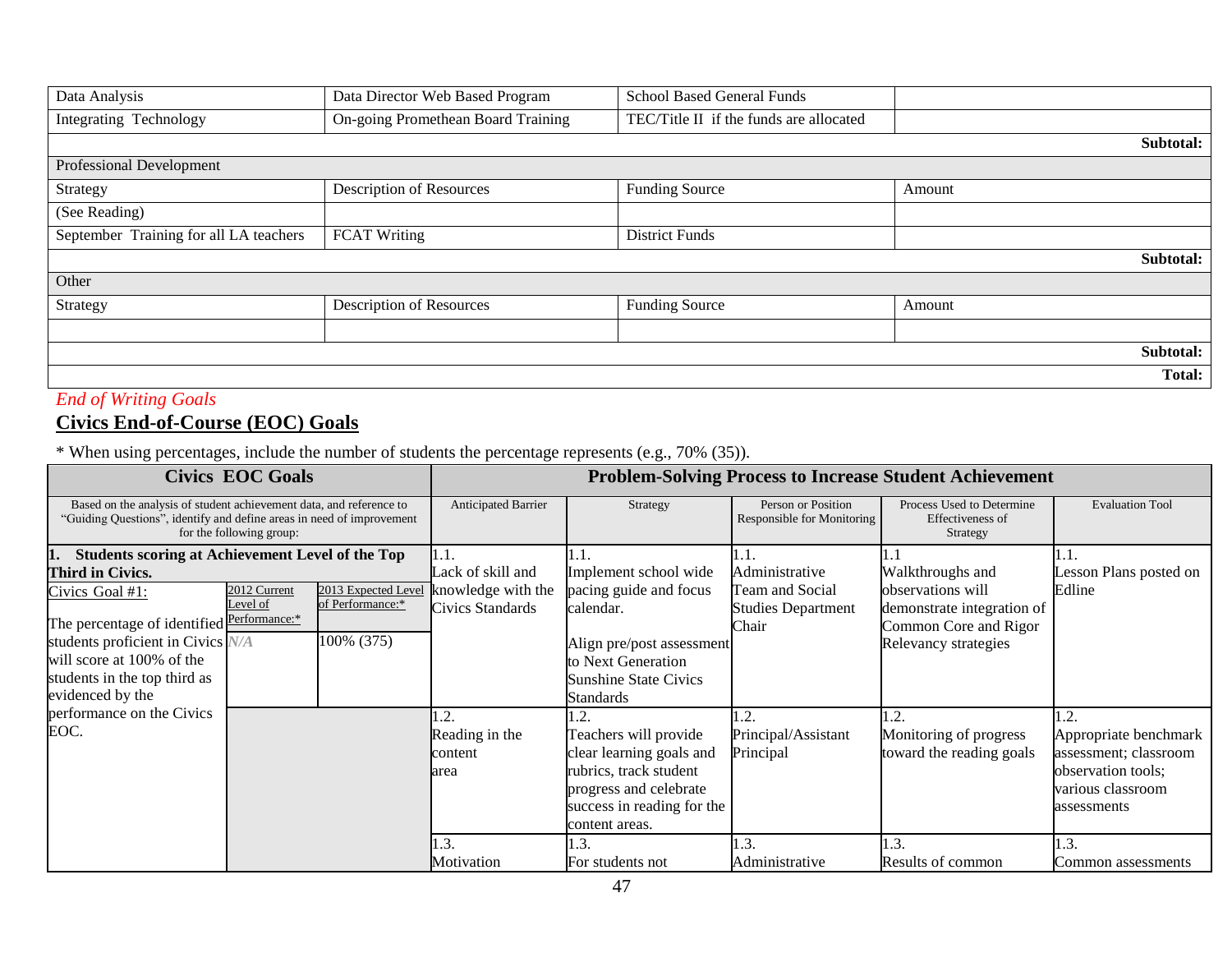| | | | |
|---|---|---|---|
| Data Analysis | Data Director Web Based Program | School Based General Funds | |
| Integrating Technology | On-going Promethean Board Training | TEC/Title II if the funds are allocated | |
| | | | **Subtotal:** |
| Professional Development | | | |
| Strategy | Description of Resources | Funding Source | Amount |
| (See Reading) | | | |
| September Training for all LA teachers | FCAT Writing | District Funds | |
| | | | **Subtotal:** |
| Other | | | |
| Strategy | Description of Resources | Funding Source | Amount |
| | | | |
| | | | **Subtotal:** |
| | | | **Total:** |

*End of Writing Goals*

## Civics End-of-Course (EOC) Goals

\* When using percentages, include the number of students the percentage represents (e.g., 70% (35)).

| Civics EOC Goals | | | Problem-Solving Process to Increase Student Achievement | | | | |
|---|---|---|---|---|---|---|---|
| Based on the analysis of student achievement data, and reference to "Guiding Questions", identify and define areas in need of improvement for the following group: | | | Anticipated Barrier | Strategy | Person or Position Responsible for Monitoring | Process Used to Determine Effectiveness of Strategy | Evaluation Tool |
| **1. Students scoring at Achievement Level of the Top Third in Civics.** Civics Goal #1: The percentage of identified students proficient in Civics will score at 100% of the students in the top third as evidenced by the performance on the Civics EOC. | 2012 Current Level of Performance:* N/A | 2013 Expected Level of Performance:* 100% (375) | 1.1. Lack of skill and knowledge with the Civics Standards | 1.1. Implement school wide pacing guide and focus calendar. Align pre/post assessment to Next Generation Sunshine State Civics Standards | 1.1. Administrative Team and Social Studies Department Chair | 1.1 Walkthroughs and observations will demonstrate integration of Common Core and Rigor Relevancy strategies | 1.1. Lesson Plans posted on Edline |
| | | | 1.2. Reading in the content area | 1.2. Teachers will provide clear learning goals and rubrics, track student progress and celebrate success in reading for the content areas. | 1.2. Principal/Assistant Principal | 1.2. Monitoring of progress toward the reading goals | 1.2. Appropriate benchmark assessment; classroom observation tools; various classroom assessments |
| | | | 1.3. Motivation | 1.3. For students not | 1.3. Administrative | 1.3. Results of common | 1.3. Common assessments |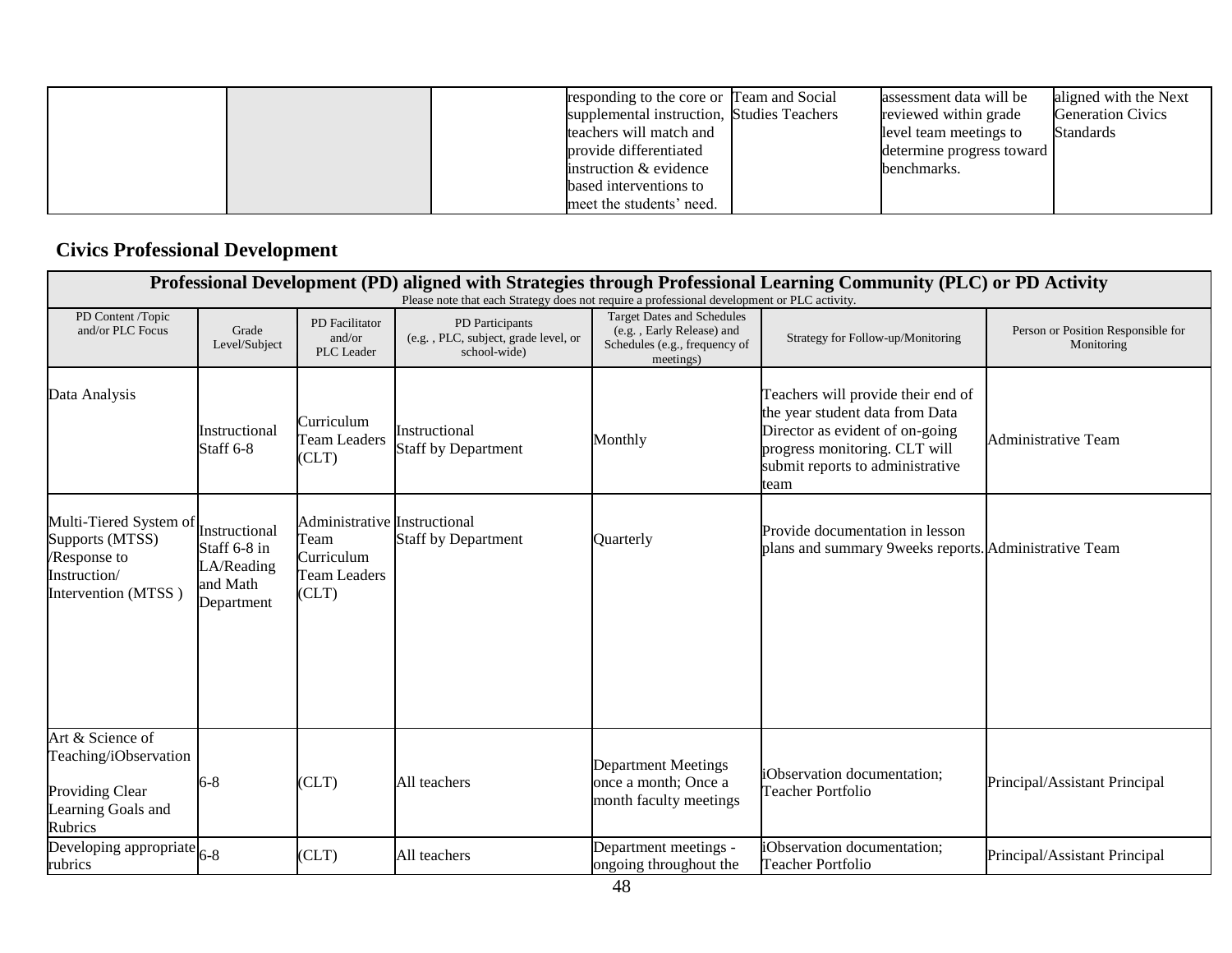| | | | | | | |
|---|---|---|---|---|---|---|
| | | | responding to the core or supplemental instruction, teachers will match and provide differentiated instruction & evidence based interventions to meet the students' need. | Team and Social Studies Teachers | assessment data will be reviewed within grade level team meetings to determine progress toward benchmarks. | aligned with the Next Generation Civics Standards |

## Civics Professional Development

| Professional Development (PD) aligned with Strategies through Professional Learning Community (PLC) or PD Activity<br>Please note that each Strategy does not require a professional development or PLC activity. | | | | | | |
|---|---|---|---|---|---|---|
| PD Content /Topic and/or PLC Focus | Grade Level/Subject | PD Facilitator and/or PLC Leader | PD Participants (e.g. , PLC, subject, grade level, or school-wide) | Target Dates and Schedules (e.g. , Early Release) and Schedules (e.g., frequency of meetings) | Strategy for Follow-up/Monitoring | Person or Position Responsible for Monitoring |
| Data Analysis | Instructional Staff 6-8 | Curriculum Team Leaders (CLT) | Instructional Staff by Department | Monthly | Teachers will provide their end of the year student data from Data Director as evident of on-going progress monitoring. CLT will submit reports to administrative team | Administrative Team |
| Multi-Tiered System of Supports (MTSS) /Response to Instruction/ Intervention (MTSS ) | Instructional Staff 6-8 in LA/Reading and Math Department | Administrative Team Curriculum Team Leaders (CLT) | Instructional Staff by Department | Quarterly | Provide documentation in lesson plans and summary 9weeks reports. | Administrative Team |
| Art & Science of Teaching/iObservation<br><br>Providing Clear Learning Goals and Rubrics | 6-8 | (CLT) | All teachers | Department Meetings once a month; Once a month faculty meetings | iObservation documentation; Teacher Portfolio | Principal/Assistant Principal |
| Developing appropriate rubrics | 6-8 | (CLT) | All teachers | Department meetings - ongoing throughout the | iObservation documentation; Teacher Portfolio | Principal/Assistant Principal |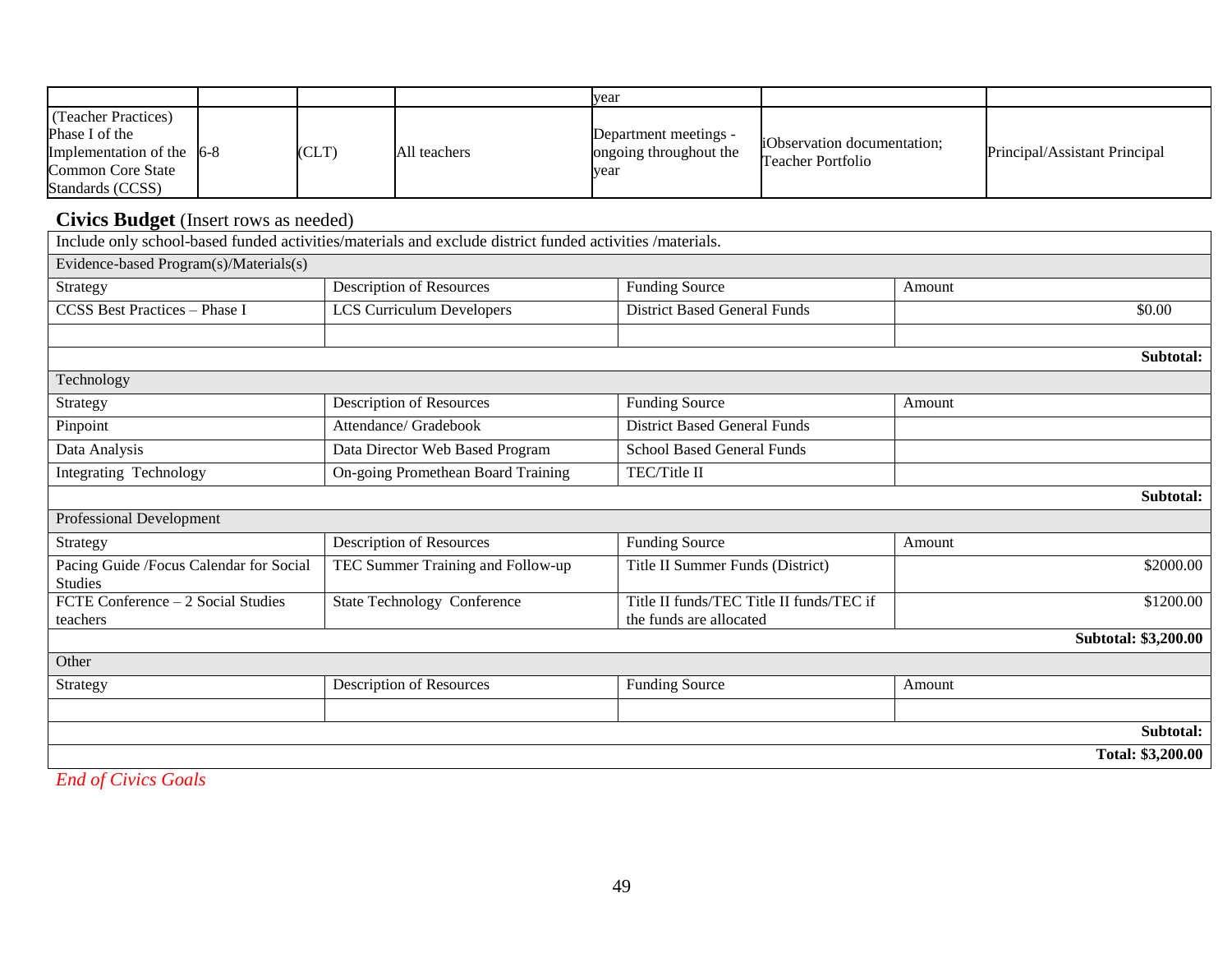| | | | | | | |
|---|---|---|---|---|---|---|
| | | | | year | | |
| (Teacher Practices) Phase I of the Implementation of the Common Core State Standards (CCSS) | 6-8 | (CLT) | All teachers | Department meetings - ongoing throughout the year | iObservation documentation; Teacher Portfolio | Principal/Assistant Principal |

**Civics Budget** (Insert rows as needed)

| Include only school-based funded activities/materials and exclude district funded activities /materials. | | | |
|---|---|---|---|
| Evidence-based Program(s)/Materials(s) | | | |
| Strategy | Description of Resources | Funding Source | Amount |
| CCSS Best Practices – Phase I | LCS Curriculum Developers | District Based General Funds | $0.00 |
| | | | |
| | | | **Subtotal:** |
| Technology | | | |
| Strategy | Description of Resources | Funding Source | Amount |
| Pinpoint | Attendance/ Gradebook | District Based General Funds | |
| Data Analysis | Data Director Web Based Program | School Based General Funds | |
| Integrating Technology | On-going Promethean Board Training | TEC/Title II | |
| | | | **Subtotal:** |
| Professional Development | | | |
| Strategy | Description of Resources | Funding Source | Amount |
| Pacing Guide /Focus Calendar for Social Studies | TEC Summer Training and Follow-up | Title II Summer Funds (District) | $2000.00 |
| FCTE Conference – 2 Social Studies teachers | State Technology Conference | Title II funds/TEC Title II funds/TEC if the funds are allocated | $1200.00 |
| | | | **Subtotal: $3,200.00** |
| Other | | | |
| Strategy | Description of Resources | Funding Source | Amount |
| | | | |
| | | | **Subtotal:** |
| | | | **Total: $3,200.00** |

*End of Civics Goals*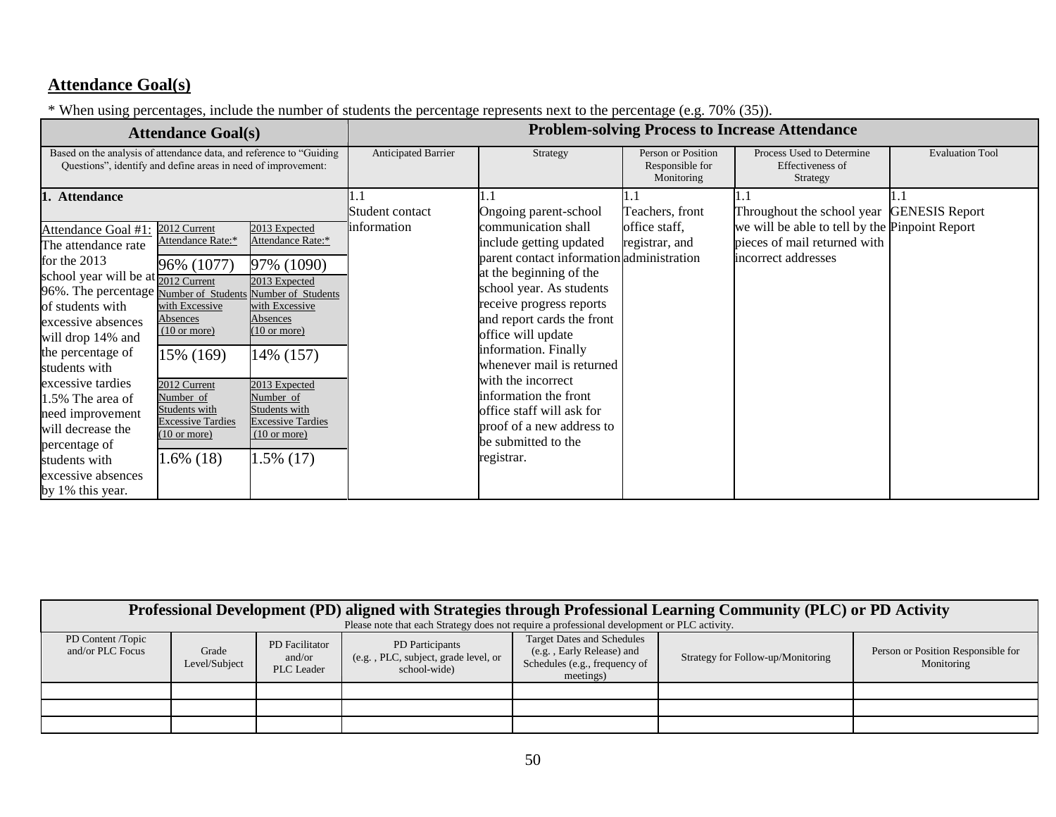## Attendance Goal(s)

* When using percentages, include the number of students the percentage represents next to the percentage (e.g. 70% (35)).

| Attendance Goal(s) | | | Problem-solving Process to Increase Attendance | | | | |
|---|---|---|---|---|---|---|---|
| Based on the analysis of attendance data, and reference to "Guiding Questions", identify and define areas in need of improvement: | | | Anticipated Barrier | Strategy | Person or Position Responsible for Monitoring | Process Used to Determine Effectiveness of Strategy | Evaluation Tool |
| **1. Attendance** | | | 1.1 Student contact information | 1.1 Ongoing parent-school communication shall include getting updated parent contact information at the beginning of the school year. As students receive progress reports and report cards the front office will update information. Finally whenever mail is returned with the incorrect information the front office staff will ask for proof of a new address to be submitted to the registrar. | 1.1 Teachers, front office staff, registrar, and administration | 1.1 Throughout the school year we will be able to tell by the pieces of mail returned with incorrect addresses | 1.1 GENESIS Report Pinpoint Report |
| Attendance Goal #1: The attendance rate for the 2013 school year will be at 96%. The percentage of students with excessive absences will drop 14% and the percentage of students with excessive tardies 1.5% The area of need improvement will decrease the percentage of students with excessive absences by 1% this year. | 2012 Current Attendance Rate:* | 2013 Expected Attendance Rate:* | | | | | |
| | 96% (1077) | 97% (1090) | | | | | |
| | 2012 Current Number of Students with Excessive Absences (10 or more) | 2013 Expected Number of Students with Excessive Absences (10 or more) | | | | | |
| | 15% (169) | 14% (157) | | | | | |
| | 2012 Current Number of Students with Excessive Tardies (10 or more) | 2013 Expected Number of Students with Excessive Tardies (10 or more) | | | | | |
| | 1.6% (18) | 1.5% (17) | | | | | |

| Professional Development (PD) aligned with Strategies through Professional Learning Community (PLC) or PD Activity<br>Please note that each Strategy does not require a professional development or PLC activity. | | | | | | |
|---|---|---|---|---|---|---|
| PD Content /Topic and/or PLC Focus | Grade Level/Subject | PD Facilitator and/or PLC Leader | PD Participants (e.g. , PLC, subject, grade level, or school-wide) | Target Dates and Schedules (e.g. , Early Release) and Schedules (e.g., frequency of meetings) | Strategy for Follow-up/Monitoring | Person or Position Responsible for Monitoring |
| | | | | | | |
| | | | | | | |
| | | | | | | |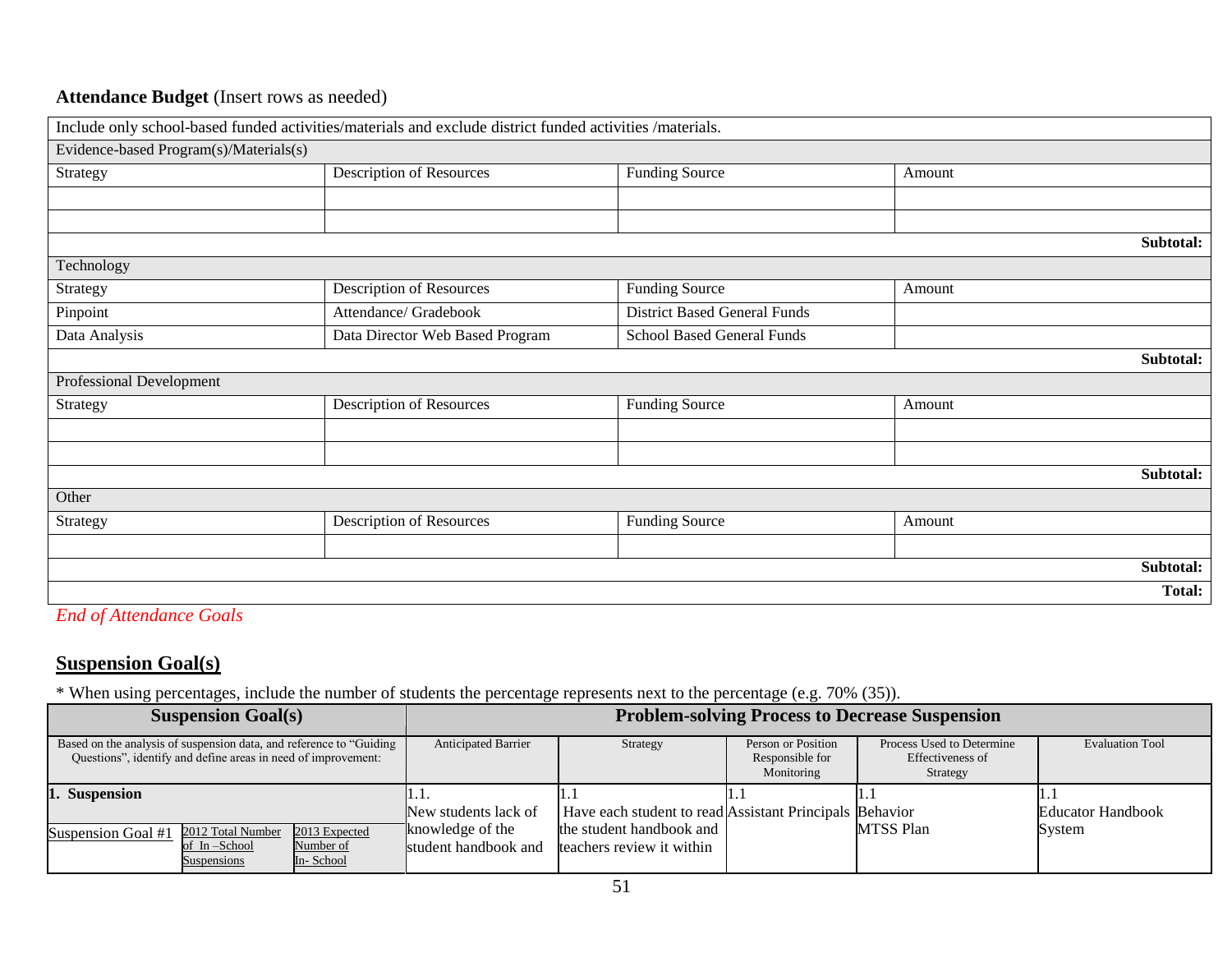**Attendance Budget** (Insert rows as needed)

| Include only school-based funded activities/materials and exclude district funded activities /materials. | | | |
|---|---|---|---|
| Evidence-based Program(s)/Materials(s) | | | |
| Strategy | Description of Resources | Funding Source | Amount |
| | | | |
| | | | |
| | | | **Subtotal:** |
| Technology | | | |
| Strategy | Description of Resources | Funding Source | Amount |
| Pinpoint | Attendance/ Gradebook | District Based General Funds | |
| Data Analysis | Data Director Web Based Program | School Based General Funds | |
| | | | **Subtotal:** |
| Professional Development | | | |
| Strategy | Description of Resources | Funding Source | Amount |
| | | | |
| | | | |
| | | | **Subtotal:** |
| Other | | | |
| Strategy | Description of Resources | Funding Source | Amount |
| | | | |
| | | | **Subtotal:** |
| | | | **Total:** |

*End of Attendance Goals*

## Suspension Goal(s)

\* When using percentages, include the number of students the percentage represents next to the percentage (e.g. 70% (35)).

| **Suspension Goal(s)** | | | **Problem-solving Process to Decrease Suspension** | | | | |
|---|---|---|---|---|---|---|---|
| Based on the analysis of suspension data, and reference to "Guiding Questions", identify and define areas in need of improvement: | | | Anticipated Barrier | Strategy | Person or Position Responsible for Monitoring | Process Used to Determine Effectiveness of Strategy | Evaluation Tool |
| **1. Suspension** | | | 1.1. New students lack of knowledge of the student handbook and | 1.1 Have each student to read the student handbook and teachers review it within | 1.1 Assistant Principals | 1.1 Behavior MTSS Plan | 1.1 Educator Handbook System |
| Suspension Goal #1 | 2012 Total Number of In –School Suspensions | 2013 Expected Number of In- School | | | | | |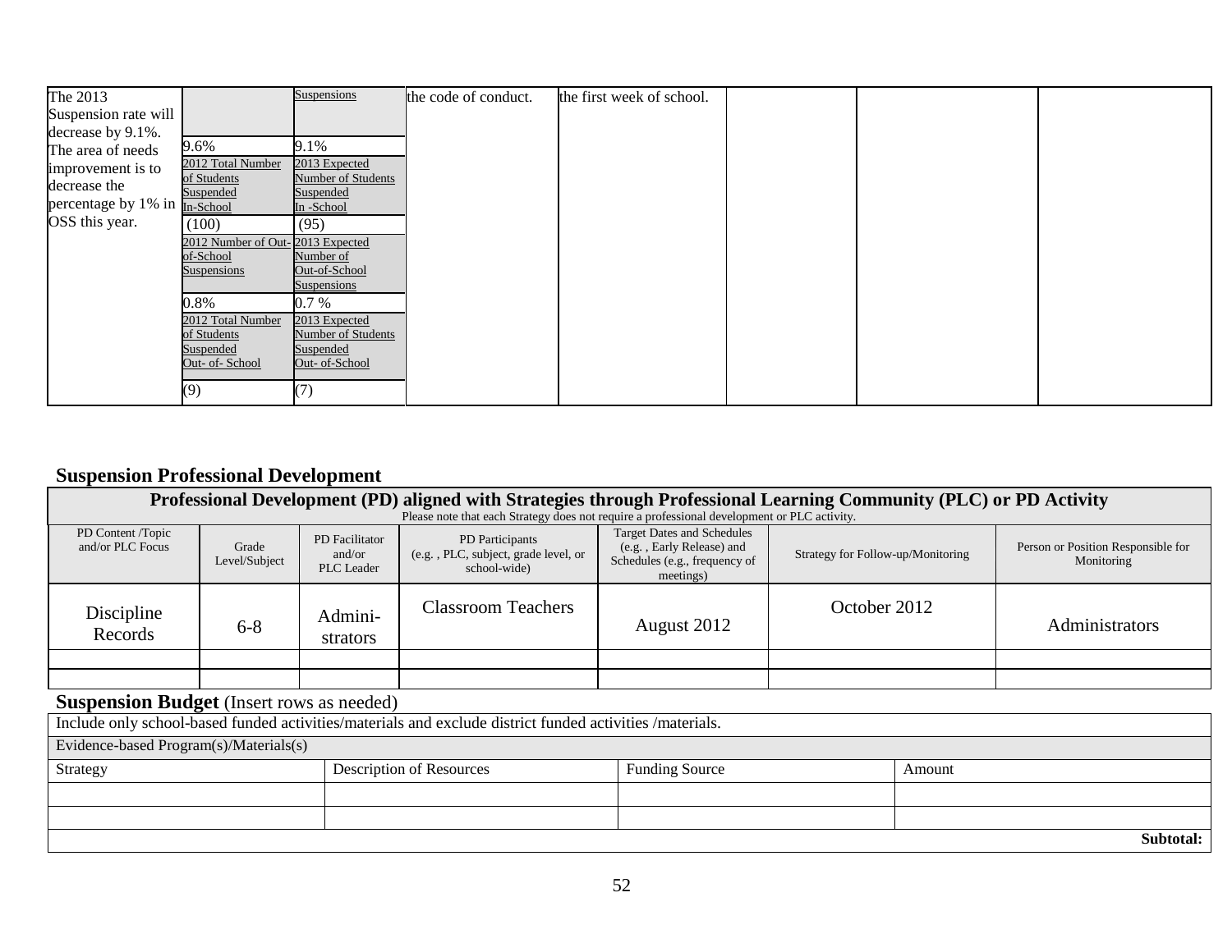| | | | | | | | |
|---|---|---|---|---|---|---|---|
| The 2013 Suspension rate will decrease by 9.1%. The area of needs improvement is to decrease the percentage by 1% in OSS this year. | | Suspensions | the code of conduct. | the first week of school. | | | |
| | 9.6% | 9.1% | | | | | |
| | 2012 Total Number of Students Suspended In-School | 2013 Expected Number of Students Suspended In -School | | | | | |
| | (100) | (95) | | | | | |
| | 2012 Number of Out-of-School Suspensions | 2013 Expected Number of Out-of-School Suspensions | | | | | |
| | 0.8% | 0.7 % | | | | | |
| | 2012 Total Number of Students Suspended Out- of- School | 2013 Expected Number of Students Suspended Out- of-School | | | | | |
| | (9) | (7) | | | | | |

## Suspension Professional Development

**Professional Development (PD) aligned with Strategies through Professional Learning Community (PLC) or PD Activity**

Please note that each Strategy does not require a professional development or PLC activity.

| PD Content /Topic and/or PLC Focus | Grade Level/Subject | PD Facilitator and/or PLC Leader | PD Participants (e.g. , PLC, subject, grade level, or school-wide) | Target Dates and Schedules (e.g. , Early Release) and Schedules (e.g., frequency of meetings) | Strategy for Follow-up/Monitoring | Person or Position Responsible for Monitoring |
|---|---|---|---|---|---|---|
| Discipline Records | 6-8 | Admini-strators | Classroom Teachers | August 2012 | October 2012 | Administrators |
| | | | | | | |
| | | | | | | |

**Suspension Budget** (Insert rows as needed)

Include only school-based funded activities/materials and exclude district funded activities /materials.

Evidence-based Program(s)/Materials(s)

| Strategy | Description of Resources | Funding Source | Amount |
|---|---|---|---|
| | | | |
| | | | |
| | | | **Subtotal:** |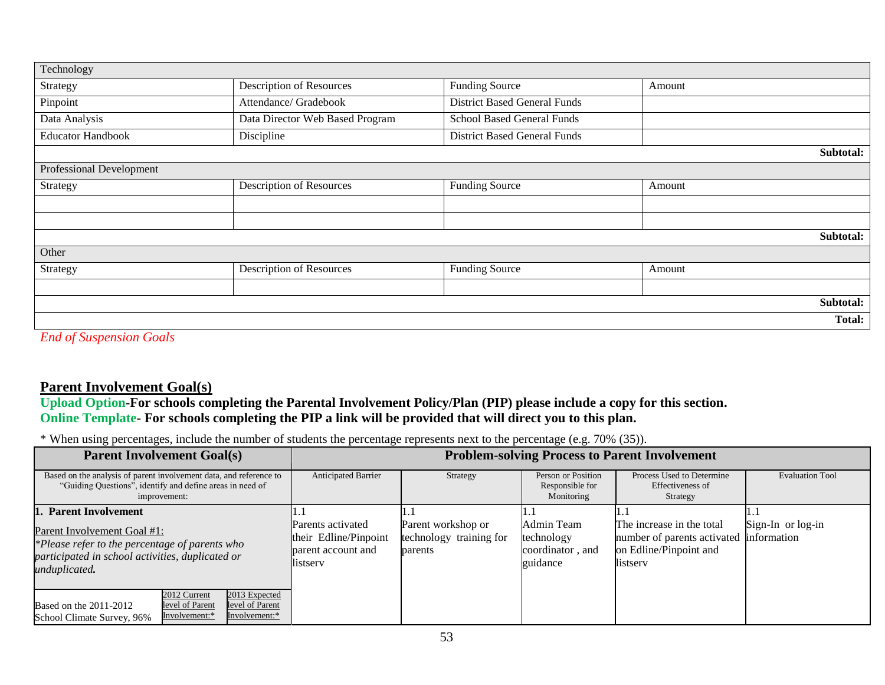| Technology | | | |
|---|---|---|---|
| Strategy | Description of Resources | Funding Source | Amount |
| Pinpoint | Attendance/ Gradebook | District Based General Funds | |
| Data Analysis | Data Director Web Based Program | School Based General Funds | |
| Educator Handbook | Discipline | District Based General Funds | |
| | | | **Subtotal:** |
| Professional Development | | | |
| Strategy | Description of Resources | Funding Source | Amount |
| | | | |
| | | | |
| | | | **Subtotal:** |
| Other | | | |
| Strategy | Description of Resources | Funding Source | Amount |
| | | | |
| | | | **Subtotal:** |
| | | | **Total:** |

*End of Suspension Goals*

## Parent Involvement Goal(s)

**Upload Option-For schools completing the Parental Involvement Policy/Plan (PIP) please include a copy for this section.**
**Online Template- For schools completing the PIP a link will be provided that will direct you to this plan.**

* When using percentages, include the number of students the percentage represents next to the percentage (e.g. 70% (35)).

| Parent Involvement Goal(s) | | | Problem-solving Process to Parent Involvement | | | | |
|---|---|---|---|---|---|---|---|
| Based on the analysis of parent involvement data, and reference to "Guiding Questions", identify and define areas in need of improvement: | | | Anticipated Barrier | Strategy | Person or Position Responsible for Monitoring | Process Used to Determine Effectiveness of Strategy | Evaluation Tool |
| **1. Parent Involvement**<br><br>Parent Involvement Goal #1:<br>*\*Please refer to the percentage of parents who participated in school activities, duplicated or unduplicated.* | | | 1.1<br>Parents activated their Edline/Pinpoint parent account and listserv | 1.1<br>Parent workshop or technology training for parents | 1.1<br>Admin Team technology coordinator , and guidance | 1.1<br>The increase in the total number of parents activated on Edline/Pinpoint and listserv | 1.1<br>Sign-In or log-in information |
| Based on the 2011-2012 School Climate Survey, 96% | 2012 Current level of Parent Involvement:* | 2013 Expected level of Parent Involvement:* | | | | | |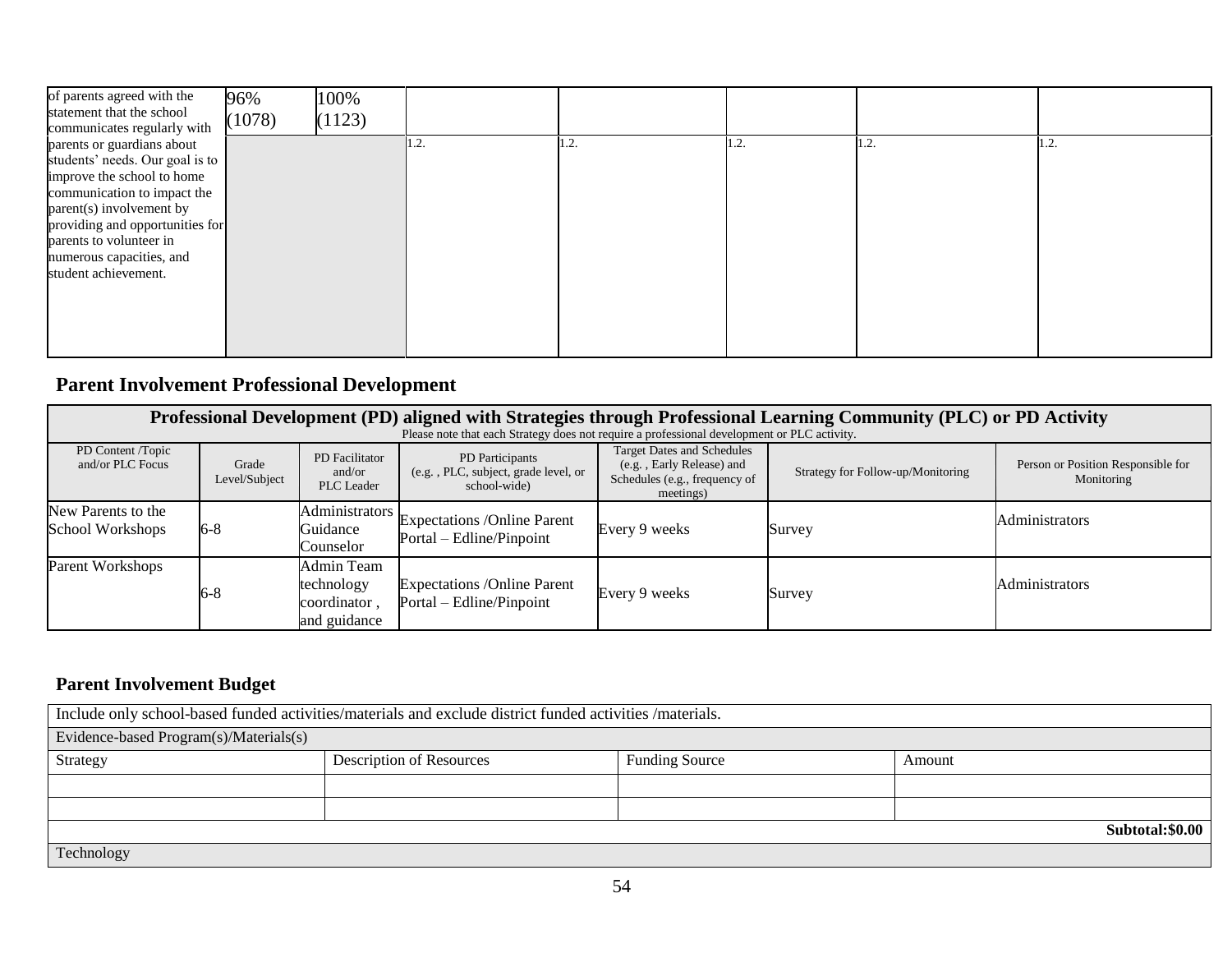| | | | | | | | | |
|---|---|---|---|---|---|---|---|---|
| of parents agreed with the statement that the school communicates regularly with parents or guardians about students' needs. Our goal is to improve the school to home communication to impact the parent(s) involvement by providing and opportunities for parents to volunteer in numerous capacities, and student achievement. | 96% (1078) | 100% (1123) | | | | | | |
| | | | 1.2. | 1.2. | 1.2. | 1.2. | 1.2. | |

## Parent Involvement Professional Development

| Professional Development (PD) aligned with Strategies through Professional Learning Community (PLC) or PD Activity<br>Please note that each Strategy does not require a professional development or PLC activity. | | | | | | |
|---|---|---|---|---|---|---|
| PD Content /Topic and/or PLC Focus | Grade Level/Subject | PD Facilitator and/or PLC Leader | PD Participants (e.g. , PLC, subject, grade level, or school-wide) | Target Dates and Schedules (e.g. , Early Release) and Schedules (e.g., frequency of meetings) | Strategy for Follow-up/Monitoring | Person or Position Responsible for Monitoring |
| New Parents to the School Workshops | 6-8 | Administrators Guidance Counselor | Expectations /Online Parent Portal – Edline/Pinpoint | Every 9 weeks | Survey | Administrators |
| Parent Workshops | 6-8 | Admin Team technology coordinator , and guidance | Expectations /Online Parent Portal – Edline/Pinpoint | Every 9 weeks | Survey | Administrators |

## Parent Involvement Budget

| Include only school-based funded activities/materials and exclude district funded activities /materials. | | | |
|---|---|---|---|
| Evidence-based Program(s)/Materials(s) | | | |
| Strategy | Description of Resources | Funding Source | Amount |
| | | | |
| | | | |
| | | | **Subtotal:$0.00** |
| Technology | | | |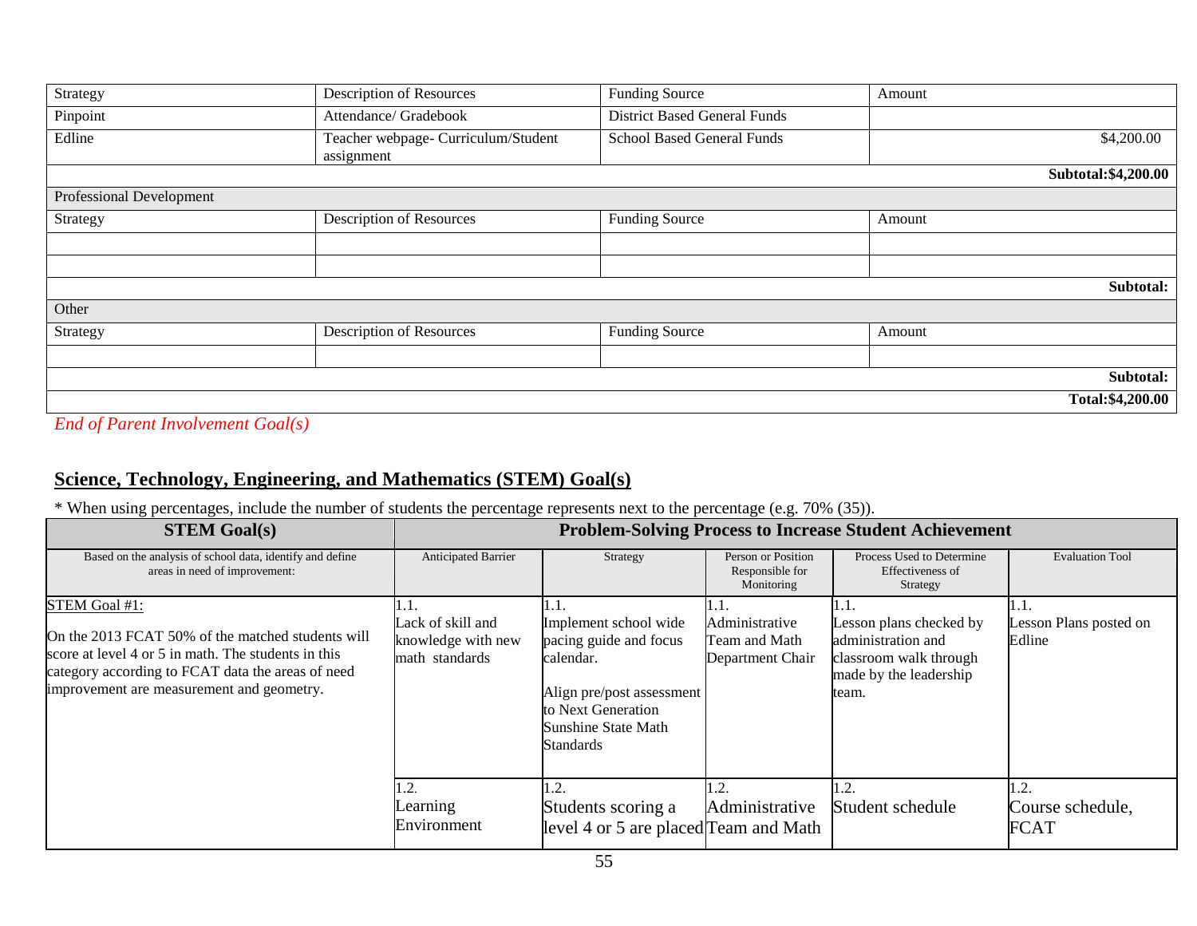| Strategy | Description of Resources | Funding Source | Amount |
|---|---|---|---|
| Pinpoint | Attendance/ Gradebook | District Based General Funds | |
| Edline | Teacher webpage- Curriculum/Student assignment | School Based General Funds | $4,200.00 |
| | | | **Subtotal:$4,200.00** |
| Professional Development | | | |
| Strategy | Description of Resources | Funding Source | Amount |
| | | | |
| | | | |
| | | | **Subtotal:** |
| Other | | | |
| Strategy | Description of Resources | Funding Source | Amount |
| | | | |
| | | | **Subtotal:** |
| | | | **Total:$4,200.00** |

*End of Parent Involvement Goal(s)*

## Science, Technology, Engineering, and Mathematics (STEM) Goal(s)

\* When using percentages, include the number of students the percentage represents next to the percentage (e.g. 70% (35)).

| **STEM Goal(s)** | **Problem-Solving Process to Increase Student Achievement** | | | | |
|---|---|---|---|---|---|
| Based on the analysis of school data, identify and define areas in need of improvement: | Anticipated Barrier | Strategy | Person or Position Responsible for Monitoring | Process Used to Determine Effectiveness of Strategy | Evaluation Tool |
| STEM Goal #1:<br><br>On the 2013 FCAT 50% of the matched students will score at level 4 or 5 in math. The students in this category according to FCAT data the areas of need improvement are measurement and geometry. | 1.1.<br>Lack of skill and knowledge with new math standards | 1.1.<br>Implement school wide pacing guide and focus calendar.<br><br>Align pre/post assessment to Next Generation Sunshine State Math Standards | 1.1.<br>Administrative Team and Math Department Chair | 1.1.<br>Lesson plans checked by administration and classroom walk through made by the leadership team. | 1.1.<br>Lesson Plans posted on Edline |
| | 1.2.<br>Learning Environment | 1.2.<br>Students scoring a level 4 or 5 are placed | 1.2.<br>Administrative Team and Math | 1.2.<br>Student schedule | 1.2.<br>Course schedule, FCAT |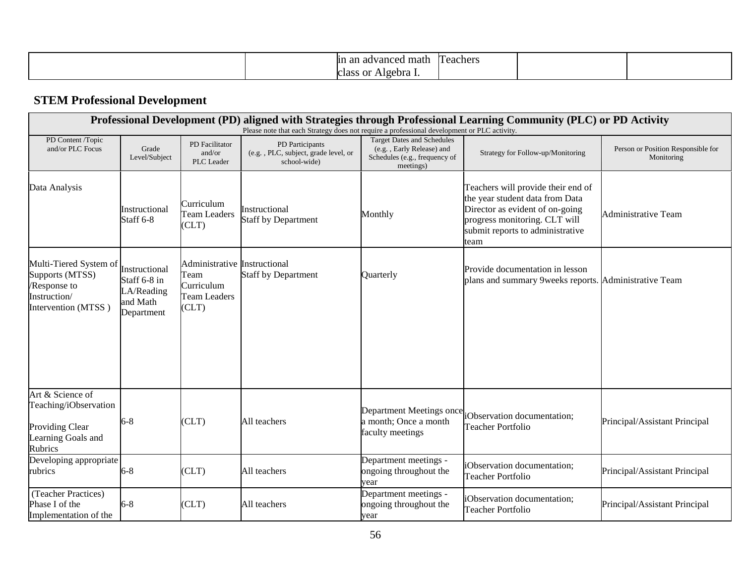| | | in an advanced math class or Algebra I. | Teachers | | |
|---|---|---|---|---|---|

## STEM Professional Development

| **Professional Development (PD) aligned with Strategies through Professional Learning Community (PLC) or PD Activity** Please note that each Strategy does not require a professional development or PLC activity. | | | | | | |
|---|---|---|---|---|---|---|
| PD Content /Topic and/or PLC Focus | Grade Level/Subject | PD Facilitator and/or PLC Leader | PD Participants (e.g. , PLC, subject, grade level, or school-wide) | Target Dates and Schedules (e.g. , Early Release) and Schedules (e.g., frequency of meetings) | Strategy for Follow-up/Monitoring | Person or Position Responsible for Monitoring |
| Data Analysis | Instructional Staff 6-8 | Curriculum Team Leaders (CLT) | Instructional Staff by Department | Monthly | Teachers will provide their end of the year student data from Data Director as evident of on-going progress monitoring. CLT will submit reports to administrative team | Administrative Team |
| Multi-Tiered System of Supports (MTSS) /Response to Instruction/ Intervention (MTSS ) | Instructional Staff 6-8 in LA/Reading and Math Department | Administrative Team Curriculum Team Leaders (CLT) | Instructional Staff by Department | Quarterly | Provide documentation in lesson plans and summary 9weeks reports. | Administrative Team |
| Art & Science of Teaching/iObservation<br><br>Providing Clear Learning Goals and Rubrics | 6-8 | (CLT) | All teachers | Department Meetings once a month; Once a month faculty meetings | iObservation documentation; Teacher Portfolio | Principal/Assistant Principal |
| Developing appropriate rubrics | 6-8 | (CLT) | All teachers | Department meetings - ongoing throughout the year | iObservation documentation; Teacher Portfolio | Principal/Assistant Principal |
| (Teacher Practices) Phase I of the Implementation of the | 6-8 | (CLT) | All teachers | Department meetings - ongoing throughout the year | iObservation documentation; Teacher Portfolio | Principal/Assistant Principal |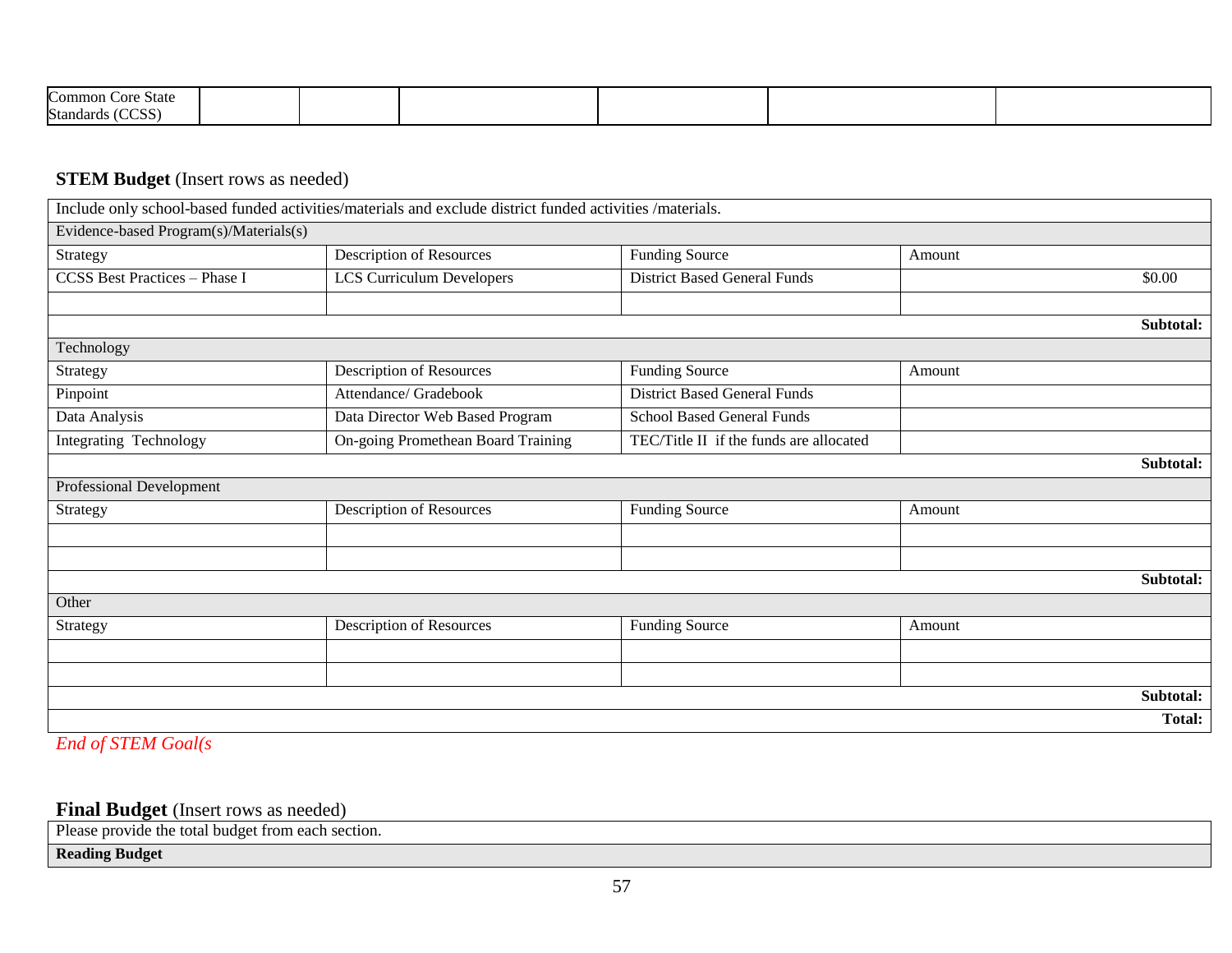| | | | | | | |
|---|---|---|---|---|---|---|
| Common Core State Standards (CCSS) | | | | | | |

**STEM Budget** (Insert rows as needed)

| Include only school-based funded activities/materials and exclude district funded activities /materials. | | | |
|---|---|---|---|
| Evidence-based Program(s)/Materials(s) | | | |
| Strategy | Description of Resources | Funding Source | Amount |
| CCSS Best Practices – Phase I | LCS Curriculum Developers | District Based General Funds | $0.00 |
| | | | |
| | | | **Subtotal:** |
| Technology | | | |
| Strategy | Description of Resources | Funding Source | Amount |
| Pinpoint | Attendance/ Gradebook | District Based General Funds | |
| Data Analysis | Data Director Web Based Program | School Based General Funds | |
| Integrating Technology | On-going Promethean Board Training | TEC/Title II if the funds are allocated | |
| | | | **Subtotal:** |
| Professional Development | | | |
| Strategy | Description of Resources | Funding Source | Amount |
| | | | |
| | | | |
| | | | **Subtotal:** |
| Other | | | |
| Strategy | Description of Resources | Funding Source | Amount |
| | | | |
| | | | |
| | | | **Subtotal:** |
| | | | **Total:** |

*End of STEM Goal(s*

**Final Budget** (Insert rows as needed)

| Please provide the total budget from each section. |
|---|
| **Reading Budget** |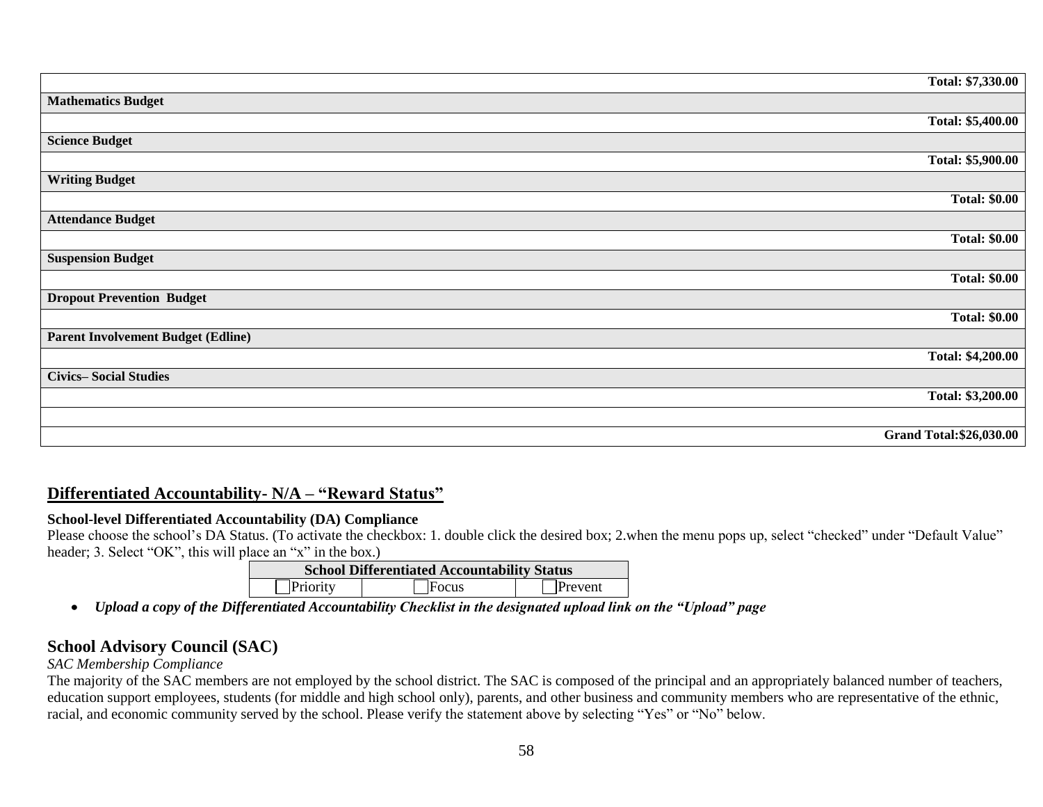| |
|---|
| **Total: $7,330.00** |
| **Mathematics Budget** |
| **Total: $5,400.00** |
| **Science Budget** |
| **Total: $5,900.00** |
| **Writing Budget** |
| **Total: $0.00** |
| **Attendance Budget** |
| **Total: $0.00** |
| **Suspension Budget** |
| **Total: $0.00** |
| **Dropout Prevention  Budget** |
| **Total: $0.00** |
| **Parent Involvement Budget (Edline)** |
| **Total: $4,200.00** |
| **Civics– Social Studies** |
| **Total: $3,200.00** |
| |
| **Grand Total:$26,030.00** |

## Differentiated Accountability- N/A – "Reward Status"

**School-level Differentiated Accountability (DA) Compliance**

Please choose the school's DA Status. (To activate the checkbox: 1. double click the desired box; 2.when the menu pops up, select "checked" under "Default Value" header; 3. Select "OK", this will place an "x" in the box.)

| School Differentiated Accountability Status | | |
|---|---|---|
| ☐ Priority | ☐ Focus | ☐ Prevent |

- ***Upload a copy of the Differentiated Accountability Checklist in the designated upload link on the "Upload" page***

## School Advisory Council (SAC)

*SAC Membership Compliance*

The majority of the SAC members are not employed by the school district. The SAC is composed of the principal and an appropriately balanced number of teachers, education support employees, students (for middle and high school only), parents, and other business and community members who are representative of the ethnic, racial, and economic community served by the school. Please verify the statement above by selecting "Yes" or "No" below.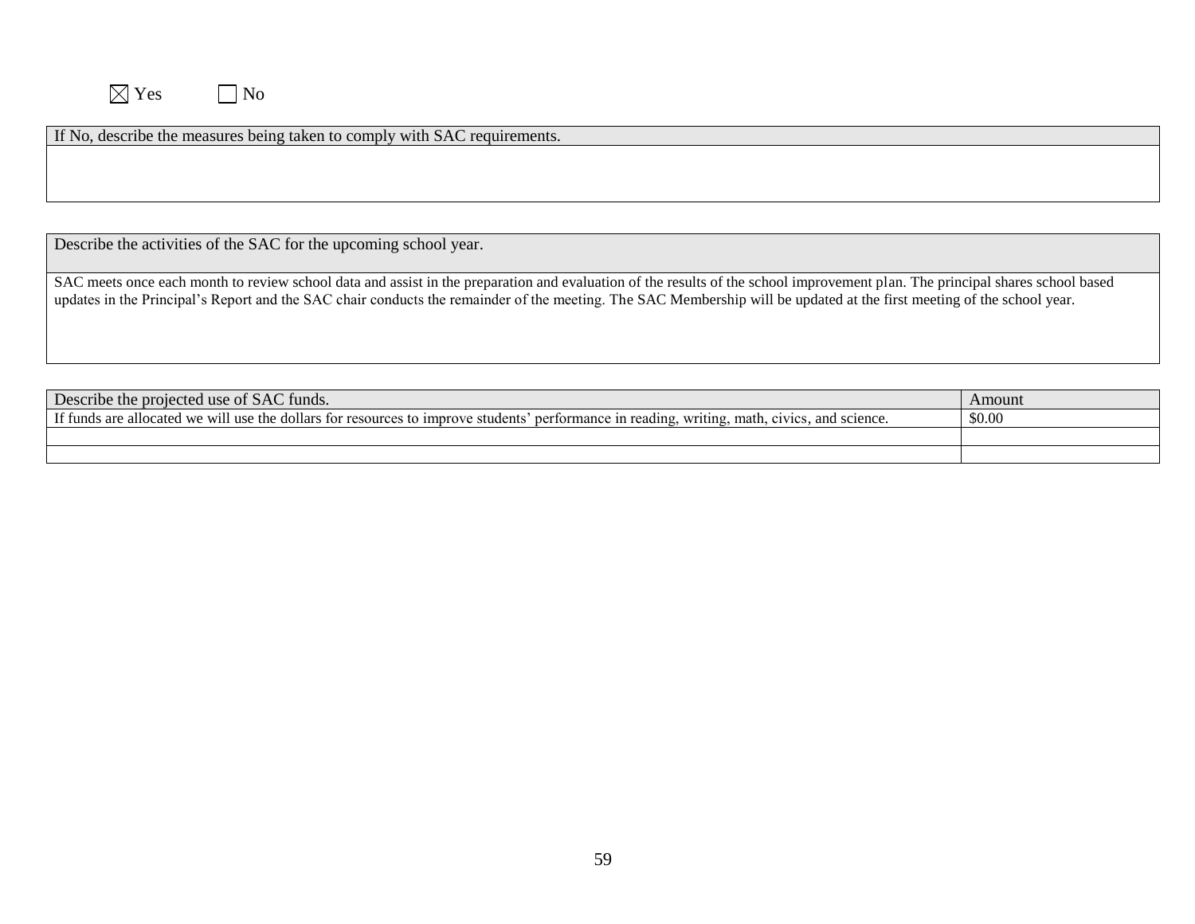☒ Yes ☐ No

| If No, describe the measures being taken to comply with SAC requirements. |
| --- |
| |

| Describe the activities of the SAC for the upcoming school year. |
| --- |
| SAC meets once each month to review school data and assist in the preparation and evaluation of the results of the school improvement plan. The principal shares school based updates in the Principal's Report and the SAC chair conducts the remainder of the meeting. The SAC Membership will be updated at the first meeting of the school year. |

| Describe the projected use of SAC funds. | Amount |
| --- | --- |
| If funds are allocated we will use the dollars for resources to improve students' performance in reading, writing, math, civics, and science. | $0.00 |
| | |
| | |